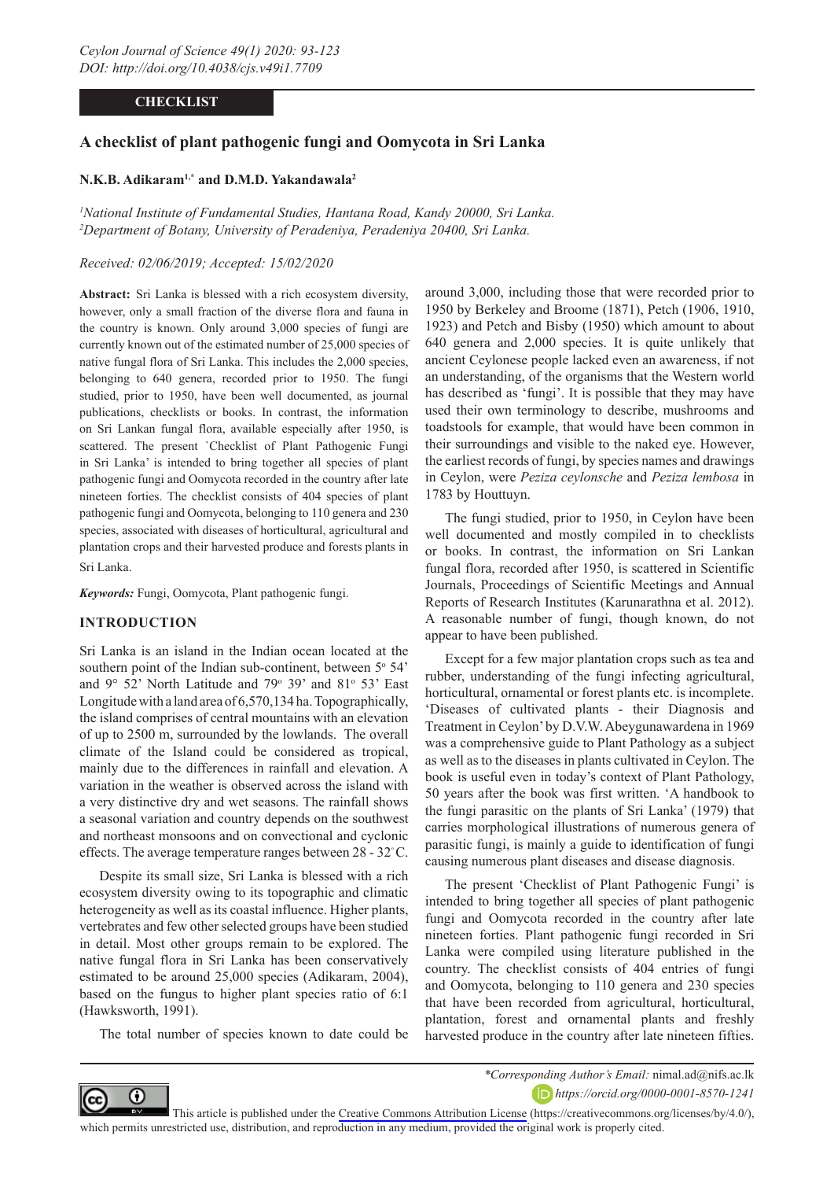**CHECKLIST**

# A checklist of plant pathogenic fungi and Oomycota in Sri Lanka

**N.K.B. Adikaram[1,*] and D.M.D. Yakandawala[2]**

[1]*National Institute of Fundamental Studies, Hantana Road, Kandy 20000, Sri Lanka.*
[2]*Department of Botany, University of Peradeniya, Peradeniya 20400, Sri Lanka.*

*Received: 02/06/2019; Accepted: 15/02/2020*

**Abstract:** Sri Lanka is blessed with a rich ecosystem diversity, however, only a small fraction of the diverse flora and fauna in the country is known. Only around 3,000 species of fungi are currently known out of the estimated number of 25,000 species of native fungal flora of Sri Lanka. This includes the 2,000 species, belonging to 640 genera, recorded prior to 1950. The fungi studied, prior to 1950, have been well documented, as journal publications, checklists or books. In contrast, the information on Sri Lankan fungal flora, available especially after 1950, is scattered. The present `Checklist of Plant Pathogenic Fungi in Sri Lanka' is intended to bring together all species of plant pathogenic fungi and Oomycota recorded in the country after late nineteen forties. The checklist consists of 404 species of plant pathogenic fungi and Oomycota, belonging to 110 genera and 230 species, associated with diseases of horticultural, agricultural and plantation crops and their harvested produce and forests plants in Sri Lanka.

***Keywords:*** Fungi, Oomycota, Plant pathogenic fungi.

## INTRODUCTION

Sri Lanka is an island in the Indian ocean located at the southern point of the Indian sub-continent, between 5° 54' and 9° 52' North Latitude and 79° 39' and 81° 53' East Longitude with a land area of 6,570,134 ha. Topographically, the island comprises of central mountains with an elevation of up to 2500 m, surrounded by the lowlands. The overall climate of the Island could be considered as tropical, mainly due to the differences in rainfall and elevation. A variation in the weather is observed across the island with a very distinctive dry and wet seasons. The rainfall shows a seasonal variation and country depends on the southwest and northeast monsoons and on convectional and cyclonic effects. The average temperature ranges between 28 - 32 °C.

Despite its small size, Sri Lanka is blessed with a rich ecosystem diversity owing to its topographic and climatic heterogeneity as well as its coastal influence. Higher plants, vertebrates and few other selected groups have been studied in detail. Most other groups remain to be explored. The native fungal flora in Sri Lanka has been conservatively estimated to be around 25,000 species (Adikaram, 2004), based on the fungus to higher plant species ratio of 6:1 (Hawksworth, 1991).

The total number of species known to date could be around 3,000, including those that were recorded prior to 1950 by Berkeley and Broome (1871), Petch (1906, 1910, 1923) and Petch and Bisby (1950) which amount to about 640 genera and 2,000 species. It is quite unlikely that ancient Ceylonese people lacked even an awareness, if not an understanding, of the organisms that the Western world has described as 'fungi'. It is possible that they may have used their own terminology to describe, mushrooms and toadstools for example, that would have been common in their surroundings and visible to the naked eye. However, the earliest records of fungi, by species names and drawings in Ceylon, were *Peziza ceylonsche* and *Peziza lembosa* in 1783 by Houttuyn.

The fungi studied, prior to 1950, in Ceylon have been well documented and mostly compiled in to checklists or books. In contrast, the information on Sri Lankan fungal flora, recorded after 1950, is scattered in Scientific Journals, Proceedings of Scientific Meetings and Annual Reports of Research Institutes (Karunarathna et al. 2012). A reasonable number of fungi, though known, do not appear to have been published.

Except for a few major plantation crops such as tea and rubber, understanding of the fungi infecting agricultural, horticultural, ornamental or forest plants etc. is incomplete. 'Diseases of cultivated plants - their Diagnosis and Treatment in Ceylon' by D.V.W. Abeygunawardena in 1969 was a comprehensive guide to Plant Pathology as a subject as well as to the diseases in plants cultivated in Ceylon. The book is useful even in today's context of Plant Pathology, 50 years after the book was first written. 'A handbook to the fungi parasitic on the plants of Sri Lanka' (1979) that carries morphological illustrations of numerous genera of parasitic fungi, is mainly a guide to identification of fungi causing numerous plant diseases and disease diagnosis.

The present 'Checklist of Plant Pathogenic Fungi' is intended to bring together all species of plant pathogenic fungi and Oomycota recorded in the country after late nineteen forties. Plant pathogenic fungi recorded in Sri Lanka were compiled using literature published in the country. The checklist consists of 404 entries of fungi and Oomycota, belonging to 110 genera and 230 species that have been recorded from agricultural, horticultural, plantation, forest and ornamental plants and freshly harvested produce in the country after late nineteen fifties.

---

*\*Corresponding Author's Email:* nimal.ad@nifs.ac.lk
*https://orcid.org/0000-0001-8570-1241*

This article is published under the Creative Commons Attribution License (https://creativecommons.org/licenses/by/4.0/), which permits unrestricted use, distribution, and reproduction in any medium, provided the original work is properly cited.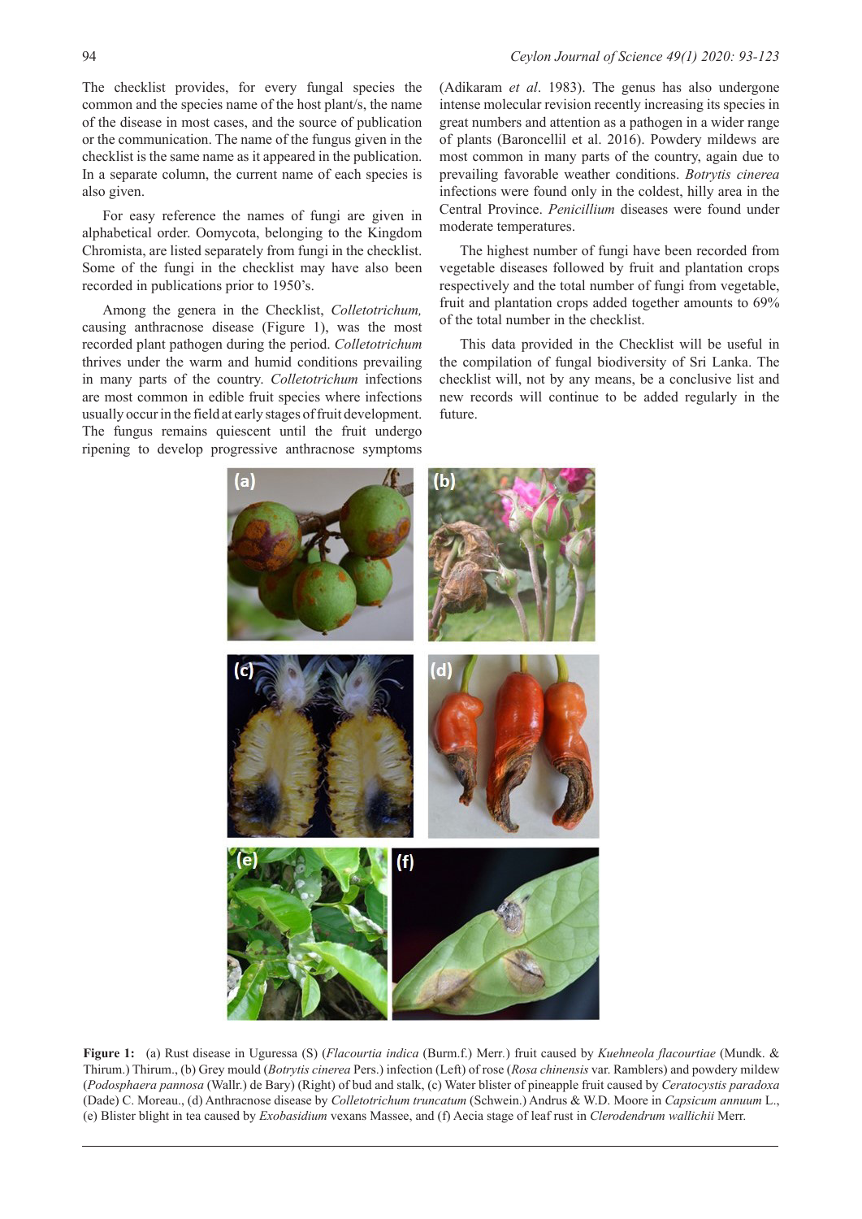The checklist provides, for every fungal species the common and the species name of the host plant/s, the name of the disease in most cases, and the source of publication or the communication. The name of the fungus given in the checklist is the same name as it appeared in the publication. In a separate column, the current name of each species is also given.

For easy reference the names of fungi are given in alphabetical order. Oomycota, belonging to the Kingdom Chromista, are listed separately from fungi in the checklist. Some of the fungi in the checklist may have also been recorded in publications prior to 1950's.

Among the genera in the Checklist, *Colletotrichum,* causing anthracnose disease (Figure 1), was the most recorded plant pathogen during the period. *Colletotrichum* thrives under the warm and humid conditions prevailing in many parts of the country. *Colletotrichum* infections are most common in edible fruit species where infections usually occur in the field at early stages of fruit development. The fungus remains quiescent until the fruit undergo ripening to develop progressive anthracnose symptoms (Adikaram *et al*. 1983). The genus has also undergone intense molecular revision recently increasing its species in great numbers and attention as a pathogen in a wider range of plants (Baroncellil et al. 2016). Powdery mildews are most common in many parts of the country, again due to prevailing favorable weather conditions. *Botrytis cinerea* infections were found only in the coldest, hilly area in the Central Province. *Penicillium* diseases were found under moderate temperatures.

The highest number of fungi have been recorded from vegetable diseases followed by fruit and plantation crops respectively and the total number of fungi from vegetable, fruit and plantation crops added together amounts to 69% of the total number in the checklist.

This data provided in the Checklist will be useful in the compilation of fungal biodiversity of Sri Lanka. The checklist will, not by any means, be a conclusive list and new records will continue to be added regularly in the future.

**Figure 1:** (a) Rust disease in Uguressa (S) (*Flacourtia indica* (Burm.f.) Merr.) fruit caused by *Kuehneola flacourtiae* (Mundk. & Thirum.) Thirum., (b) Grey mould (*Botrytis cinerea* Pers.) infection (Left) of rose (*Rosa chinensis* var. Ramblers) and powdery mildew (*Podosphaera pannosa* (Wallr.) de Bary) (Right) of bud and stalk, (c) Water blister of pineapple fruit caused by *Ceratocystis paradoxa* (Dade) C. Moreau., (d) Anthracnose disease by *Colletotrichum truncatum* (Schwein.) Andrus & W.D. Moore in *Capsicum annuum* L., (e) Blister blight in tea caused by *Exobasidium* vexans Massee, and (f) Aecia stage of leaf rust in *Clerodendrum wallichii* Merr.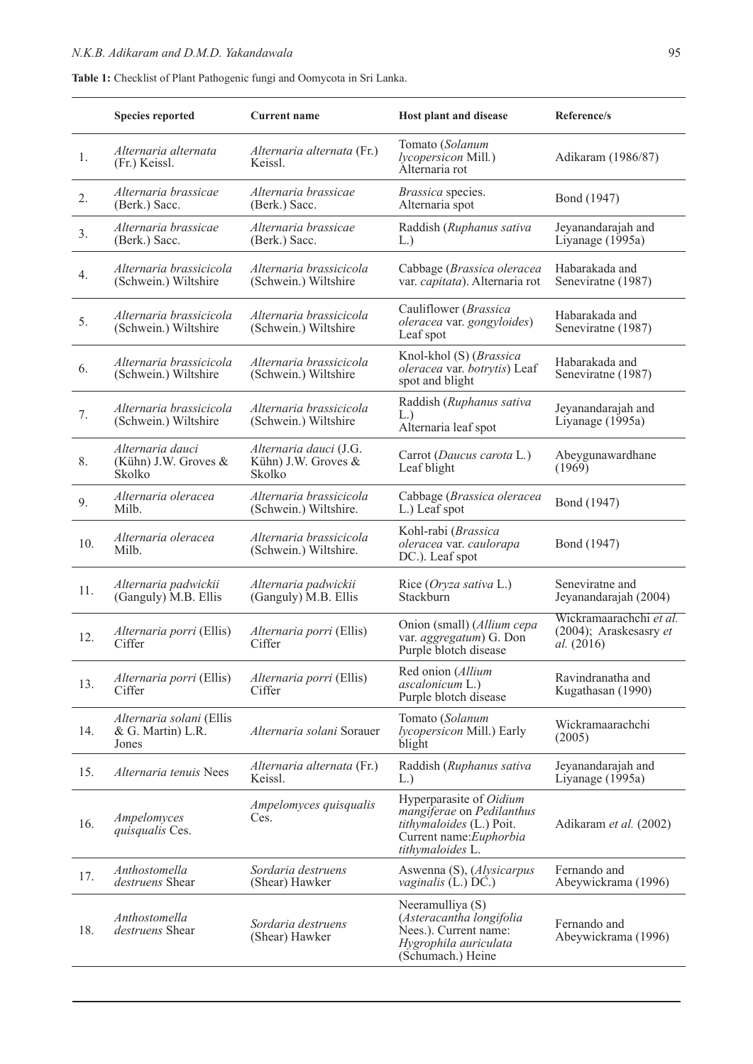**Table 1:** Checklist of Plant Pathogenic fungi and Oomycota in Sri Lanka.

| | Species reported | Current name | Host plant and disease | Reference/s |
|---|---|---|---|---|
| 1. | *Alternaria alternata* (Fr.) Keissl. | *Alternaria alternata* (Fr.) Keissl. | Tomato (*Solanum lycopersicon* Mill.) Alternaria rot | Adikaram (1986/87) |
| 2. | *Alternaria brassicae* (Berk.) Sacc. | *Alternaria brassicae* (Berk.) Sacc. | *Brassica* species. Alternaria spot | Bond (1947) |
| 3. | *Alternaria brassicae* (Berk.) Sacc. | *Alternaria brassicae* (Berk.) Sacc. | Raddish (*Ruphanus sativa* L.) | Jeyanandarajah and Liyanage (1995a) |
| 4. | *Alternaria brassicicola* (Schwein.) Wiltshire | *Alternaria brassicicola* (Schwein.) Wiltshire | Cabbage (*Brassica oleracea* var. *capitata*). Alternaria rot | Habarakada and Seneviratne (1987) |
| 5. | *Alternaria brassicicola* (Schwein.) Wiltshire | *Alternaria brassicicola* (Schwein.) Wiltshire | Cauliflower (*Brassica oleracea* var. *gongyloides*) Leaf spot | Habarakada and Seneviratne (1987) |
| 6. | *Alternaria brassicicola* (Schwein.) Wiltshire | *Alternaria brassicicola* (Schwein.) Wiltshire | Knol-khol (S) (*Brassica oleracea* var. *botrytis*) Leaf spot and blight | Habarakada and Seneviratne (1987) |
| 7. | *Alternaria brassicicola* (Schwein.) Wiltshire | *Alternaria brassicicola* (Schwein.) Wiltshire | Raddish (*Ruphanus sativa* L.) Alternaria leaf spot | Jeyanandarajah and Liyanage (1995a) |
| 8. | *Alternaria dauci* (Kühn) J.W. Groves & Skolko | *Alternaria dauci* (J.G. Kühn) J.W. Groves & Skolko | Carrot (*Daucus carota* L.) Leaf blight | Abeygunawardhane (1969) |
| 9. | *Alternaria oleracea* Milb. | *Alternaria brassicicola* (Schwein.) Wiltshire. | Cabbage (*Brassica oleracea* L.) Leaf spot | Bond (1947) |
| 10. | *Alternaria oleracea* Milb. | *Alternaria brassicicola* (Schwein.) Wiltshire. | Kohl-rabi (*Brassica oleracea* var. *caulorapa* DC.). Leaf spot | Bond (1947) |
| 11. | *Alternaria padwickii* (Ganguly) M.B. Ellis | *Alternaria padwickii* (Ganguly) M.B. Ellis | Rice (*Oryza sativa* L.) Stackburn | Seneviratne and Jeyanandarajah (2004) |
| 12. | *Alternaria porri* (Ellis) Ciffer | *Alternaria porri* (Ellis) Ciffer | Onion (small) (*Allium cepa* var. *aggregatum*) G. Don Purple blotch disease | Wickramaarachchi *et al.* (2004); Araskesasry *et al.* (2016) |
| 13. | *Alternaria porri* (Ellis) Ciffer | *Alternaria porri* (Ellis) Ciffer | Red onion (*Allium ascalonicum* L.) Purple blotch disease | Ravindranatha and Kugathasan (1990) |
| 14. | *Alternaria solani* (Ellis & G. Martin) L.R. Jones | *Alternaria solani* Sorauer | Tomato (*Solanum lycopersicon* Mill.) Early blight | Wickramaarachchi (2005) |
| 15. | *Alternaria tenuis* Nees | *Alternaria alternata* (Fr.) Keissl. | Raddish (*Ruphanus sativa* L.) | Jeyanandarajah and Liyanage (1995a) |
| 16. | *Ampelomyces quisqualis* Ces. | *Ampelomyces quisqualis* Ces. | Hyperparasite of *Oidium mangiferae* on *Pedilanthus tithymaloides* (L.) Poit. Current name:*Euphorbia tithymaloides* L. | Adikaram *et al.* (2002) |
| 17. | *Anthostomella destruens* Shear | *Sordaria destruens* (Shear) Hawker | Aswenna (S), (*Alysicarpus vaginalis* (L.) DC.) | Fernando and Abeywickrama (1996) |
| 18. | *Anthostomella destruens* Shear | *Sordaria destruens* (Shear) Hawker | Neeramulliya (S) (*Asteracantha longifolia* Nees.). Current name: *Hygrophila auriculata* (Schumach.) Heine | Fernando and Abeywickrama (1996) |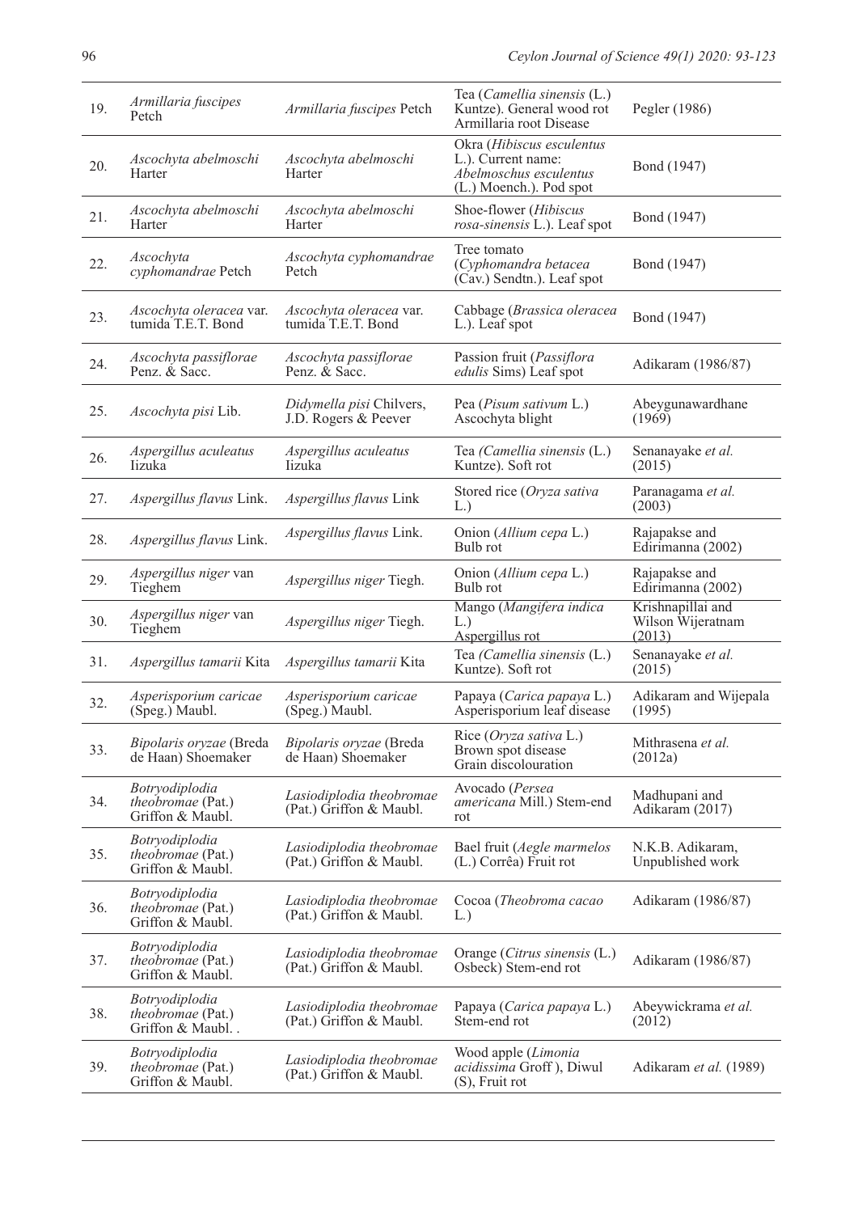| | | | | |
|---|---|---|---|---|
| 19. | *Armillaria fuscipes* Petch | *Armillaria fuscipes* Petch | Tea (*Camellia sinensis* (L.) Kuntze). General wood rot Armillaria root Disease | Pegler (1986) |
| 20. | *Ascochyta abelmoschi* Harter | *Ascochyta abelmoschi* Harter | Okra (*Hibiscus esculentus* L.). Current name: *Abelmoschus esculentus* (L.) Moench.). Pod spot | Bond (1947) |
| 21. | *Ascochyta abelmoschi* Harter | *Ascochyta abelmoschi* Harter | Shoe-flower (*Hibiscus rosa-sinensis* L.). Leaf spot | Bond (1947) |
| 22. | *Ascochyta cyphomandrae* Petch | *Ascochyta cyphomandrae* Petch | Tree tomato (*Cyphomandra betacea* (Cav.) Sendtn.). Leaf spot | Bond (1947) |
| 23. | *Ascochyta oleracea* var. tumida T.E.T. Bond | *Ascochyta oleracea* var. tumida T.E.T. Bond | Cabbage (*Brassica oleracea* L.). Leaf spot | Bond (1947) |
| 24. | *Ascochyta passiflorae* Penz. & Sacc. | *Ascochyta passiflorae* Penz. & Sacc. | Passion fruit (*Passiflora edulis* Sims) Leaf spot | Adikaram (1986/87) |
| 25. | *Ascochyta pisi* Lib. | *Didymella pisi* Chilvers, J.D. Rogers & Peever | Pea (*Pisum sativum* L.) Ascochyta blight | Abeygunawardhane (1969) |
| 26. | *Aspergillus aculeatus* Iizuka | *Aspergillus aculeatus* Iizuka | Tea *(Camellia sinensis* (L.) Kuntze). Soft rot | Senanayake *et al.* (2015) |
| 27. | *Aspergillus flavus* Link. | *Aspergillus flavus* Link | Stored rice (*Oryza sativa* L.) | Paranagama *et al.* (2003) |
| 28. | *Aspergillus flavus* Link. | *Aspergillus flavus* Link. | Onion (*Allium cepa* L.) Bulb rot | Rajapakse and Edirimanna (2002) |
| 29. | *Aspergillus niger* van Tieghem | *Aspergillus niger* Tiegh. | Onion (*Allium cepa* L.) Bulb rot | Rajapakse and Edirimanna (2002) |
| 30. | *Aspergillus niger* van Tieghem | *Aspergillus niger* Tiegh. | Mango (*Mangifera indica* L.) Aspergillus rot | Krishnapillai and Wilson Wijeratnam (2013) |
| 31. | *Aspergillus tamarii* Kita | *Aspergillus tamarii* Kita | Tea *(Camellia sinensis* (L.) Kuntze). Soft rot | Senanayake *et al.* (2015) |
| 32. | *Asperisporium caricae* (Speg.) Maubl. | *Asperisporium caricae* (Speg.) Maubl. | Papaya (*Carica papaya* L.) Asperisporium leaf disease | Adikaram and Wijepala (1995) |
| 33. | *Bipolaris oryzae* (Breda de Haan) Shoemaker | *Bipolaris oryzae* (Breda de Haan) Shoemaker | Rice (*Oryza sativa* L.) Brown spot disease Grain discolouration | Mithrasena *et al.* (2012a) |
| 34. | *Botryodiplodia theobromae* (Pat.) Griffon & Maubl. | *Lasiodiplodia theobromae* (Pat.) Griffon & Maubl. | Avocado (*Persea americana* Mill.) Stem-end rot | Madhupani and Adikaram (2017) |
| 35. | *Botryodiplodia theobromae* (Pat.) Griffon & Maubl. | *Lasiodiplodia theobromae* (Pat.) Griffon & Maubl. | Bael fruit (*Aegle marmelos* (L.) Corrêa) Fruit rot | N.K.B. Adikaram, Unpublished work |
| 36. | *Botryodiplodia theobromae* (Pat.) Griffon & Maubl. | *Lasiodiplodia theobromae* (Pat.) Griffon & Maubl. | Cocoa (*Theobroma cacao* L.) | Adikaram (1986/87) |
| 37. | *Botryodiplodia theobromae* (Pat.) Griffon & Maubl. | *Lasiodiplodia theobromae* (Pat.) Griffon & Maubl. | Orange (*Citrus sinensis* (L.) Osbeck) Stem-end rot | Adikaram (1986/87) |
| 38. | *Botryodiplodia theobromae* (Pat.) Griffon & Maubl. . | *Lasiodiplodia theobromae* (Pat.) Griffon & Maubl. | Papaya (*Carica papaya* L.) Stem-end rot | Abeywickrama *et al.* (2012) |
| 39. | *Botryodiplodia theobromae* (Pat.) Griffon & Maubl. | *Lasiodiplodia theobromae* (Pat.) Griffon & Maubl. | Wood apple (*Limonia acidissima* Groff ), Diwul (S), Fruit rot | Adikaram *et al.* (1989) |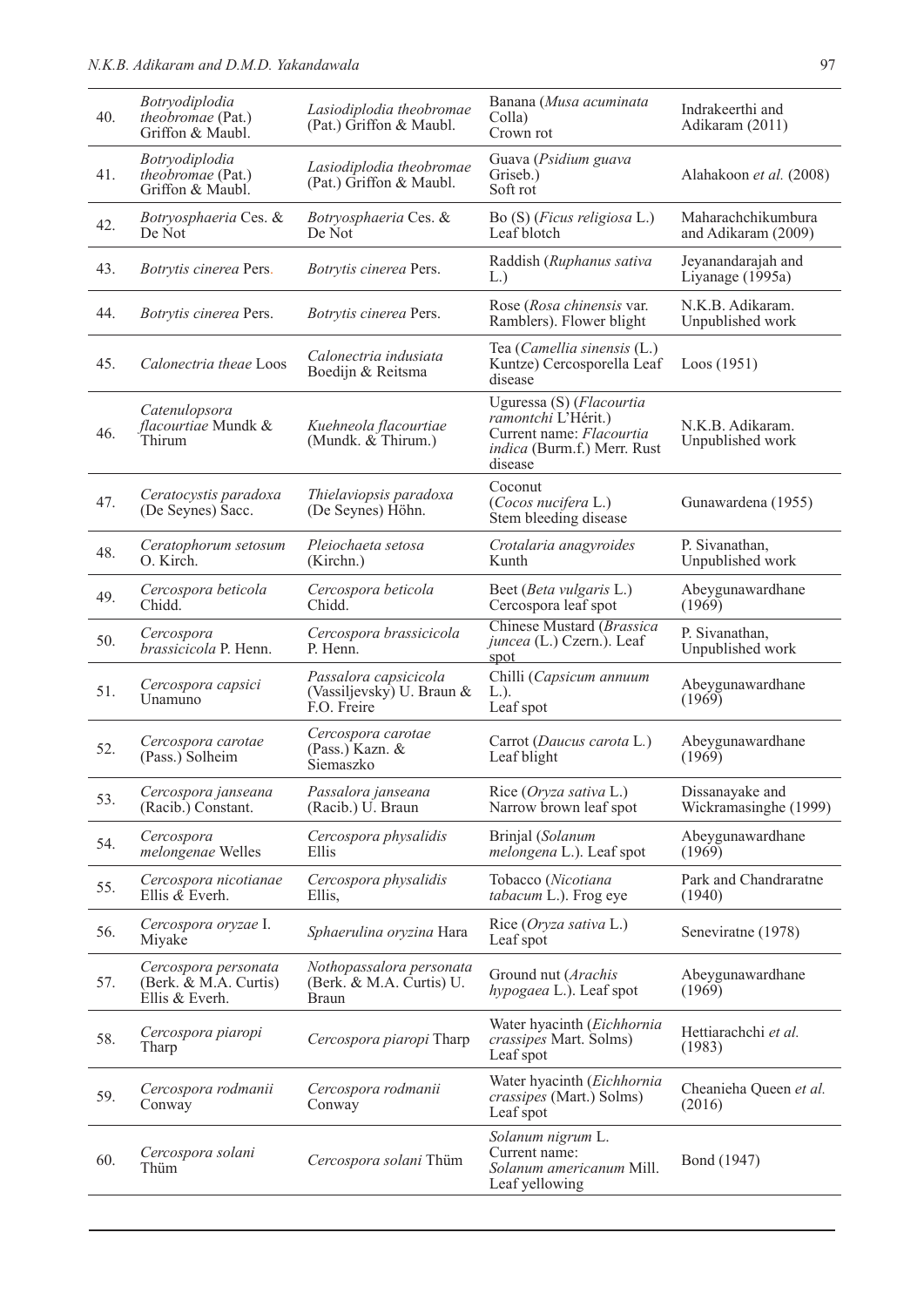| | | | | |
|---|---|---|---|---|
| 40. | *Botryodiplodia theobromae* (Pat.) Griffon & Maubl. | *Lasiodiplodia theobromae* (Pat.) Griffon & Maubl. | Banana (*Musa acuminata* Colla) Crown rot | Indrakeerthi and Adikaram (2011) |
| 41. | *Botryodiplodia theobromae* (Pat.) Griffon & Maubl. | *Lasiodiplodia theobromae* (Pat.) Griffon & Maubl. | Guava (*Psidium guava* Griseb.) Soft rot | Alahakoon *et al.* (2008) |
| 42. | *Botryosphaeria* Ces. & De Not | *Botryosphaeria* Ces. & De Not | Bo (S) (*Ficus religiosa* L.) Leaf blotch | Maharachchikumbura and Adikaram (2009) |
| 43. | *Botrytis cinerea* Pers. | *Botrytis cinerea* Pers. | Raddish (*Ruphanus sativa* L.) | Jeyanandarajah and Liyanage (1995a) |
| 44. | *Botrytis cinerea* Pers. | *Botrytis cinerea* Pers. | Rose (*Rosa chinensis* var. Ramblers). Flower blight | N.K.B. Adikaram. Unpublished work |
| 45. | *Calonectria theae* Loos | *Calonectria indusiata* Boedijn & Reitsma | Tea (*Camellia sinensis* (L.) Kuntze) Cercosporella Leaf disease | Loos (1951) |
| 46. | *Catenulopsora flacourtiae* Mundk & Thirum | *Kuehneola flacourtiae* (Mundk. & Thirum.) | Uguressa (S) (*Flacourtia ramontchi* L'Hérit.) Current name: *Flacourtia indica* (Burm.f.) Merr. Rust disease | N.K.B. Adikaram. Unpublished work |
| 47. | *Ceratocystis paradoxa* (De Seynes) Sacc. | *Thielaviopsis paradoxa* (De Seynes) Höhn. | Coconut (*Cocos nucifera* L.) Stem bleeding disease | Gunawardena (1955) |
| 48. | *Ceratophorum setosum* O. Kirch. | *Pleiochaeta setosa* (Kirchn.) | *Crotalaria anagyroides* Kunth | P. Sivanathan, Unpublished work |
| 49. | *Cercospora beticola* Chidd. | *Cercospora beticola* Chidd. | Beet (*Beta vulgaris* L.) Cercospora leaf spot | Abeygunawardhane (1969) |
| 50. | *Cercospora brassicicola* P. Henn. | *Cercospora brassicicola* P. Henn. | Chinese Mustard (*Brassica juncea* (L.) Czern.). Leaf spot | P. Sivanathan, Unpublished work |
| 51. | *Cercospora capsici* Unamuno | *Passalora capsicicola* (Vassiljevsky) U. Braun & F.O. Freire | Chilli (*Capsicum annuum* L.). Leaf spot | Abeygunawardhane (1969) |
| 52. | *Cercospora carotae* (Pass.) Solheim | *Cercospora carotae* (Pass.) Kazn. & Siemaszko | Carrot (*Daucus carota* L.) Leaf blight | Abeygunawardhane (1969) |
| 53. | *Cercospora janseana* (Racib.) Constant. | *Passalora janseana* (Racib.) U. Braun | Rice (*Oryza sativa* L.) Narrow brown leaf spot | Dissanayake and Wickramasinghe (1999) |
| 54. | *Cercospora melongenae* Welles | *Cercospora physalidis* Ellis | Brinjal (*Solanum melongena* L.). Leaf spot | Abeygunawardhane (1969) |
| 55. | *Cercospora nicotianae* Ellis & Everh. | *Cercospora physalidis* Ellis, | Tobacco (*Nicotiana tabacum* L.). Frog eye | Park and Chandraratne (1940) |
| 56. | *Cercospora oryzae* I. Miyake | *Sphaerulina oryzina* Hara | Rice (*Oryza sativa* L.) Leaf spot | Seneviratne (1978) |
| 57. | *Cercospora personata* (Berk. & M.A. Curtis) Ellis & Everh. | *Nothopassalora personata* (Berk. & M.A. Curtis) U. Braun | Ground nut (*Arachis hypogaea* L.). Leaf spot | Abeygunawardhane (1969) |
| 58. | *Cercospora piaropi* Tharp | *Cercospora piaropi* Tharp | Water hyacinth (*Eichhornia crassipes* Mart. Solms) Leaf spot | Hettiarachchi *et al.* (1983) |
| 59. | *Cercospora rodmanii* Conway | *Cercospora rodmanii* Conway | Water hyacinth (*Eichhornia crassipes* (Mart.) Solms) Leaf spot | Cheanieha Queen *et al.* (2016) |
| 60. | *Cercospora solani* Thüm | *Cercospora solani* Thüm | *Solanum nigrum* L. Current name: *Solanum americanum* Mill. Leaf yellowing | Bond (1947) |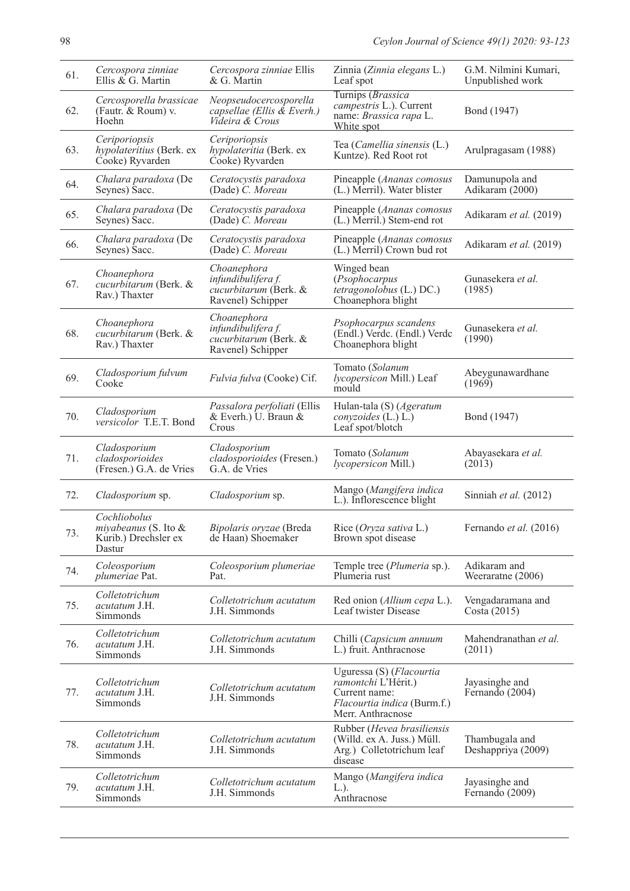| | | | | |
|---|---|---|---|---|
| 61. | *Cercospora zinniae* Ellis & G. Martin | *Cercospora zinniae* Ellis & G. Martin | Zinnia (*Zinnia elegans* L.) Leaf spot | G.M. Nilmini Kumari, Unpublished work |
| 62. | *Cercosporella brassicae* (Fautr. & Roum) v. Hoehn | *Neopseudocercosporella capsellae (Ellis & Everh.) Videira & Crous* | Turnips (*Brassica campestris* L.). Current name: *Brassica rapa* L. White spot | Bond (1947) |
| 63. | *Ceriporiopsis hypolateritius* (Berk. ex Cooke) Ryvarden | *Ceriporiopsis hypolateritia* (Berk. ex Cooke) Ryvarden | Tea (*Camellia sinensis* (L.) Kuntze). Red Root rot | Arulpragasam (1988) |
| 64. | *Chalara paradoxa* (De Seynes) Sacc. | *Ceratocystis paradoxa* (Dade) *C. Moreau* | Pineapple (*Ananas comosus* (L.) Merril). Water blister | Damunupola and Adikaram (2000) |
| 65. | *Chalara paradoxa* (De Seynes) Sacc. | *Ceratocystis paradoxa* (Dade) *C. Moreau* | Pineapple (*Ananas comosus* (L.) Merril.) Stem-end rot | Adikaram *et al.* (2019) |
| 66. | *Chalara paradoxa* (De Seynes) Sacc. | *Ceratocystis paradoxa* (Dade) *C. Moreau* | Pineapple (*Ananas comosus* (L.) Merril) Crown bud rot | Adikaram *et al.* (2019) |
| 67. | *Choanephora cucurbitarum* (Berk. & Rav.) Thaxter | *Choanephora infundibulifera f. cucurbitarum* (Berk. & Ravenel) Schipper | Winged bean (*Psophocarpus tetragonolobus* (L.) DC.) Choanephora blight | Gunasekera *et al.* (1985) |
| 68. | *Choanephora cucurbitarum* (Berk. & Rav.) Thaxter | *Choanephora infundibulifera f. cucurbitarum* (Berk. & Ravenel) Schipper | *Psophocarpus scandens* (Endl.) Verdc. (Endl.) Verdc Choanephora blight | Gunasekera *et al.* (1990) |
| 69. | *Cladosporium fulvum* Cooke | *Fulvia fulva* (Cooke) Cif. | Tomato (*Solanum lycopersicon* Mill.) Leaf mould | Abeygunawardhane (1969) |
| 70. | *Cladosporium versicolor* T.E.T. Bond | *Passalora perfoliati* (Ellis & Everh.) U. Braun & Crous | Hulan-tala (S) (*Ageratum conyzoides* (L.) L.) Leaf spot/blotch | Bond (1947) |
| 71. | *Cladosporium cladosporioides* (Fresen.) G.A. de Vries | *Cladosporium cladosporioides* (Fresen.) G.A. de Vries | Tomato (*Solanum lycopersicon* Mill.) | Abayasekara *et al.* (2013) |
| 72. | *Cladosporium* sp. | *Cladosporium* sp. | Mango (*Mangifera indica* L.). Inflorescence blight | Sinniah *et al.* (2012) |
| 73. | *Cochliobolus miyabeanus* (S. Ito & Kurib.) Drechsler ex Dastur | *Bipolaris oryzae* (Breda de Haan) Shoemaker | Rice (*Oryza sativa* L.) Brown spot disease | Fernando *et al.* (2016) |
| 74. | *Coleosporium plumeriae* Pat. | *Coleosporium plumeriae* Pat. | Temple tree (*Plumeria* sp.). Plumeria rust | Adikaram and Weeraratne (2006) |
| 75. | *Colletotrichum acutatum* J.H. Simmonds | *Colletotrichum acutatum* J.H. Simmonds | Red onion (*Allium cepa* L.). Leaf twister Disease | Vengadaramana and Costa (2015) |
| 76. | *Colletotrichum acutatum* J.H. Simmonds | *Colletotrichum acutatum* J.H. Simmonds | Chilli (*Capsicum annuum* L.) fruit. Anthracnose | Mahendranathan *et al.* (2011) |
| 77. | *Colletotrichum acutatum* J.H. Simmonds | *Colletotrichum acutatum* J.H. Simmonds | Uguressa (S) (*Flacourtia ramontchi* L'Hérit.) Current name: *Flacourtia indica* (Burm.f.) Merr. Anthracnose | Jayasinghe and Fernando (2004) |
| 78. | *Colletotrichum acutatum* J.H. Simmonds | *Colletotrichum acutatum* J.H. Simmonds | Rubber (*Hevea brasiliensis* (Willd. ex A. Juss.) Müll. Arg.) Colletotrichum leaf disease | Thambugala and Deshappriya (2009) |
| 79. | *Colletotrichum acutatum* J.H. Simmonds | *Colletotrichum acutatum* J.H. Simmonds | Mango (*Mangifera indica* L.). Anthracnose | Jayasinghe and Fernando (2009) |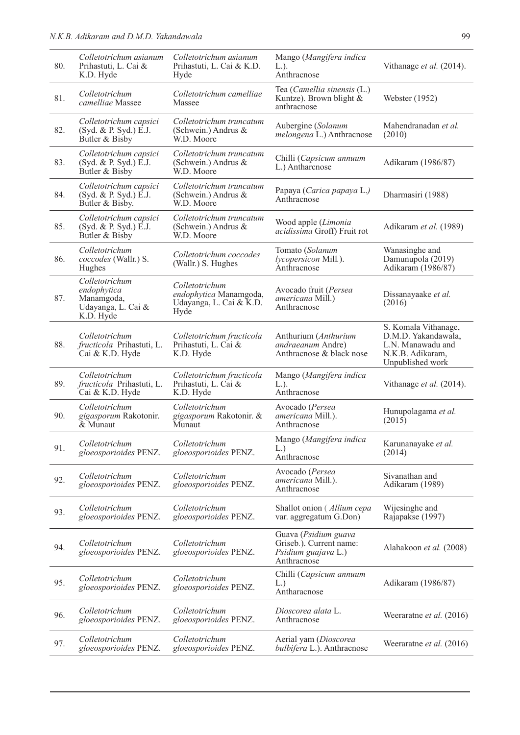| | | | | |
|---|---|---|---|---|
| 80. | *Colletotrichum asianum* Prihastuti, L. Cai & K.D. Hyde | *Colletotrichum asianum* Prihastuti, L. Cai & K.D. Hyde | Mango (*Mangifera indica* L.). Anthracnose | Vithanage *et al.* (2014). |
| 81. | *Colletotrichum camelliae* Massee | *Colletotrichum camelliae* Massee | Tea (*Camellia sinensis* (L.) Kuntze). Brown blight & anthracnose | Webster (1952) |
| 82. | *Colletotrichum capsici* (Syd. & P. Syd.) E.J. Butler & Bisby | *Colletotrichum truncatum* (Schwein.) Andrus & W.D. Moore | Aubergine (*Solanum melongena* L.) Anthracnose | Mahendranadan *et al.* (2010) |
| 83. | *Colletotrichum capsici* (Syd. & P. Syd.) E.J. Butler & Bisby | *Colletotrichum truncatum* (Schwein.) Andrus & W.D. Moore | Chilli (*Capsicum annuum* L.) Antharcnose | Adikaram (1986/87) |
| 84. | *Colletotrichum capsici* (Syd. & P. Syd.) E.J. Butler & Bisby. | *Colletotrichum truncatum* (Schwein.) Andrus & W.D. Moore | Papaya (*Carica papaya* L.) Anthracnose | Dharmasiri (1988) |
| 85. | *Colletotrichum capsici* (Syd. & P. Syd.) E.J. Butler & Bisby | *Colletotrichum truncatum* (Schwein.) Andrus & W.D. Moore | Wood apple (*Limonia acidissima* Groff) Fruit rot | Adikaram *et al.* (1989) |
| 86. | *Colletotrichum coccodes* (Wallr.) S. Hughes | *Colletotrichum coccodes* (Wallr.) S. Hughes | Tomato (*Solanum lycopersicon* Mill.). Anthracnose | Wanasinghe and Damunupola (2019) Adikaram (1986/87) |
| 87. | *Colletotrichum endophytica* Manamgoda, Udayanga, L. Cai & K.D. Hyde | *Colletotrichum endophytica* Manamgoda, Udayanga, L. Cai & K.D. Hyde | Avocado fruit (*Persea americana* Mill.) Anthracnose | Dissanayaake *et al.* (2016) |
| 88. | *Colletotrichum fructicola* Prihastuti, L. Cai & K.D. Hyde | *Colletotrichum fructicola* Prihastuti, L. Cai & K.D. Hyde | Anthurium (*Anthurium andraeanum* Andre) Anthracnose & black nose | S. Komala Vithanage, D.M.D. Yakandawala, L.N. Manawadu and N.K.B. Adikaram, Unpublished work |
| 89. | *Colletotrichum fructicola* Prihastuti, L. Cai & K.D. Hyde | *Colletotrichum fructicola* Prihastuti, L. Cai & K.D. Hyde | Mango (*Mangifera indica* L.). Anthracnose | Vithanage *et al.* (2014). |
| 90. | *Colletotrichum gigasporum* Rakotonir. & Munaut | *Colletotrichum gigasporum* Rakotonir. & Munaut | Avocado (*Persea americana* Mill.). Anthracnose | Hunupolagama *et al.* (2015) |
| 91. | *Colletotrichum gloeosporioides* PENZ. | *Colletotrichum gloeosporioides* PENZ. | Mango (*Mangifera indica* L.) Anthracnose | Karunanayake *et al.* (2014) |
| 92. | *Colletotrichum gloeosporioides* PENZ. | *Colletotrichum gloeosporioides* PENZ. | Avocado (*Persea americana* Mill.). Anthracnose | Sivanathan and Adikaram (1989) |
| 93. | *Colletotrichum gloeosporioides* PENZ. | *Colletotrichum gloeosporioides* PENZ. | Shallot onion ( *Allium cepa* var. aggregatum G.Don) | Wijesinghe and Rajapakse (1997) |
| 94. | *Colletotrichum gloeosporioides* PENZ. | *Colletotrichum gloeosporioides* PENZ. | Guava (*Psidium guava* Griseb.). Current name: *Psidium guajava* L.) Anthracnose | Alahakoon *et al.* (2008) |
| 95. | *Colletotrichum gloeosporioides* PENZ. | *Colletotrichum gloeosporioides* PENZ. | Chilli (*Capsicum annuum* L.) Antharacnose | Adikaram (1986/87) |
| 96. | *Colletotrichum gloeosporioides* PENZ. | *Colletotrichum gloeosporioides* PENZ. | *Dioscorea alata* L. Anthracnose | Weeraratne *et al.* (2016) |
| 97. | *Colletotrichum gloeosporioides* PENZ. | *Colletotrichum gloeosporioides* PENZ. | Aerial yam (*Dioscorea bulbifera* L.). Anthracnose | Weeraratne *et al.* (2016) |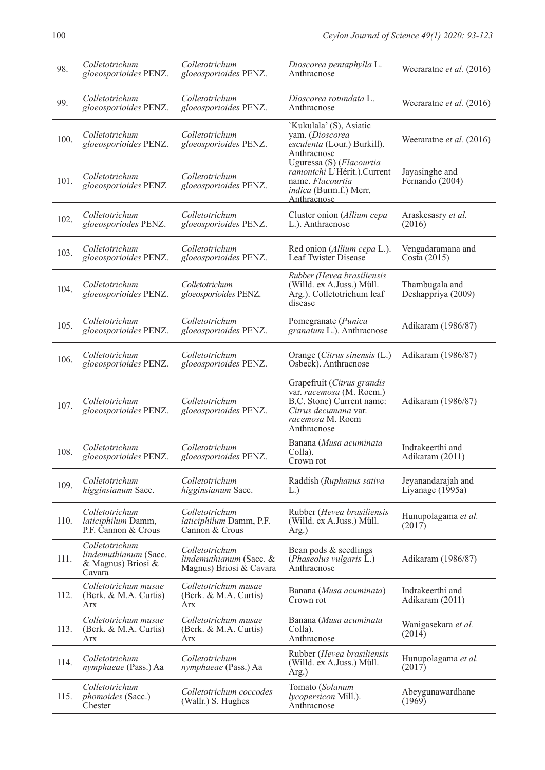| | | | | |
|---|---|---|---|---|
| 98. | *Colletotrichum gloeosporioides* PENZ. | *Colletotrichum gloeosporioides* PENZ. | *Dioscorea pentaphylla* L. Anthracnose | Weeraratne *et al.* (2016) |
| 99. | *Colletotrichum gloeosporioides* PENZ. | *Colletotrichum gloeosporioides* PENZ. | *Dioscorea rotundata* L. Anthracnose | Weeraratne *et al.* (2016) |
| 100. | *Colletotrichum gloeosporioides* PENZ. | *Colletotrichum gloeosporioides* PENZ. | `Kukulala' (S), Asiatic yam. (*Dioscorea esculenta* (Lour.) Burkill). Anthracnose | Weeraratne *et al.* (2016) |
| 101. | *Colletotrichum gloeosporioides* PENZ | *Colletotrichum gloeosporioides* PENZ. | Uguressa (S) (*Flacourtia ramontchi* L'Hérit.).Current name. *Flacourtia indica* (Burm.f.) Merr. Anthracnose | Jayasinghe and Fernando (2004) |
| 102. | *Colletotrichum gloeosporiodes* PENZ. | *Colletotrichum gloeosporioides* PENZ. | Cluster onion (*Allium cepa* L.). Anthracnose | Araskesasry *et al.* (2016) |
| 103. | *Colletotrichum gloeosporioides* PENZ. | *Colletotrichum gloeosporioides* PENZ. | Red onion (*Allium cepa* L.). Leaf Twister Disease | Vengadaramana and Costa (2015) |
| 104. | *Colletotrichum gloeosporioides* PENZ. | *Colletotrichum gloeosporioides* PENZ. | *Rubber (Hevea brasiliensis* (Willd. ex A.Juss.) Müll. Arg.). Colletotrichum leaf disease | Thambugala and Deshappriya (2009) |
| 105. | *Colletotrichum gloeosporioides* PENZ. | *Colletotrichum gloeosporioides* PENZ. | Pomegranate (*Punica granatum* L.). Anthracnose | Adikaram (1986/87) |
| 106. | *Colletotrichum gloeosporioides* PENZ. | *Colletotrichum gloeosporioides* PENZ. | Orange (*Citrus sinensis* (L.) Osbeck). Anthracnose | Adikaram (1986/87) |
| 107. | *Colletotrichum gloeosporioides* PENZ. | *Colletotrichum gloeosporioides* PENZ. | Grapefruit (*Citrus grandis* var. *racemosa* (M. Roem.) B.C. Stone) Current name: *Citrus decumana* var. *racemosa* M. Roem Anthracnose | Adikaram (1986/87) |
| 108. | *Colletotrichum gloeosporioides* PENZ. | *Colletotrichum gloeosporioides* PENZ. | Banana (*Musa acuminata* Colla). Crown rot | Indrakeerthi and Adikaram (2011) |
| 109. | *Colletotrichum higginsianum* Sacc. | *Colletotrichum higginsianum* Sacc. | Raddish (*Ruphanus sativa* L.) | Jeyanandarajah and Liyanage (1995a) |
| 110. | *Colletotrichum laticiphilum* Damm, P.F. Cannon & Crous | *Colletotrichum laticiphilum* Damm, P.F. Cannon & Crous | Rubber (*Hevea brasiliensis* (Willd. ex A.Juss.) Müll. Arg.) | Hunupolagama *et al.* (2017) |
| 111. | *Colletotrichum lindemuthianum* (Sacc. & Magnus) Briosi & Cavara | *Colletotrichum lindemuthianum* (Sacc. & Magnus) Briosi & Cavara | Bean pods & seedlings (*Phaseolus vulgaris* L.) Anthracnose | Adikaram (1986/87) |
| 112. | *Colletotrichum musae* (Berk. & M.A. Curtis) Arx | *Colletotrichum musae* (Berk. & M.A. Curtis) Arx | Banana (*Musa acuminata*) Crown rot | Indrakeerthi and Adikaram (2011) |
| 113. | *Colletotrichum musae* (Berk. & M.A. Curtis) Arx | *Colletotrichum musae* (Berk. & M.A. Curtis) Arx | Banana (*Musa acuminata* Colla). Anthracnose | Wanigasekara *et al.* (2014) |
| 114. | *Colletotrichum nymphaeae* (Pass.) Aa | *Colletotrichum nymphaeae* (Pass.) Aa | Rubber (*Hevea brasiliensis* (Willd. ex A.Juss.) Müll. Arg.) | Hunupolagama *et al.* (2017) |
| 115. | *Colletotrichum phomoides* (Sacc.) Chester | *Colletotrichum coccodes* (Wallr.) S. Hughes | Tomato (*Solanum lycopersicon* Mill.). Anthracnose | Abeygunawardhane (1969) |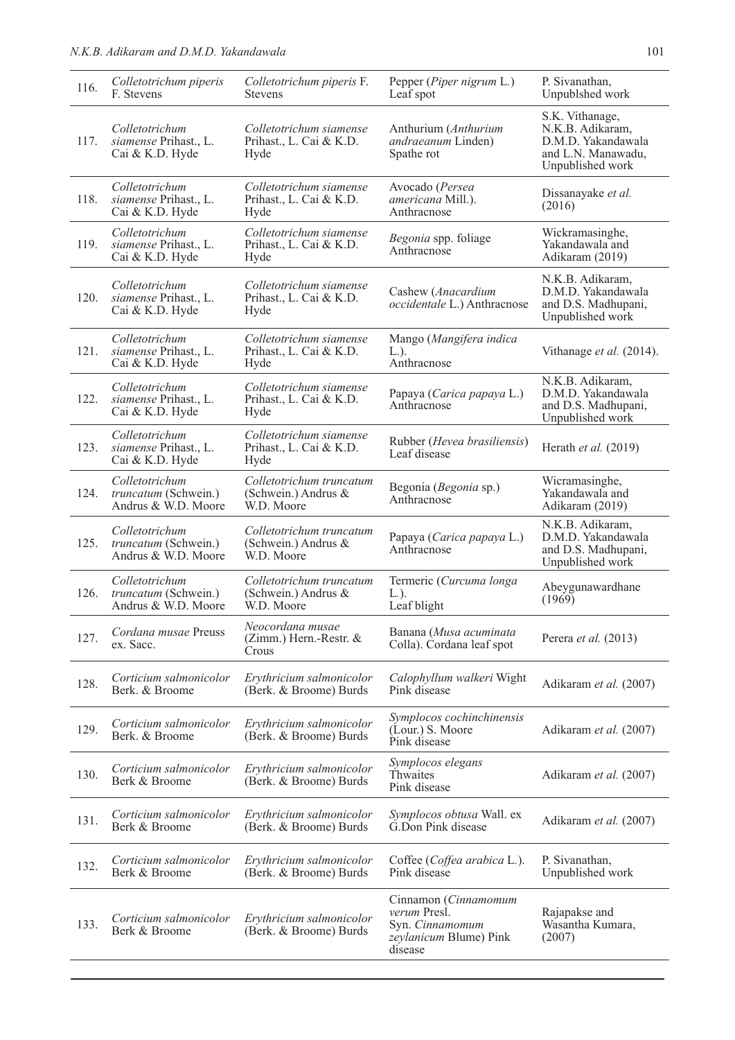| | | | | |
|---|---|---|---|---|
| 116. | *Colletotrichum piperis* F. Stevens | *Colletotrichum piperis* F. Stevens | Pepper (*Piper nigrum* L.) Leaf spot | P. Sivanathan, Unpublshed work |
| 117. | *Colletotrichum siamense* Prihast., L. Cai & K.D. Hyde | *Colletotrichum siamense* Prihast., L. Cai & K.D. Hyde | Anthurium (*Anthurium andraeanum* Linden) Spathe rot | S.K. Vithanage, N.K.B. Adikaram, D.M.D. Yakandawala and L.N. Manawadu, Unpublished work |
| 118. | *Colletotrichum siamense* Prihast., L. Cai & K.D. Hyde | *Colletotrichum siamense* Prihast., L. Cai & K.D. Hyde | Avocado (*Persea americana* Mill.). Anthracnose | Dissanayake *et al.* (2016) |
| 119. | *Colletotrichum siamense* Prihast., L. Cai & K.D. Hyde | *Colletotrichum siamense* Prihast., L. Cai & K.D. Hyde | *Begonia* spp. foliage Anthracnose | Wickramasinghe, Yakandawala and Adikaram (2019) |
| 120. | *Colletotrichum siamense* Prihast., L. Cai & K.D. Hyde | *Colletotrichum siamense* Prihast., L. Cai & K.D. Hyde | Cashew (*Anacardium occidentale* L.) Anthracnose | N.K.B. Adikaram, D.M.D. Yakandawala and D.S. Madhupani, Unpublished work |
| 121. | *Colletotrichum siamense* Prihast., L. Cai & K.D. Hyde | *Colletotrichum siamense* Prihast., L. Cai & K.D. Hyde | Mango (*Mangifera indica* L.). Anthracnose | Vithanage *et al.* (2014). |
| 122. | *Colletotrichum siamense* Prihast., L. Cai & K.D. Hyde | *Colletotrichum siamense* Prihast., L. Cai & K.D. Hyde | Papaya (*Carica papaya* L.) Anthracnose | N.K.B. Adikaram, D.M.D. Yakandawala and D.S. Madhupani, Unpublished work |
| 123. | *Colletotrichum siamense* Prihast., L. Cai & K.D. Hyde | *Colletotrichum siamense* Prihast., L. Cai & K.D. Hyde | Rubber (*Hevea brasiliensis*) Leaf disease | Herath *et al.* (2019) |
| 124. | *Colletotrichum truncatum* (Schwein.) Andrus & W.D. Moore | *Colletotrichum truncatum* (Schwein.) Andrus & W.D. Moore | Begonia (*Begonia* sp.) Anthracnose | Wicramasinghe, Yakandawala and Adikaram (2019) |
| 125. | *Colletotrichum truncatum* (Schwein.) Andrus & W.D. Moore | *Colletotrichum truncatum* (Schwein.) Andrus & W.D. Moore | Papaya (*Carica papaya* L.) Anthracnose | N.K.B. Adikaram, D.M.D. Yakandawala and D.S. Madhupani, Unpublished work |
| 126. | *Colletotrichum truncatum* (Schwein.) Andrus & W.D. Moore | *Colletotrichum truncatum* (Schwein.) Andrus & W.D. Moore | Termeric (*Curcuma longa* L.). Leaf blight | Abeygunawardhane (1969) |
| 127. | *Cordana musae* Preuss ex. Sacc. | *Neocordana musae* (Zimm.) Hern.-Restr. & Crous | Banana (*Musa acuminata* Colla). Cordana leaf spot | Perera *et al.* (2013) |
| 128. | *Corticium salmonicolor* Berk. & Broome | *Erythricium salmonicolor* (Berk. & Broome) Burds | *Calophyllum walkeri* Wight Pink disease | Adikaram *et al.* (2007) |
| 129. | *Corticium salmonicolor* Berk. & Broome | *Erythricium salmonicolor* (Berk. & Broome) Burds | *Symplocos cochinchinensis* (Lour.) S. Moore Pink disease | Adikaram *et al.* (2007) |
| 130. | *Corticium salmonicolor* Berk & Broome | *Erythricium salmonicolor* (Berk. & Broome) Burds | *Symplocos elegans* Thwaites Pink disease | Adikaram *et al.* (2007) |
| 131. | *Corticium salmonicolor* Berk & Broome | *Erythricium salmonicolor* (Berk. & Broome) Burds | *Symplocos obtusa* Wall. ex G.Don Pink disease | Adikaram *et al.* (2007) |
| 132. | *Corticium salmonicolor* Berk & Broome | *Erythricium salmonicolor* (Berk. & Broome) Burds | Coffee (*Coffea arabica* L.). Pink disease | P. Sivanathan, Unpublished work |
| 133. | *Corticium salmonicolor* Berk & Broome | *Erythricium salmonicolor* (Berk. & Broome) Burds | Cinnamon (*Cinnamomum verum* Presl. Syn. *Cinnamomum zeylanicum* Blume) Pink disease | Rajapakse and Wasantha Kumara, (2007) |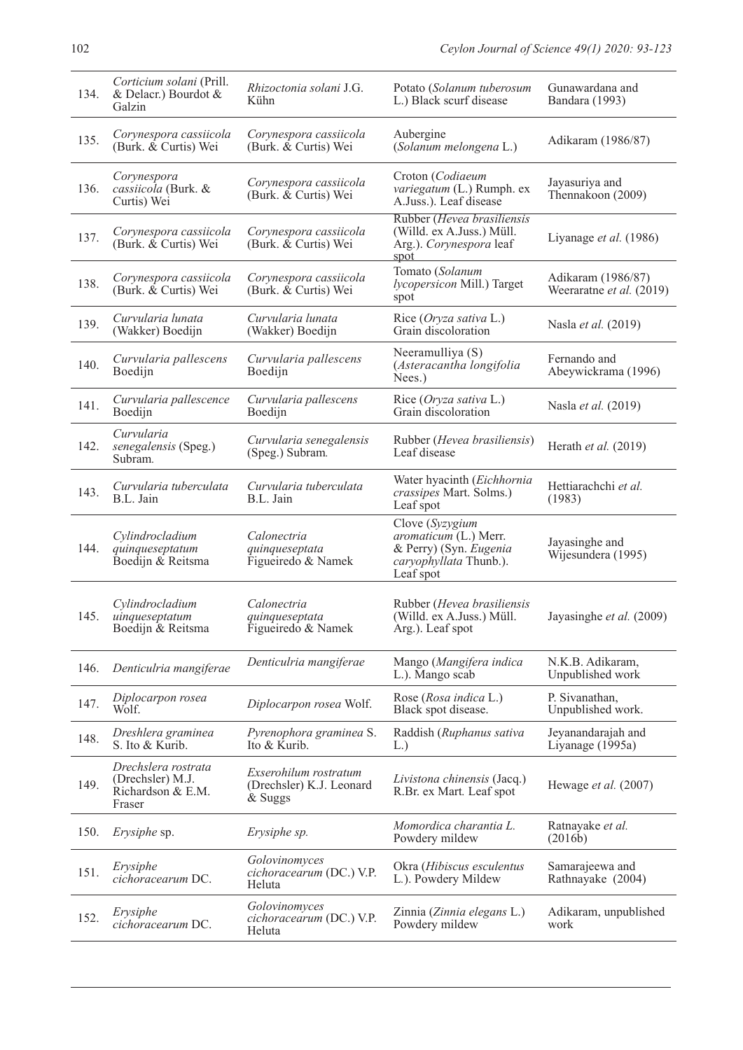| | | | | |
|---|---|---|---|---|
| 134. | *Corticium solani* (Prill. & Delacr.) Bourdot & Galzin | *Rhizoctonia solani* J.G. Kühn | Potato (*Solanum tuberosum* L.) Black scurf disease | Gunawardana and Bandara (1993) |
| 135. | *Corynespora cassiicola* (Burk. & Curtis) Wei | *Corynespora cassiicola* (Burk. & Curtis) Wei | Aubergine (*Solanum melongena* L.) | Adikaram (1986/87) |
| 136. | *Corynespora cassiicola* (Burk. & Curtis) Wei | *Corynespora cassiicola* (Burk. & Curtis) Wei | Croton (*Codiaeum variegatum* (L.) Rumph. ex A.Juss.). Leaf disease | Jayasuriya and Thennakoon (2009) |
| 137. | *Corynespora cassiicola* (Burk. & Curtis) Wei | *Corynespora cassiicola* (Burk. & Curtis) Wei | Rubber (*Hevea brasiliensis* (Willd. ex A.Juss.) Müll. Arg.). *Corynespora* leaf spot | Liyanage *et al.* (1986) |
| 138. | *Corynespora cassiicola* (Burk. & Curtis) Wei | *Corynespora cassiicola* (Burk. & Curtis) Wei | Tomato (*Solanum lycopersicon* Mill.) Target spot | Adikaram (1986/87) Weeraratne *et al.* (2019) |
| 139. | *Curvularia lunata* (Wakker) Boedijn | *Curvularia lunata* (Wakker) Boedijn | Rice (*Oryza sativa* L.) Grain discoloration | Nasla *et al.* (2019) |
| 140. | *Curvularia pallescens* Boedijn | *Curvularia pallescens* Boedijn | Neeramulliya (S) (*Asteracantha longifolia* Nees.) | Fernando and Abeywickrama (1996) |
| 141. | *Curvularia pallescence* Boedijn | *Curvularia pallescens* Boedijn | Rice (*Oryza sativa* L.) Grain discoloration | Nasla *et al.* (2019) |
| 142. | *Curvularia senegalensis* (Speg.) Subram. | *Curvularia senegalensis* (Speg.) Subram. | Rubber (*Hevea brasiliensis*) Leaf disease | Herath *et al.* (2019) |
| 143. | *Curvularia tuberculata* B.L. Jain | *Curvularia tuberculata* B.L. Jain | Water hyacinth (*Eichhornia crassipes* Mart. Solms.) Leaf spot | Hettiarachchi *et al.* (1983) |
| 144. | *Cylindrocladium quinqueseptatum* Boedijn & Reitsma | *Calonectria quinqueseptata* Figueiredo & Namek | Clove (*Syzygium aromaticum* (L.) Merr. & Perry) (Syn. *Eugenia caryophyllata* Thunb.). Leaf spot | Jayasinghe and Wijesundera (1995) |
| 145. | *Cylindrocladium uinqueseptatum* Boedijn & Reitsma | *Calonectria quinqueseptata* Figueiredo & Namek | Rubber (*Hevea brasiliensis* (Willd. ex A.Juss.) Müll. Arg.). Leaf spot | Jayasinghe *et al.* (2009) |
| 146. | *Deniculria mangiferae* | *Deniculria mangiferae* | Mango (*Mangifera indica* L.). Mango scab | N.K.B. Adikaram, Unpublished work |
| 147. | *Diplocarpon rosea* Wolf. | *Diplocarpon rosea* Wolf. | Rose (*Rosa indica* L.) Black spot disease. | P. Sivanathan, Unpublished work. |
| 148. | *Dreshlera graminea* S. Ito & Kurib. | *Pyrenophora graminea* S. Ito & Kurib. | Raddish (*Ruphanus sativa* L.) | Jeyanandarajah and Liyanage (1995a) |
| 149. | *Drechslera rostrata* (Drechsler) M.J. Richardson & E.M. Fraser | *Exserohilum rostratum* (Drechsler) K.J. Leonard & Suggs | *Livistona chinensis* (Jacq.) R.Br. ex Mart. Leaf spot | Hewage *et al.* (2007) |
| 150. | *Erysiphe* sp. | *Erysiphe sp.* | *Momordica charantia L.* Powdery mildew | Ratnayake *et al.* (2016b) |
| 151. | *Erysiphe cichoracearum* DC. | *Golovinomyces cichoracearum* (DC.) V.P. Heluta | Okra (*Hibiscus esculentus* L.). Powdery Mildew | Samarajeewa and Rathnayake (2004) |
| 152. | *Erysiphe cichoracearum* DC. | *Golovinomyces cichoracearum* (DC.) V.P. Heluta | Zinnia (*Zinnia elegans* L.) Powdery mildew | Adikaram, unpublished work |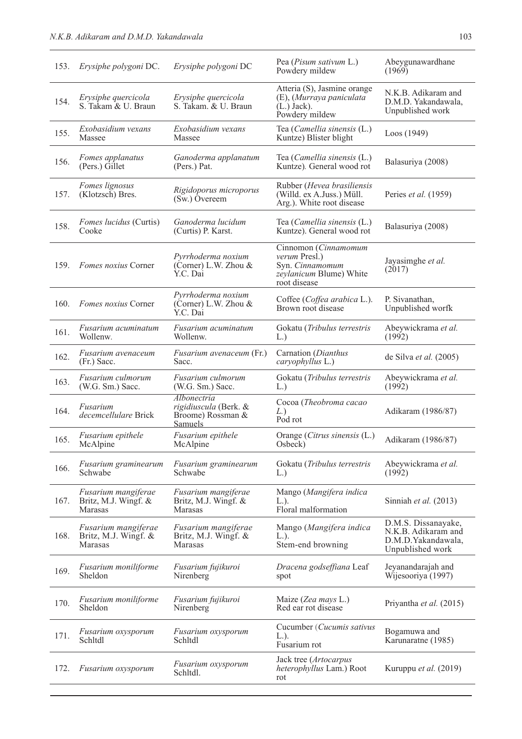| | | | | |
|---|---|---|---|---|
| 153. | *Erysiphe polygoni* DC. | *Erysiphe polygoni* DC | Pea (*Pisum sativum* L.) Powdery mildew | Abeygunawardhane (1969) |
| 154. | *Erysiphe quercicola* S. Takam & U. Braun | *Erysiphe quercicola* S. Takam. & U. Braun | Atteria (S), Jasmine orange (E), (*Murraya paniculata* (L.) Jack). Powdery mildew | N.K.B. Adikaram and D.M.D. Yakandawala, Unpublished work |
| 155. | *Exobasidium vexans* Massee | *Exobasidium vexans* Massee | Tea (*Camellia sinensis* (L.) Kuntze) Blister blight | Loos (1949) |
| 156. | *Fomes applanatus* (Pers.) Gillet | *Ganoderma applanatum* (Pers.) Pat. | Tea (*Camellia sinensis* (L.) Kuntze). General wood rot | Balasuriya (2008) |
| 157. | *Fomes lignosus* (Klotzsch) Bres. | *Rigidoporus microporus* (Sw.) Overeem | Rubber (*Hevea brasiliensis* (Willd. ex A.Juss.) Müll. Arg.). White root disease | Peries *et al.* (1959) |
| 158. | *Fomes lucidus* (Curtis) Cooke | *Ganoderma lucidum* (Curtis) P. Karst. | Tea (*Camellia sinensis* (L.) Kuntze). General wood rot | Balasuriya (2008) |
| 159. | *Fomes noxius* Corner | *Pyrrhoderma noxium* (Corner) L.W. Zhou & Y.C. Dai | Cinnomon (*Cinnamomum verum* Presl.) Syn. *Cinnamomum zeylanicum* Blume) White root disease | Jayasimghe *et al.* (2017) |
| 160. | *Fomes noxius* Corner | *Pyrrhoderma noxium* (Corner) L.W. Zhou & Y.C. Dai | Coffee (*Coffea arabica* L.). Brown root disease | P. Sivanathan, Unpublished worfk |
| 161. | *Fusarium acuminatum* Wollenw. | *Fusarium acuminatum* Wollenw. | Gokatu (*Tribulus terrestris* L.) | Abeywickrama *et al.* (1992) |
| 162. | *Fusarium avenaceum* (Fr.) Sacc. | *Fusarium avenaceum* (Fr.) Sacc. | Carnation (*Dianthus caryophyllus* L.) | de Silva *et al.* (2005) |
| 163. | *Fusarium culmorum* (W.G. Sm.) Sacc. | *Fusarium culmorum* (W.G. Sm.) Sacc. | Gokatu (*Tribulus terrestris* L.) | Abeywickrama *et al.* (1992) |
| 164. | *Fusarium decemcellulare* Brick | *Albonectria rigidiuscula* (Berk. & Broome) Rossman & Samuels | Cocoa (*Theobroma cacao L.*) Pod rot | Adikaram (1986/87) |
| 165. | *Fusarium epithele* McAlpine | *Fusarium epithele* McAlpine | Orange (*Citrus sinensis* (L.) Osbeck) | Adikaram (1986/87) |
| 166. | *Fusarium graminearum* Schwabe | *Fusarium graminearum* Schwabe | Gokatu (*Tribulus terrestris* L.) | Abeywickrama *et al.* (1992) |
| 167. | *Fusarium mangiferae* Britz, M.J. Wingf. & Marasas | *Fusarium mangiferae* Britz, M.J. Wingf. & Marasas | Mango (*Mangifera indica* L.). Floral malformation | Sinniah *et al.* (2013) |
| 168. | *Fusarium mangiferae* Britz, M.J. Wingf. & Marasas | *Fusarium mangiferae* Britz, M.J. Wingf. & Marasas | Mango (*Mangifera indica* L.). Stem-end browning | D.M.S. Dissanayake, N.K.B. Adikaram and D.M.D.Yakandawala, Unpublished work |
| 169. | *Fusarium moniliforme* Sheldon | *Fusarium fujikuroi* Nirenberg | *Dracena godseffiana* Leaf spot | Jeyanandarajah and Wijesooriya (1997) |
| 170. | *Fusarium moniliforme* Sheldon | *Fusarium fujikuroi* Nirenberg | Maize (*Zea mays* L.) Red ear rot disease | Priyantha *et al.* (2015) |
| 171. | *Fusarium oxysporum* Schltdl | *Fusarium oxysporum* Schltdl | Cucumber (*Cucumis sativus* L.). Fusarium rot | Bogamuwa and Karunaratne (1985) |
| 172. | *Fusarium oxysporum* | *Fusarium oxysporum* Schltdl. | Jack tree (*Artocarpus heterophyllus* Lam.) Root rot | Kuruppu *et al.* (2019) |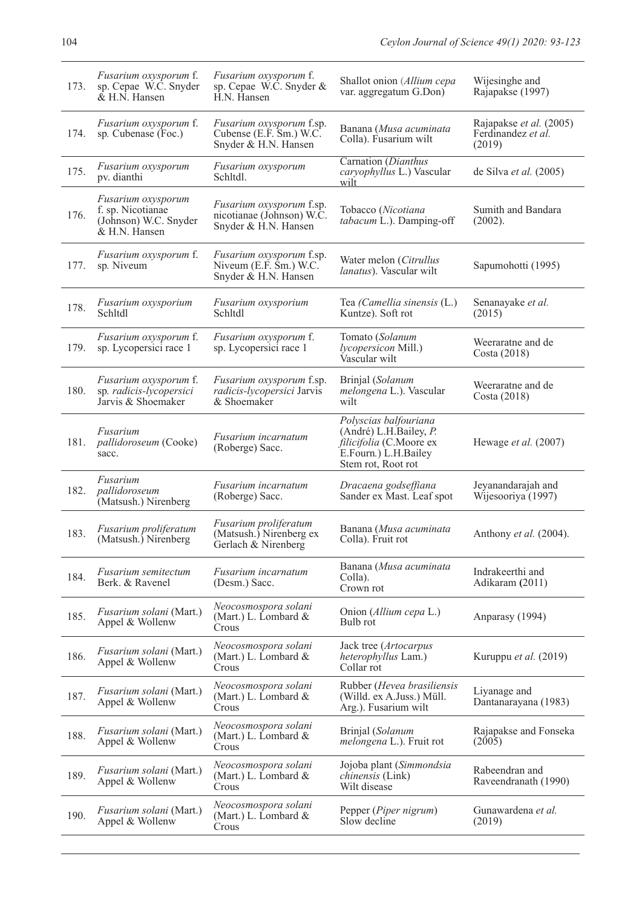| | | | | |
|---|---|---|---|---|
| 173. | *Fusarium oxysporum* f. sp. Cepae W.C. Snyder & H.N. Hansen | *Fusarium oxysporum* f. sp. Cepae W.C. Snyder & H.N. Hansen | Shallot onion (*Allium cepa* var. aggregatum G.Don) | Wijesinghe and Rajapakse (1997) |
| 174. | *Fusarium oxysporum* f. sp*.* Cubenase (Foc.) | *Fusarium oxysporum* f.sp. Cubense (E.F. Sm.) W.C. Snyder & H.N. Hansen | Banana (*Musa acuminata* Colla). Fusarium wilt | Rajapakse *et al.* (2005) Ferdinandez *et al.* (2019) |
| 175. | *Fusarium oxysporum* pv. dianthi | *Fusarium oxysporum* Schltdl. | Carnation (*Dianthus caryophyllus* L.) Vascular wilt | de Silva *et al.* (2005) |
| 176. | *Fusarium oxysporum* f. sp. Nicotianae (Johnson) W.C. Snyder & H.N. Hansen | *Fusarium oxysporum* f.sp. nicotianae (Johnson) W.C. Snyder & H.N. Hansen | Tobacco (*Nicotiana tabacum* L.). Damping-off | Sumith and Bandara (2002). |
| 177. | *Fusarium oxysporum* f. sp*.* Niveum | *Fusarium oxysporum* f.sp. Niveum (E.F. Sm.) W.C. Snyder & H.N. Hansen | Water melon (*Citrullus lanatus*). Vascular wilt | Sapumohotti (1995) |
| 178. | *Fusarium oxysporium* Schltdl | *Fusarium oxysporium* Schltdl | Tea *(Camellia sinensis* (L.) Kuntze). Soft rot | Senanayake *et al.* (2015) |
| 179. | *Fusarium oxysporum* f. sp. Lycopersici race 1 | *Fusarium oxysporum* f. sp. Lycopersici race 1 | Tomato (*Solanum lycopersicon* Mill.) Vascular wilt | Weeraratne and de Costa (2018) |
| 180. | *Fusarium oxysporum* f. sp*. radicis-lycopersici* Jarvis & Shoemaker | *Fusarium oxysporum* f.sp. *radicis-lycopersici* Jarvis & Shoemaker | Brinjal (*Solanum melongena* L.). Vascular wilt | Weeraratne and de Costa (2018) |
| 181. | *Fusarium pallidoroseum* (Cooke) sacc. | *Fusarium incarnatum* (Roberge) Sacc. | *Polyscias balfouriana* (André) L.H.Bailey, *P. filicifolia* (C.Moore ex E.Fourn.) L.H.Bailey Stem rot, Root rot | Hewage *et al.* (2007) |
| 182. | *Fusarium pallidoroseum* (Matsush.) Nirenberg | *Fusarium incarnatum* (Roberge) Sacc. | *Dracaena godseffiana* Sander ex Mast. Leaf spot | Jeyanandarajah and Wijesooriya (1997) |
| 183. | *Fusarium proliferatum* (Matsush.) Nirenberg | *Fusarium proliferatum* (Matsush.) Nirenberg ex Gerlach & Nirenberg | Banana (*Musa acuminata* Colla). Fruit rot | Anthony *et al.* (2004). |
| 184. | *Fusarium semitectum* Berk. & Ravenel | *Fusarium incarnatum* (Desm.) Sacc. | Banana (*Musa acuminata* Colla). Crown rot | Indrakeerthi and Adikaram **(**2011) |
| 185. | *Fusarium solani* (Mart.) Appel & Wollenw | *Neocosmospora solani* (Mart.) L. Lombard & Crous | Onion (*Allium cepa* L.) Bulb rot | Anparasy (1994) |
| 186. | *Fusarium solani* (Mart.) Appel & Wollenw | *Neocosmospora solani* (Mart.) L. Lombard & Crous | Jack tree (*Artocarpus heterophyllus* Lam.) Collar rot | Kuruppu *et al.* (2019) |
| 187. | *Fusarium solani* (Mart.) Appel & Wollenw | *Neocosmospora solani* (Mart.) L. Lombard & Crous | Rubber (*Hevea brasiliensis* (Willd. ex A.Juss.) Müll. Arg.). Fusarium wilt | Liyanage and Dantanarayana (1983) |
| 188. | *Fusarium solani* (Mart.) Appel & Wollenw | *Neocosmospora solani* (Mart.) L. Lombard & Crous | Brinjal (*Solanum melongena* L.). Fruit rot | Rajapakse and Fonseka (2005) |
| 189. | *Fusarium solani* (Mart.) Appel & Wollenw | *Neocosmospora solani* (Mart.) L. Lombard & Crous | Jojoba plant (*Simmondsia chinensis* (Link) Wilt disease | Rabeendran and Raveendranath (1990) |
| 190. | *Fusarium solani* (Mart.) Appel & Wollenw | *Neocosmospora solani* (Mart.) L. Lombard & Crous | Pepper (*Piper nigrum*) Slow decline | Gunawardena *et al.* (2019) |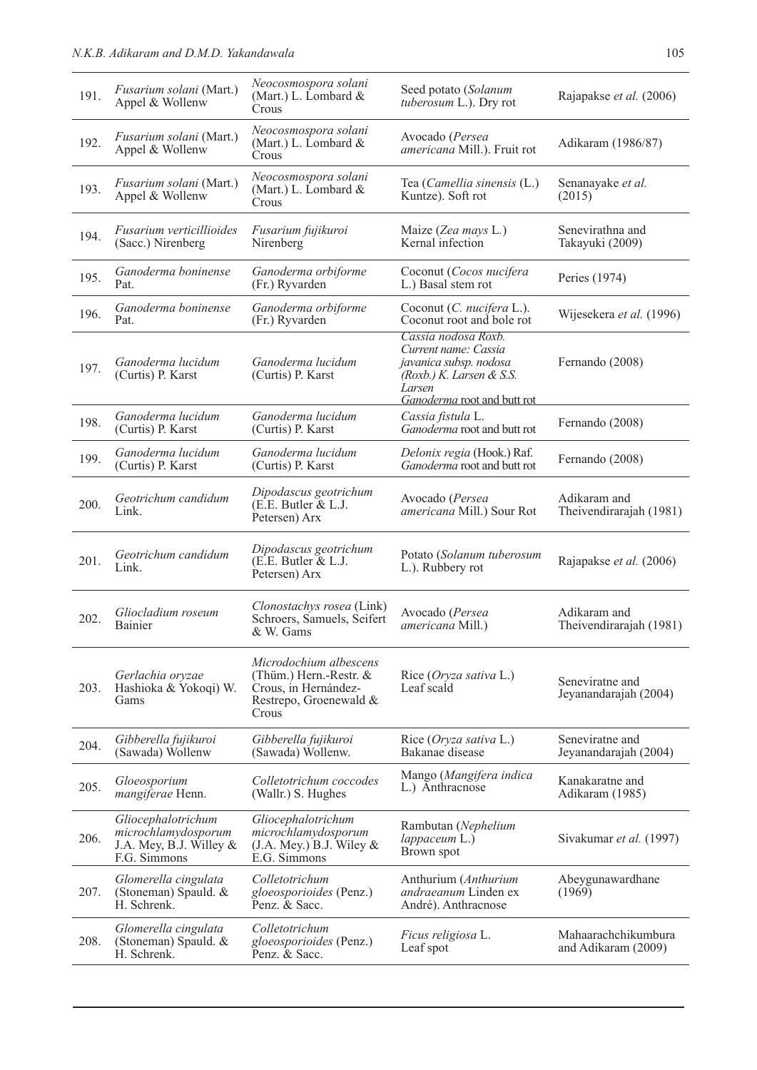| | | | | |
|---|---|---|---|---|
| 191. | *Fusarium solani* (Mart.) Appel & Wollenw | *Neocosmospora solani* (Mart.) L. Lombard & Crous | Seed potato (*Solanum tuberosum* L.). Dry rot | Rajapakse *et al.* (2006) |
| 192. | *Fusarium solani* (Mart.) Appel & Wollenw | *Neocosmospora solani* (Mart.) L. Lombard & Crous | Avocado (*Persea americana* Mill.). Fruit rot | Adikaram (1986/87) |
| 193. | *Fusarium solani* (Mart.) Appel & Wollenw | *Neocosmospora solani* (Mart.) L. Lombard & Crous | Tea (*Camellia sinensis* (L.) Kuntze). Soft rot | Senanayake *et al.* (2015) |
| 194. | *Fusarium verticillioides* (Sacc.) Nirenberg | *Fusarium fujikuroi* Nirenberg | Maize (*Zea mays* L.) Kernal infection | Senevirathna and Takayuki (2009) |
| 195. | *Ganoderma boninense* Pat. | *Ganoderma orbiforme* (Fr.) Ryvarden | Coconut (*Cocos nucifera* L.) Basal stem rot | Peries (1974) |
| 196. | *Ganoderma boninense* Pat. | *Ganoderma orbiforme* (Fr.) Ryvarden | Coconut (*C. nucifera* L.). Coconut root and bole rot | Wijesekera *et al.* (1996) |
| 197. | *Ganoderma lucidum* (Curtis) P. Karst | *Ganoderma lucidum* (Curtis) P. Karst | *Cassia nodosa Roxb. Current name: Cassia javanica subsp. nodosa (Roxb.) K. Larsen & S.S. Larsen* *Ganoderma* root and butt rot | Fernando (2008) |
| 198. | *Ganoderma lucidum* (Curtis) P. Karst | *Ganoderma lucidum* (Curtis) P. Karst | *Cassia fistula* L. *Ganoderma* root and butt rot | Fernando (2008) |
| 199. | *Ganoderma lucidum* (Curtis) P. Karst | *Ganoderma lucidum* (Curtis) P. Karst | *Delonix regia* (Hook.) Raf. *Ganoderma* root and butt rot | Fernando (2008) |
| 200. | *Geotrichum candidum* Link. | *Dipodascus geotrichum* (E.E. Butler & L.J. Petersen) Arx | Avocado (*Persea americana* Mill.) Sour Rot | Adikaram and Theivendirarajah (1981) |
| 201. | *Geotrichum candidum* Link. | *Dipodascus geotrichum* (E.E. Butler & L.J. Petersen) Arx | Potato (*Solanum tuberosum* L.). Rubbery rot | Rajapakse *et al.* (2006) |
| 202. | *Gliocladium roseum* Bainier | *Clonostachys rosea* (Link) Schroers, Samuels, Seifert & W. Gams | Avocado (*Persea americana* Mill.) | Adikaram and Theivendirarajah (1981) |
| 203. | *Gerlachia oryzae* Hashioka & Yokoqi) W. Gams | *Microdochium albescens* (Thüm.) Hern.-Restr. & Crous, in Hernández-Restrepo, Groenewald & Crous | Rice (*Oryza sativa* L.) Leaf scald | Seneviratne and Jeyanandarajah (2004) |
| 204. | *Gibberella fujikuroi* (Sawada) Wollenw | *Gibberella fujikuroi* (Sawada) Wollenw. | Rice (*Oryza sativa* L.) Bakanae disease | Seneviratne and Jeyanandarajah (2004) |
| 205. | *Gloeosporium mangiferae* Henn. | *Colletotrichum coccodes* (Wallr.) S. Hughes | Mango (*Mangifera indica* L.) Anthracnose | Kanakaratne and Adikaram (1985) |
| 206. | *Gliocephalotrichum microchlamydosporum* J.A. Mey, B.J. Willey & F.G. Simmons | *Gliocephalotrichum microchlamydosporum* (J.A. Mey.) B.J. Wiley & E.G. Simmons | Rambutan (*Nephelium lappaceum* L.) Brown spot | Sivakumar *et al.* (1997) |
| 207. | *Glomerella cingulata* (Stoneman) Spauld. & H. Schrenk. | *Colletotrichum gloeosporioides* (Penz.) Penz. & Sacc. | Anthurium (*Anthurium andraeanum* Linden ex André). Anthracnose | Abeygunawardhane (1969) |
| 208. | *Glomerella cingulata* (Stoneman) Spauld. & H. Schrenk. | *Colletotrichum gloeosporioides* (Penz.) Penz. & Sacc. | *Ficus religiosa* L. Leaf spot | Mahaarachchikumbura and Adikaram (2009) |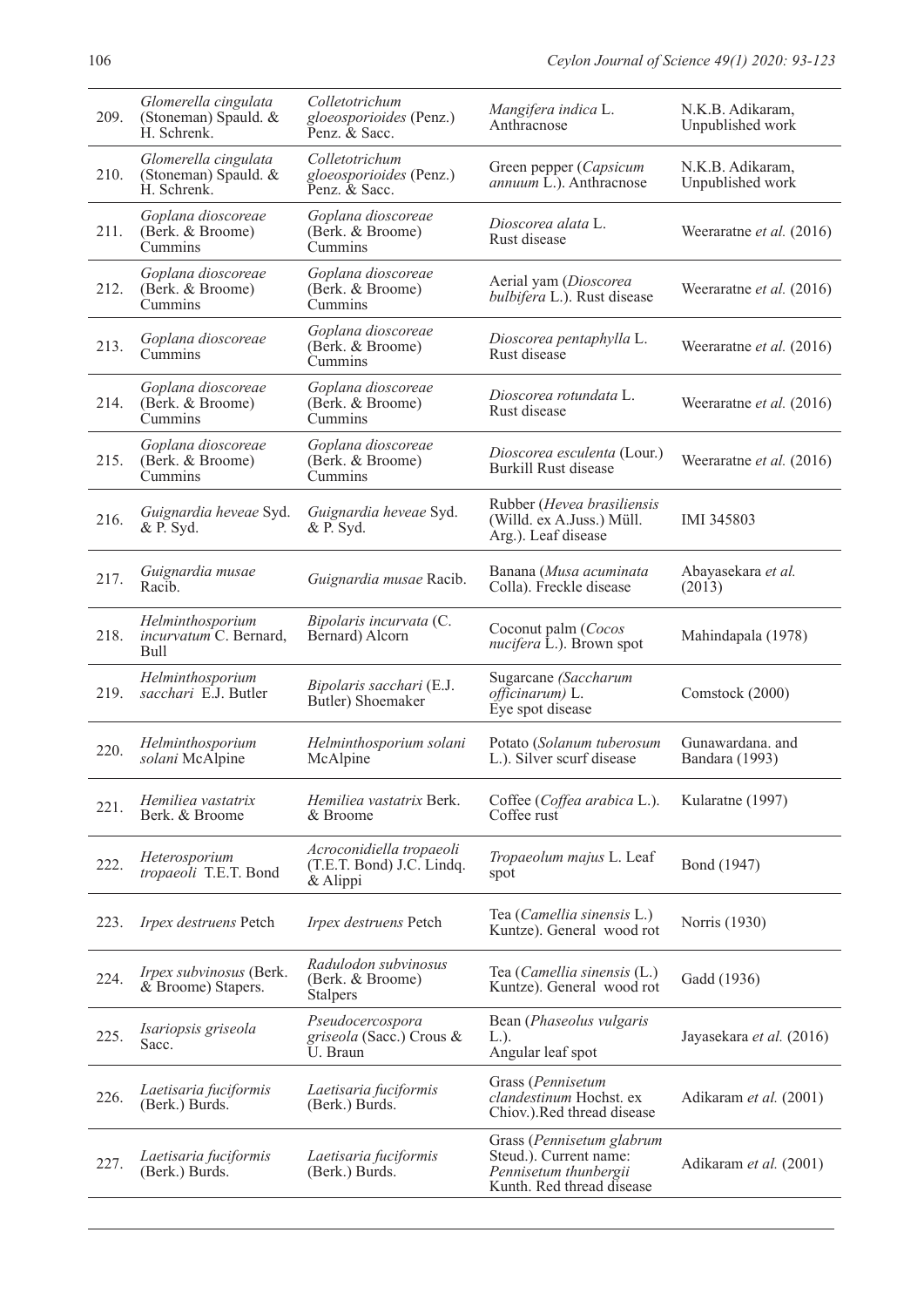| | | | | |
|---|---|---|---|---|
| 209. | *Glomerella cingulata* (Stoneman) Spauld. & H. Schrenk. | *Colletotrichum gloeosporioides* (Penz.) Penz. & Sacc. | *Mangifera indica* L. Anthracnose | N.K.B. Adikaram, Unpublished work |
| 210. | *Glomerella cingulata* (Stoneman) Spauld. & H. Schrenk. | *Colletotrichum gloeosporioides* (Penz.) Penz. & Sacc. | Green pepper (*Capsicum annuum* L.). Anthracnose | N.K.B. Adikaram, Unpublished work |
| 211. | *Goplana dioscoreae* (Berk. & Broome) Cummins | *Goplana dioscoreae* (Berk. & Broome) Cummins | *Dioscorea alata* L. Rust disease | Weeraratne *et al.* (2016) |
| 212. | *Goplana dioscoreae* (Berk. & Broome) Cummins | *Goplana dioscoreae* (Berk. & Broome) Cummins | Aerial yam (*Dioscorea bulbifera* L.). Rust disease | Weeraratne *et al.* (2016) |
| 213. | *Goplana dioscoreae* Cummins | *Goplana dioscoreae* (Berk. & Broome) Cummins | *Dioscorea pentaphylla* L. Rust disease | Weeraratne *et al.* (2016) |
| 214. | *Goplana dioscoreae* (Berk. & Broome) Cummins | *Goplana dioscoreae* (Berk. & Broome) Cummins | *Dioscorea rotundata* L. Rust disease | Weeraratne *et al.* (2016) |
| 215. | *Goplana dioscoreae* (Berk. & Broome) Cummins | *Goplana dioscoreae* (Berk. & Broome) Cummins | *Dioscorea esculenta* (Lour.) Burkill Rust disease | Weeraratne *et al.* (2016) |
| 216. | *Guignardia heveae* Syd. & P. Syd. | *Guignardia heveae* Syd. & P. Syd. | Rubber (*Hevea brasiliensis* (Willd. ex A.Juss.) Müll. Arg.). Leaf disease | IMI 345803 |
| 217. | *Guignardia musae* Racib. | *Guignardia musae* Racib. | Banana (*Musa acuminata* Colla). Freckle disease | Abayasekara *et al.* (2013) |
| 218. | *Helminthosporium incurvatum* C. Bernard, Bull | *Bipolaris incurvata* (C. Bernard) Alcorn | Coconut palm (*Cocos nucifera* L.). Brown spot | Mahindapala (1978) |
| 219. | *Helminthosporium sacchari* E.J. Butler | *Bipolaris sacchari* (E.J. Butler) Shoemaker | Sugarcane *(Saccharum officinarum)* L. Eye spot disease | Comstock (2000) |
| 220. | *Helminthosporium solani* McAlpine | *Helminthosporium solani* McAlpine | Potato (*Solanum tuberosum* L.). Silver scurf disease | Gunawardana. and Bandara (1993) |
| 221. | *Hemiliea vastatrix* Berk. & Broome | *Hemiliea vastatrix* Berk. & Broome | Coffee (*Coffea arabica* L.). Coffee rust | Kularatne (1997) |
| 222. | *Heterosporium tropaeoli* T.E.T. Bond | *Acroconidiella tropaeoli* (T.E.T. Bond) J.C. Lindq. & Alippi | *Tropaeolum majus* L. Leaf spot | Bond (1947) |
| 223. | *Irpex destruens* Petch | *Irpex destruens* Petch | Tea (*Camellia sinensis* L.) Kuntze). General wood rot | Norris (1930) |
| 224. | *Irpex subvinosus* (Berk. & Broome) Stapers. | *Radulodon subvinosus* (Berk. & Broome) Stalpers | Tea (*Camellia sinensis* (L.) Kuntze). General wood rot | Gadd (1936) |
| 225. | *Isariopsis griseola* Sacc. | *Pseudocercospora griseola* (Sacc.) Crous & U. Braun | Bean (*Phaseolus vulgaris* L.). Angular leaf spot | Jayasekara *et al.* (2016) |
| 226. | *Laetisaria fuciformis* (Berk.) Burds. | *Laetisaria fuciformis* (Berk.) Burds. | Grass (*Pennisetum clandestinum* Hochst. ex Chiov.).Red thread disease | Adikaram *et al.* (2001) |
| 227. | *Laetisaria fuciformis* (Berk.) Burds. | *Laetisaria fuciformis* (Berk.) Burds. | Grass (*Pennisetum glabrum* Steud.). Current name: *Pennisetum thunbergii* Kunth. Red thread disease | Adikaram *et al.* (2001) |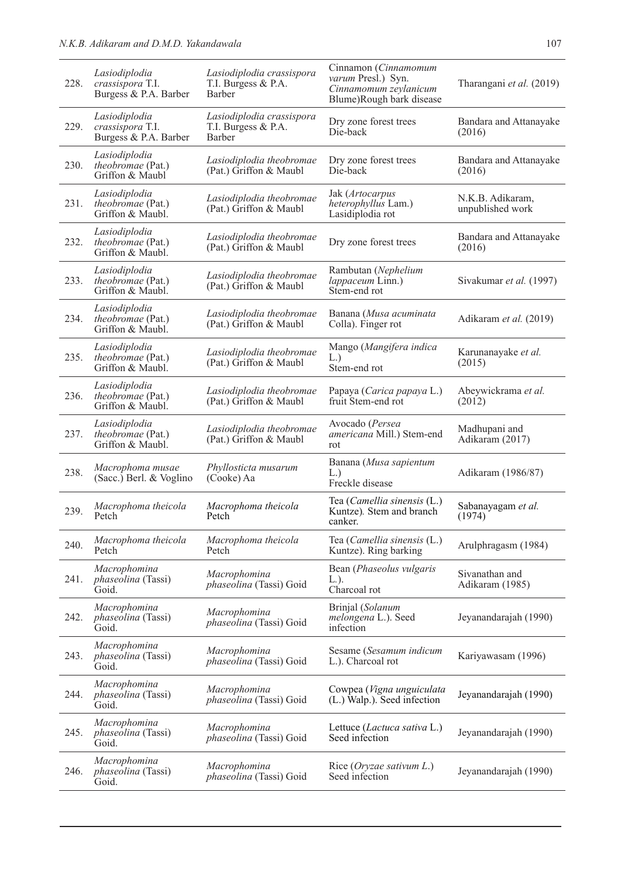| | | | | |
|---|---|---|---|---|
| 228. | *Lasiodiplodia crassispora* T.I. Burgess & P.A. Barber | *Lasiodiplodia crassispora* T.I. Burgess & P.A. Barber | Cinnamon (*Cinnamomum varum* Presl.) Syn. *Cinnamomum zeylanicum* Blume)Rough bark disease | Tharangani *et al.* (2019) |
| 229. | *Lasiodiplodia crassispora* T.I. Burgess & P.A. Barber | *Lasiodiplodia crassispora* T.I. Burgess & P.A. Barber | Dry zone forest trees Die-back | Bandara and Attanayake (2016) |
| 230. | *Lasiodiplodia theobromae* (Pat.) Griffon & Maubl | *Lasiodiplodia theobromae* (Pat.) Griffon & Maubl | Dry zone forest trees Die-back | Bandara and Attanayake (2016) |
| 231. | *Lasiodiplodia theobromae* (Pat.) Griffon & Maubl. | *Lasiodiplodia theobromae* (Pat.) Griffon & Maubl | Jak (*Artocarpus heterophyllus* Lam.) Lasidiplodia rot | N.K.B. Adikaram, unpublished work |
| 232. | *Lasiodiplodia theobromae* (Pat.) Griffon & Maubl. | *Lasiodiplodia theobromae* (Pat.) Griffon & Maubl | Dry zone forest trees | Bandara and Attanayake (2016) |
| 233. | *Lasiodiplodia theobromae* (Pat.) Griffon & Maubl. | *Lasiodiplodia theobromae* (Pat.) Griffon & Maubl | Rambutan (*Nephelium lappaceum* Linn.) Stem-end rot | Sivakumar *et al.* (1997) |
| 234. | *Lasiodiplodia theobromae* (Pat.) Griffon & Maubl. | *Lasiodiplodia theobromae* (Pat.) Griffon & Maubl | Banana (*Musa acuminata* Colla). Finger rot | Adikaram *et al.* (2019) |
| 235. | *Lasiodiplodia theobromae* (Pat.) Griffon & Maubl. | *Lasiodiplodia theobromae* (Pat.) Griffon & Maubl | Mango (*Mangifera indica* L.) Stem-end rot | Karunanayake *et al.* (2015) |
| 236. | *Lasiodiplodia theobromae* (Pat.) Griffon & Maubl. | *Lasiodiplodia theobromae* (Pat.) Griffon & Maubl | Papaya (*Carica papaya* L.) fruit Stem-end rot | Abeywickrama *et al.* (2012) |
| 237. | *Lasiodiplodia theobromae* (Pat.) Griffon & Maubl. | *Lasiodiplodia theobromae* (Pat.) Griffon & Maubl | Avocado (*Persea americana* Mill.) Stem-end rot | Madhupani and Adikaram (2017) |
| 238. | *Macrophoma musae* (Sacc.) Berl. & Voglino | *Phyllosticta musarum* (Cooke) Aa | Banana (*Musa sapientum* L.) Freckle disease | Adikaram (1986/87) |
| 239. | *Macrophoma theicola* Petch | *Macrophoma theicola* Petch | Tea (*Camellia sinensis* (L.) Kuntze). Stem and branch canker. | Sabanayagam *et al.* (1974) |
| 240. | *Macrophoma theicola* Petch | *Macrophoma theicola* Petch | Tea (*Camellia sinensis* (L.) Kuntze). Ring barking | Arulphragasm (1984) |
| 241. | *Macrophomina phaseolina* (Tassi) Goid. | *Macrophomina phaseolina* (Tassi) Goid | Bean (*Phaseolus vulgaris* L.). Charcoal rot | Sivanathan and Adikaram (1985) |
| 242. | *Macrophomina phaseolina* (Tassi) Goid. | *Macrophomina phaseolina* (Tassi) Goid | Brinjal (*Solanum melongena* L.). Seed infection | Jeyanandarajah (1990) |
| 243. | *Macrophomina phaseolina* (Tassi) Goid. | *Macrophomina phaseolina* (Tassi) Goid | Sesame (*Sesamum indicum* L.). Charcoal rot | Kariyawasam (1996) |
| 244. | *Macrophomina phaseolina* (Tassi) Goid. | *Macrophomina phaseolina* (Tassi) Goid | Cowpea (*Vigna unguiculata* (L.) Walp.). Seed infection | Jeyanandarajah (1990) |
| 245. | *Macrophomina phaseolina* (Tassi) Goid. | *Macrophomina phaseolina* (Tassi) Goid | Lettuce (*Lactuca sativa* L.) Seed infection | Jeyanandarajah (1990) |
| 246. | *Macrophomina phaseolina* (Tassi) Goid. | *Macrophomina phaseolina* (Tassi) Goid | Rice (*Oryzae sativum L.*) Seed infection | Jeyanandarajah (1990) |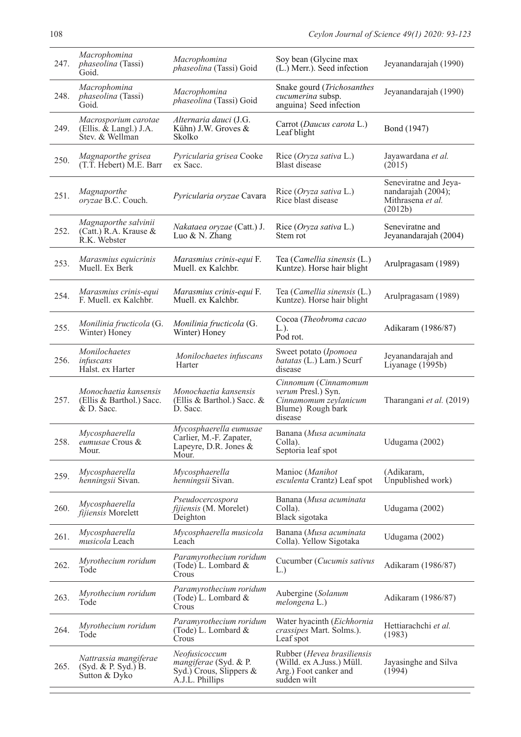| | | | | |
|---|---|---|---|---|
| 247. | *Macrophomina phaseolina* (Tassi) Goid. | *Macrophomina phaseolina* (Tassi) Goid | Soy bean (Glycine max (L.) Merr.). Seed infection | Jeyanandarajah (1990) |
| 248. | *Macrophomina phaseolina* (Tassi) Goid. | *Macrophomina phaseolina* (Tassi) Goid | Snake gourd (*Trichosanthes cucumerina* subsp. anguina} Seed infection | Jeyanandarajah (1990) |
| 249. | *Macrosporium carotae* (Ellis. & Langl.) J.A. Stev. & Wellman | *Alternaria dauci* (J.G. Kühn) J.W. Groves & Skolko | Carrot (*Daucus carota* L.) Leaf blight | Bond (1947) |
| 250. | *Magnaporthe grisea* (T.T. Hebert) M.E. Barr | *Pyricularia grisea* Cooke ex Sacc. | Rice (*Oryza sativa* L.) Blast disease | Jayawardana *et al.* (2015) |
| 251. | *Magnaporthe oryzae* B.C. Couch. | *Pyricularia oryzae* Cavara | Rice (*Oryza sativa* L.) Rice blast disease | Seneviratne and Jeyanandarajah (2004); Mithrasena *et al.* (2012b) |
| 252. | *Magnaporthe salvinii* (Catt.) R.A. Krause & R.K. Webster | *Nakataea oryzae* (Catt.) J. Luo & N. Zhang | Rice (*Oryza sativa* L.) Stem rot | Seneviratne and Jeyanandarajah (2004) |
| 253. | *Marasmius equicrinis* Muell. Ex Berk | *Marasmius crinis-equi* F. Muell. ex Kalchbr. | Tea (*Camellia sinensis* (L.) Kuntze). Horse hair blight | Arulpragasam (1989) |
| 254. | *Marasmius crinis-equi* F. Muell. ex Kalchbr. | *Marasmius crinis-equi* F. Muell. ex Kalchbr. | Tea (*Camellia sinensis* (L.) Kuntze). Horse hair blight | Arulpragasam (1989) |
| 255. | *Monilinia fructicola* (G. Winter) Honey | *Monilinia fructicola* (G. Winter) Honey | Cocoa (*Theobroma cacao* L.). Pod rot. | Adikaram (1986/87) |
| 256. | *Monilochaetes infuscans* Halst. ex Harter | *Monilochaetes infuscans* Harter | Sweet potato (*Ipomoea batatas* (L.) Lam.) Scurf disease | Jeyanandarajah and Liyanage (1995b) |
| 257. | *Monochaetia kansensis* (Ellis & Barthol.) Sacc. & D. Sacc. | *Monochaetia kansensis* (Ellis & Barthol.) Sacc. & D. Sacc. | Cinnomum (*Cinnamomum verum* Presl.) Syn. *Cinnamomum zeylanicum* Blume) Rough bark disease | Tharangani *et al.* (2019) |
| 258. | *Mycosphaerella eumusae* Crous & Mour. | *Mycosphaerella eumusae* Carlier, M.-F. Zapater, Lapeyre, D.R. Jones & Mour. | Banana (*Musa acuminata* Colla). Septoria leaf spot | Udugama (2002) |
| 259. | *Mycosphaerella henningsii* Sivan. | *Mycosphaerella henningsii* Sivan. | Manioc (*Manihot esculenta* Crantz) Leaf spot | (Adikaram, Unpublished work) |
| 260. | *Mycosphaerella fijiensis* Morelett | *Pseudocercospora fijiensis* (M. Morelet) Deighton | Banana (*Musa acuminata* Colla). Black sigotaka | Udugama (2002) |
| 261. | *Mycosphaerella musicola* Leach | *Mycosphaerella musicola* Leach | Banana (*Musa acuminata* Colla). Yellow Sigotaka | Udugama (2002) |
| 262. | *Myrothecium roridum* Tode | *Paramyrothecium roridum* (Tode) L. Lombard & Crous | Cucumber (*Cucumis sativus* L.) | Adikaram (1986/87) |
| 263. | *Myrothecium roridum* Tode | *Paramyrothecium roridum* (Tode) L. Lombard & Crous | Aubergine (*Solanum melongena* L.) | Adikaram (1986/87) |
| 264. | *Myrothecium roridum* Tode | *Paramyrothecium roridum* (Tode) L. Lombard & Crous | Water hyacinth (*Eichhornia crassipes* Mart. Solms.). Leaf spot | Hettiarachchi *et al.* (1983) |
| 265. | *Nattrassia mangiferae* (Syd. & P. Syd.) B. Sutton & Dyko | *Neofusicoccum mangiferae* (Syd. & P. Syd.) Crous, Slippers & A.J.L. Phillips | Rubber (*Hevea brasiliensis* (Willd. ex A.Juss.) Müll. Arg.) Foot canker and sudden wilt | Jayasinghe and Silva (1994) |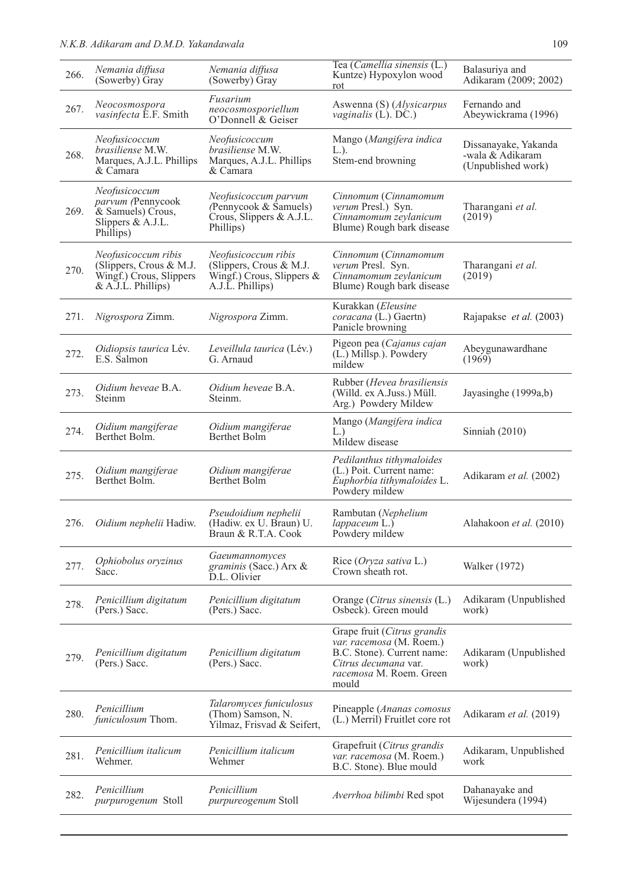| | | | | |
|---|---|---|---|---|
| 266. | *Nemania diffusa* (Sowerby) Gray | *Nemania diffusa* (Sowerby) Gray | Tea (*Camellia sinensis* (L.) Kuntze) Hypoxylon wood rot | Balasuriya and Adikaram (2009; 2002) |
| 267. | *Neocosmospora vasinfecta* E.F. Smith | *Fusarium neocosmosporiellum* O'Donnell & Geiser | Aswenna (S) (*Alysicarpus vaginalis* (L). DC.) | Fernando and Abeywickrama (1996) |
| 268. | *Neofusicoccum brasiliense* M.W. Marques, A.J.L. Phillips & Camara | *Neofusicoccum brasiliense* M.W. Marques, A.J.L. Phillips & Camara | Mango (*Mangifera indica* L.). Stem-end browning | Dissanayake, Yakanda -wala & Adikaram (Unpublished work) |
| 269. | *Neofusicoccum parvum (*Pennycook & Samuels) Crous, Slippers & A.J.L. Phillips) | *Neofusicoccum parvum (*Pennycook & Samuels) Crous, Slippers & A.J.L. Phillips) | Cinnomum (*Cinnamomum verum* Presl.) Syn. *Cinnamomum zeylanicum* Blume) Rough bark disease | Tharangani *et al.* (2019) |
| 270. | *Neofusicoccum ribis* (Slippers, Crous & M.J. Wingf.) Crous, Slippers & A.J.L. Phillips) | *Neofusicoccum ribis* (Slippers, Crous & M.J. Wingf.) Crous, Slippers & A.J.L. Phillips) | Cinnomum (*Cinnamomum verum* Presl. Syn. *Cinnamomum zeylanicum* Blume) Rough bark disease | Tharangani *et al.* (2019) |
| 271. | *Nigrospora* Zimm. | *Nigrospora* Zimm. | Kurakkan (*Eleusine coracana* (L.) Gaertn) Panicle browning | Rajapakse *et al.* (2003) |
| 272. | *Oidiopsis taurica* Lév. E.S. Salmon | *Leveillula taurica* (Lév.) G. Arnaud | Pigeon pea (*Cajanus cajan* (L.) Millsp.). Powdery mildew | Abeygunawardhane (1969) |
| 273. | *Oidium heveae* B.A. Steinm | *Oidium heveae* B.A. Steinm. | Rubber (*Hevea brasiliensis* (Willd. ex A.Juss.) Müll. Arg.) Powdery Mildew | Jayasinghe (1999a,b) |
| 274. | *Oidium mangiferae* Berthet Bolm. | *Oidium mangiferae* Berthet Bolm | Mango (*Mangifera indica* L.) Mildew disease | Sinniah (2010) |
| 275. | *Oidium mangiferae* Berthet Bolm. | *Oidium mangiferae* Berthet Bolm | *Pedilanthus tithymaloides* (L.) Poit. Current name: *Euphorbia tithymaloides* L. Powdery mildew | Adikaram *et al.* (2002) |
| 276. | *Oidium nephelii* Hadiw. | *Pseudoidium nephelii* (Hadiw. ex U. Braun) U. Braun & R.T.A. Cook | Rambutan (*Nephelium lappaceum* L.) Powdery mildew | Alahakoon *et al.* (2010) |
| 277. | *Ophiobolus oryzinus* Sacc. | *Gaeumannomyces graminis* (Sacc.) Arx & D.L. Olivier | Rice (*Oryza sativa* L.) Crown sheath rot. | Walker (1972) |
| 278. | *Penicillium digitatum* (Pers.) Sacc. | *Penicillium digitatum* (Pers.) Sacc. | Orange (*Citrus sinensis* (L.) Osbeck). Green mould | Adikaram (Unpublished work) |
| 279. | *Penicillium digitatum* (Pers.) Sacc. | *Penicillium digitatum* (Pers.) Sacc. | Grape fruit (*Citrus grandis var. racemosa* (M. Roem.) B.C. Stone). Current name: *Citrus decumana* var. *racemosa* M. Roem. Green mould | Adikaram (Unpublished work) |
| 280. | *Penicillium funiculosum* Thom. | *Talaromyces funiculosus* (Thom) Samson, N. Yilmaz, Frisvad & Seifert, | Pineapple (*Ananas comosus* (L.) Merril) Fruitlet core rot | Adikaram *et al.* (2019) |
| 281. | *Penicillium italicum* Wehmer. | *Penicillium italicum* Wehmer | Grapefruit (*Citrus grandis var. racemosa* (M. Roem.) B.C. Stone). Blue mould | Adikaram, Unpublished work |
| 282. | *Penicillium purpurogenum* Stoll | *Penicillium purpureogenum* Stoll | *Averrhoa bilimbi* Red spot | Dahanayake and Wijesundera (1994) |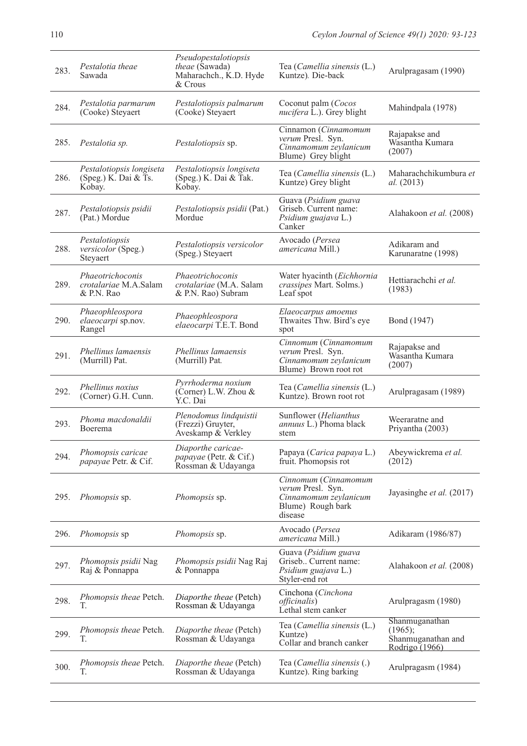| | | | | |
|---|---|---|---|---|
| 283. | *Pestalotia theae* Sawada | *Pseudopestalotiopsis theae* (Sawada) Maharachch., K.D. Hyde & Crous | Tea (*Camellia sinensis* (L.) Kuntze). Die-back | Arulpragasam (1990) |
| 284. | *Pestalotia parmarum* (Cooke) Steyaert | *Pestalotiopsis palmarum* (Cooke) Steyaert | Coconut palm (*Cocos nucifera* L.). Grey blight | Mahindpala (1978) |
| 285. | *Pestalotia sp.* | *Pestalotiopsis* sp. | Cinnamon (*Cinnamomum verum* Presl. Syn. *Cinnamomum zeylanicum* Blume) Grey blight | Rajapakse and Wasantha Kumara (2007) |
| 286. | *Pestalotiopsis longiseta* (Speg.) K. Dai & Ts. Kobay. | *Pestalotiopsis longiseta* (Speg.) K. Dai & Tak. Kobay. | Tea (*Camellia sinensis* (L.) Kuntze) Grey blight | Maharachchikumbura *et al.* (2013) |
| 287. | *Pestalotiopsis psidii* (Pat.) Mordue | *Pestalotiopsis psidii* (Pat.) Mordue | Guava (*Psidium guava* Griseb. Current name: *Psidium guajava* L.) Canker | Alahakoon *et al.* (2008) |
| 288. | *Pestalotiopsis versicolor* (Speg.) Steyaert | *Pestalotiopsis versicolor* (Speg.) Steyaert | Avocado (*Persea americana* Mill.) | Adikaram and Karunaratne (1998) |
| 289. | *Phaeotrichoconis crotalariae* M.A.Salam & P.N. Rao | *Phaeotrichoconis crotalariae* (M.A. Salam & P.N. Rao) Subram | Water hyacinth (*Eichhornia crassipes* Mart. Solms.) Leaf spot | Hettiarachchi *et al.* (1983) |
| 290. | *Phaeophleospora elaeocarpi* sp.nov. Rangel | *Phaeophleospora elaeocarpi* T.E.T. Bond | *Elaeocarpus amoenus* Thwaites Thw. Bird's eye spot | Bond (1947) |
| 291. | *Phellinus lamaensis* (Murrill) Pat. | *Phellinus lamaensis* (Murrill) Pat. | *Cinnomum* (*Cinnamomum verum* Presl. Syn. *Cinnamomum zeylanicum* Blume) Brown root rot | Rajapakse and Wasantha Kumara (2007) |
| 292. | *Phellinus noxius* (Corner) G.H. Cunn. | *Pyrrhoderma noxium* (Corner) L.W. Zhou & Y.C. Dai | Tea (*Camellia sinensis* (L.) Kuntze). Brown root rot | Arulpragasam (1989) |
| 293. | *Phoma macdonaldii* Boerema | *Plenodomus lindquistii* (Frezzi) Gruyter, Aveskamp & Verkley | Sunflower (*Helianthus annuus* L.) Phoma black stem | Weeraratne and Priyantha (2003) |
| 294. | *Phomopsis caricae papayae* Petr. & Cif. | *Diaporthe caricae-papayae* (Petr. & Cif.) Rossman & Udayanga | Papaya (*Carica papaya* L.) fruit. Phomopsis rot | Abeywickrema *et al.* (2012) |
| 295. | *Phomopsis* sp. | *Phomopsis* sp. | *Cinnomum* (*Cinnamomum verum* Presl. Syn. *Cinnamomum zeylanicum* Blume) Rough bark disease | Jayasinghe *et al.* (2017) |
| 296. | *Phomopsis* sp | *Phomopsis* sp. | Avocado (*Persea americana* Mill.) | Adikaram (1986/87) |
| 297. | *Phomopsis psidii* Nag Raj & Ponnappa | *Phomopsis psidii* Nag Raj & Ponnappa | Guava (*Psidium guava* Griseb.. Current name: *Psidium guajava* L.) Styler-end rot | Alahakoon *et al.* (2008) |
| 298. | *Phomopsis theae* Petch. T. | *Diaporthe theae* (Petch) Rossman & Udayanga | Cinchona (*Cinchona officinalis*) Lethal stem canker | Arulpragsm (1980) |
| 299. | *Phomopsis theae* Petch. T. | *Diaporthe theae* (Petch) Rossman & Udayanga | Tea (*Camellia sinensis* (L.) Kuntze) Collar and branch canker | Shanmuganathan (1965); Shanmuganathan and Rodrigo (1966) |
| 300. | *Phomopsis theae* Petch. T. | *Diaporthe theae* (Petch) Rossman & Udayanga | Tea (*Camellia sinensis* (.) Kuntze). Ring barking | Arulpragsm (1984) |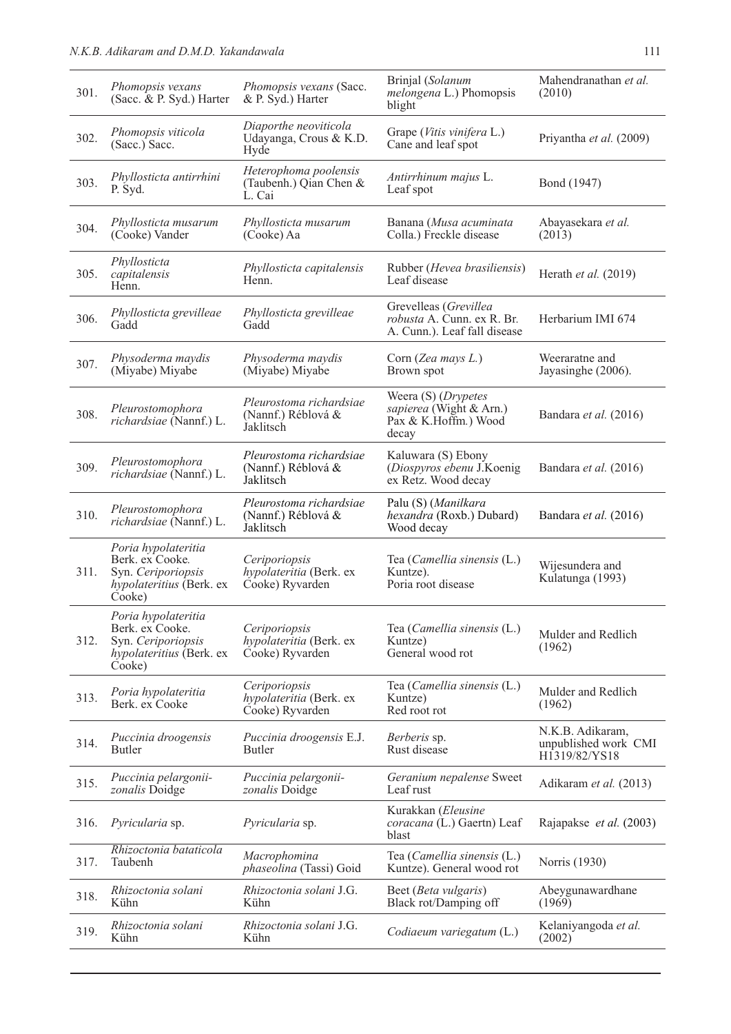| | | | | |
|---|---|---|---|---|
| 301. | *Phomopsis vexans* (Sacc. & P. Syd.) Harter | *Phomopsis vexans* (Sacc. & P. Syd.) Harter | Brinjal (*Solanum melongena* L.) Phomopsis blight | Mahendranathan *et al.* (2010) |
| 302. | *Phomopsis viticola* (Sacc.) Sacc. | *Diaporthe neoviticola* Udayanga, Crous & K.D. Hyde | Grape (*Vitis vinifera* L.) Cane and leaf spot | Priyantha *et al.* (2009) |
| 303. | *Phyllosticta antirrhini* P. Syd. | *Heterophoma poolensis* (Taubenh.) Qian Chen & L. Cai | *Antirrhinum majus* L. Leaf spot | Bond (1947) |
| 304. | *Phyllosticta musarum* (Cooke) Vander | *Phyllosticta musarum* (Cooke) Aa | Banana (*Musa acuminata* Colla.) Freckle disease | Abayasekara *et al.* (2013) |
| 305. | *Phyllosticta capitalensis* Henn. | *Phyllosticta capitalensis* Henn. | Rubber (*Hevea brasiliensis*) Leaf disease | Herath *et al.* (2019) |
| 306. | *Phyllosticta grevilleae* Gadd | *Phyllosticta grevilleae* Gadd | Grevelleas (*Grevillea robusta* A. Cunn. ex R. Br. A. Cunn.). Leaf fall disease | Herbarium IMI 674 |
| 307. | *Physoderma maydis* (Miyabe) Miyabe | *Physoderma maydis* (Miyabe) Miyabe | Corn (*Zea mays L.*) Brown spot | Weeraratne and Jayasinghe (2006). |
| 308. | *Pleurostomophora richardsiae* (Nannf.) L. | *Pleurostoma richardsiae* (Nannf.) Réblová & Jaklitsch | Weera (S) (*Drypetes sapierea* (Wight & Arn.) Pax & K.Hoffm.) Wood decay | Bandara *et al.* (2016) |
| 309. | *Pleurostomophora richardsiae* (Nannf.) L. | *Pleurostoma richardsiae* (Nannf.) Réblová & Jaklitsch | Kaluwara (S) Ebony (*Diospyros ebenu* J.Koenig ex Retz. Wood decay | Bandara *et al.* (2016) |
| 310. | *Pleurostomophora richardsiae* (Nannf.) L. | *Pleurostoma richardsiae* (Nannf.) Réblová & Jaklitsch | Palu (S) (*Manilkara hexandra* (Roxb.) Dubard) Wood decay | Bandara *et al.* (2016) |
| 311. | *Poria hypolateritia* Berk. ex Cooke. Syn. *Ceriporiopsis hypolateritius* (Berk. ex Cooke) | *Ceriporiopsis hypolateritia* (Berk. ex Cooke) Ryvarden | Tea (*Camellia sinensis* (L.) Kuntze). Poria root disease | Wijesundera and Kulatunga (1993) |
| 312. | *Poria hypolateritia* Berk. ex Cooke. Syn. *Ceriporiopsis hypolateritius* (Berk. ex Cooke) | *Ceriporiopsis hypolateritia* (Berk. ex Cooke) Ryvarden | Tea (*Camellia sinensis* (L.) Kuntze) General wood rot | Mulder and Redlich (1962) |
| 313. | *Poria hypolateritia* Berk. ex Cooke | *Ceriporiopsis hypolateritia* (Berk. ex Cooke) Ryvarden | Tea (*Camellia sinensis* (L.) Kuntze) Red root rot | Mulder and Redlich (1962) |
| 314. | *Puccinia droogensis* Butler | *Puccinia droogensis* E.J. Butler | *Berberis* sp. Rust disease | N.K.B. Adikaram, unpublished work CMI H1319/82/YS18 |
| 315. | *Puccinia pelargonii-zonalis* Doidge | *Puccinia pelargonii-zonalis* Doidge | *Geranium nepalense* Sweet Leaf rust | Adikaram *et al.* (2013) |
| 316. | *Pyricularia* sp. | *Pyricularia* sp. | Kurakkan (*Eleusine coracana* (L.) Gaertn) Leaf blast | Rajapakse *et al.* (2003) |
| 317. | *Rhizoctonia bataticola* Taubenh | *Macrophomina phaseolina* (Tassi) Goid | Tea (*Camellia sinensis* (L.) Kuntze). General wood rot | Norris (1930) |
| 318. | *Rhizoctonia solani* Kühn | *Rhizoctonia solani* J.G. Kühn | Beet (*Beta vulgaris*) Black rot/Damping off | Abeygunawardhane (1969) |
| 319. | *Rhizoctonia solani* Kühn | *Rhizoctonia solani* J.G. Kühn | *Codiaeum variegatum* (L.) | Kelaniyangoda *et al.* (2002) |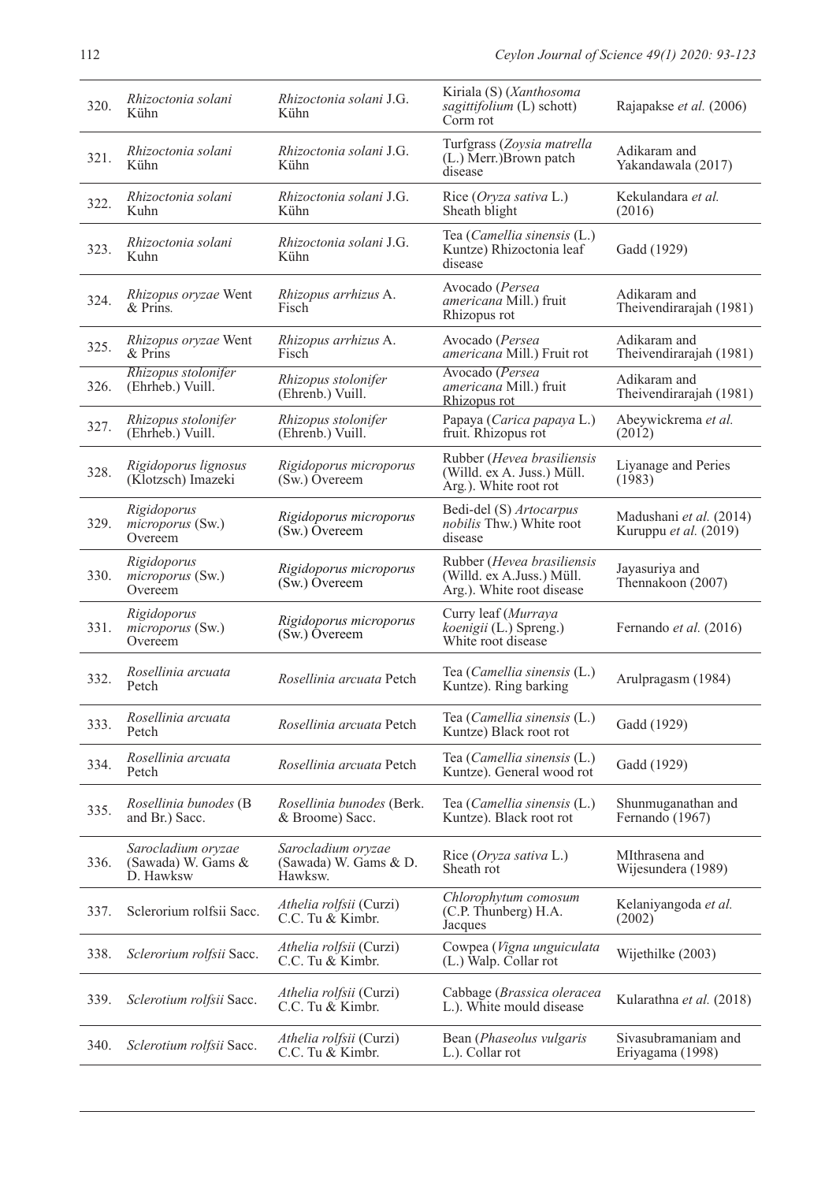| | | | | |
|---|---|---|---|---|
| 320. | *Rhizoctonia solani* Kühn | *Rhizoctonia solani* J.G. Kühn | Kiriala (S) (*Xanthosoma sagittifolium* (L) schott) Corm rot | Rajapakse *et al.* (2006) |
| 321. | *Rhizoctonia solani* Kühn | *Rhizoctonia solani* J.G. Kühn | Turfgrass (*Zoysia matrella* (L.) Merr.)Brown patch disease | Adikaram and Yakandawala (2017) |
| 322. | *Rhizoctonia solani* Kuhn | *Rhizoctonia solani* J.G. Kühn | Rice (*Oryza sativa* L.) Sheath blight | Kekulandara *et al.* (2016) |
| 323. | *Rhizoctonia solani* Kuhn | *Rhizoctonia solani* J.G. Kühn | Tea (*Camellia sinensis* (L.) Kuntze) Rhizoctonia leaf disease | Gadd (1929) |
| 324. | *Rhizopus oryzae* Went & Prins. | *Rhizopus arrhizus* A. Fisch | Avocado (*Persea americana* Mill.) fruit Rhizopus rot | Adikaram and Theivendirarajah (1981) |
| 325. | *Rhizopus oryzae* Went & Prins | *Rhizopus arrhizus* A. Fisch | Avocado (*Persea americana* Mill.) Fruit rot | Adikaram and Theivendirarajah (1981) |
| 326. | *Rhizopus stolonifer* (Ehrheb.) Vuill. | *Rhizopus stolonifer* (Ehrenb.) Vuill. | Avocado (*Persea americana* Mill.) fruit Rhizopus rot | Adikaram and Theivendirarajah (1981) |
| 327. | *Rhizopus stolonifer* (Ehrheb.) Vuill. | *Rhizopus stolonifer* (Ehrenb.) Vuill. | Papaya (*Carica papaya* L.) fruit. Rhizopus rot | Abeywickrema *et al.* (2012) |
| 328. | *Rigidoporus lignosus* (Klotzsch) Imazeki | *Rigidoporus microporus* (Sw.) Overeem | Rubber (*Hevea brasiliensis* (Willd. ex A. Juss.) Müll. Arg.). White root rot | Liyanage and Peries (1983) |
| 329. | *Rigidoporus microporus* (Sw.) Overeem | *Rigidoporus microporus* (Sw.) Overeem | Bedi-del (S) *Artocarpus nobilis* Thw.) White root disease | Madushani *et al.* (2014) Kuruppu *et al.* (2019) |
| 330. | *Rigidoporus microporus* (Sw.) Overeem | *Rigidoporus microporus* (Sw.) Overeem | Rubber (*Hevea brasiliensis* (Willd. ex A.Juss.) Müll. Arg.). White root disease | Jayasuriya and Thennakoon (2007) |
| 331. | *Rigidoporus microporus* (Sw.) Overeem | *Rigidoporus microporus* (Sw.) Overeem | Curry leaf (*Murraya koenigii* (L.) Spreng.) White root disease | Fernando *et al.* (2016) |
| 332. | *Rosellinia arcuata* Petch | *Rosellinia arcuata* Petch | Tea (*Camellia sinensis* (L.) Kuntze). Ring barking | Arulpragasm (1984) |
| 333. | *Rosellinia arcuata* Petch | *Rosellinia arcuata* Petch | Tea (*Camellia sinensis* (L.) Kuntze) Black root rot | Gadd (1929) |
| 334. | *Rosellinia arcuata* Petch | *Rosellinia arcuata* Petch | Tea (*Camellia sinensis* (L.) Kuntze). General wood rot | Gadd (1929) |
| 335. | *Rosellinia bunodes* (B and Br.) Sacc. | *Rosellinia bunodes* (Berk. & Broome) Sacc. | Tea (*Camellia sinensis* (L.) Kuntze). Black root rot | Shunmuganathan and Fernando (1967) |
| 336. | *Sarocladium oryzae* (Sawada) W. Gams & D. Hawksw | *Sarocladium oryzae* (Sawada) W. Gams & D. Hawksw. | Rice (*Oryza sativa* L.) Sheath rot | MIthrasena and Wijesundera (1989) |
| 337. | Sclerorium rolfsii Sacc. | *Athelia rolfsii* (Curzi) C.C. Tu & Kimbr. | *Chlorophytum comosum* (C.P. Thunberg) H.A. Jacques | Kelaniyangoda *et al.* (2002) |
| 338. | *Sclerorium rolfsii* Sacc. | *Athelia rolfsii* (Curzi) C.C. Tu & Kimbr. | Cowpea (*Vigna unguiculata* (L.) Walp. Collar rot | Wijethilke (2003) |
| 339. | *Sclerotium rolfsii* Sacc. | *Athelia rolfsii* (Curzi) C.C. Tu & Kimbr. | Cabbage (*Brassica oleracea* L.). White mould disease | Kularathna *et al.* (2018) |
| 340. | *Sclerotium rolfsii* Sacc. | *Athelia rolfsii* (Curzi) C.C. Tu & Kimbr. | Bean (*Phaseolus vulgaris* L.). Collar rot | Sivasubramaniam and Eriyagama (1998) |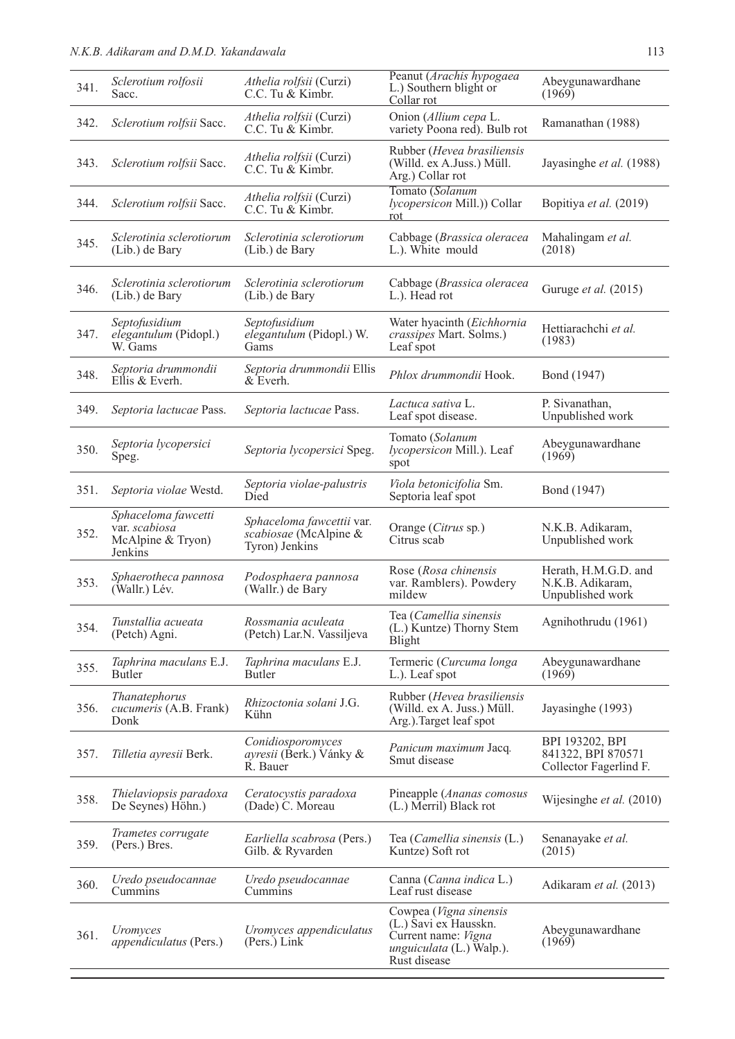| 341. | *Sclerotium rolfosii* Sacc. | *Athelia rolfsii* (Curzi) C.C. Tu & Kimbr. | Peanut (*Arachis hypogaea* L.) Southern blight or Collar rot | Abeygunawardhane (1969) |
|---|---|---|---|---|
| 342. | *Sclerotium rolfsii* Sacc. | *Athelia rolfsii* (Curzi) C.C. Tu & Kimbr. | Onion (*Allium cepa* L. variety Poona red). Bulb rot | Ramanathan (1988) |
| 343. | *Sclerotium rolfsii* Sacc. | *Athelia rolfsii* (Curzi) C.C. Tu & Kimbr. | Rubber (*Hevea brasiliensis* (Willd. ex A.Juss.) Müll. Arg.) Collar rot | Jayasinghe *et al.* (1988) |
| 344. | *Sclerotium rolfsii* Sacc. | *Athelia rolfsii* (Curzi) C.C. Tu & Kimbr. | Tomato (*Solanum lycopersicon* Mill.)) Collar rot | Bopitiya *et al.* (2019) |
| 345. | *Sclerotinia sclerotiorum* (Lib.) de Bary | *Sclerotinia sclerotiorum* (Lib.) de Bary | Cabbage (*Brassica oleracea* L.). White mould | Mahalingam *et al.* (2018) |
| 346. | *Sclerotinia sclerotiorum* (Lib.) de Bary | *Sclerotinia sclerotiorum* (Lib.) de Bary | Cabbage (*Brassica oleracea* L.). Head rot | Guruge *et al.* (2015) |
| 347. | *Septofusidium elegantulum* (Pidopl.) W. Gams | *Septofusidium elegantulum* (Pidopl.) W. Gams | Water hyacinth (*Eichhornia crassipes* Mart. Solms.) Leaf spot | Hettiarachchi *et al.* (1983) |
| 348. | *Septoria drummondii* Ellis & Everh. | *Septoria drummondii* Ellis & Everh. | *Phlox drummondii* Hook. | Bond (1947) |
| 349. | *Septoria lactucae* Pass. | *Septoria lactucae* Pass. | *Lactuca sativa* L. Leaf spot disease. | P. Sivanathan, Unpublished work |
| 350. | *Septoria lycopersici* Speg. | *Septoria lycopersici* Speg. | Tomato (*Solanum lycopersicon* Mill.). Leaf spot | Abeygunawardhane (1969) |
| 351. | *Septoria violae* Westd. | *Septoria violae-palustris* Died | *Viola betonicifolia* Sm. Septoria leaf spot | Bond (1947) |
| 352. | *Sphaceloma fawcetti* var. *scabiosa* McAlpine & Tryon) Jenkins | *Sphaceloma fawcettii* var. *scabiosae* (McAlpine & Tyron) Jenkins | Orange (*Citrus* sp.) Citrus scab | N.K.B. Adikaram, Unpublished work |
| 353. | *Sphaerotheca pannosa* (Wallr.) Lév. | *Podosphaera pannosa* (Wallr.) de Bary | Rose (*Rosa chinensis* var. Ramblers). Powdery mildew | Herath, H.M.G.D. and N.K.B. Adikaram, Unpublished work |
| 354. | *Tunstallia acueata* (Petch) Agni. | *Rossmania aculeata* (Petch) Lar.N. Vassiljeva | Tea (*Camellia sinensis* (L.) Kuntze) Thorny Stem Blight | Agnihothrudu (1961) |
| 355. | *Taphrina maculans* E.J. Butler | *Taphrina maculans* E.J. Butler | Termeric (*Curcuma longa* L.). Leaf spot | Abeygunawardhane (1969) |
| 356. | *Thanatephorus cucumeris* (A.B. Frank) Donk | *Rhizoctonia solani* J.G. Kühn | Rubber (*Hevea brasiliensis* (Willd. ex A. Juss.) Müll. Arg.).Target leaf spot | Jayasinghe (1993) |
| 357. | *Tilletia ayresii* Berk. | *Conidiosporomyces ayresii* (Berk.) Vánky & R. Bauer | *Panicum maximum* Jacq. Smut disease | BPI 193202, BPI 841322, BPI 870571 Collector Fagerlind F. |
| 358. | *Thielaviopsis paradoxa* De Seynes) Höhn.) | *Ceratocystis paradoxa* (Dade) C. Moreau | Pineapple (*Ananas comosus* (L.) Merril) Black rot | Wijesinghe *et al.* (2010) |
| 359. | *Trametes corrugate* (Pers.) Bres. | *Earliella scabrosa* (Pers.) Gilb. & Ryvarden | Tea (*Camellia sinensis* (L.) Kuntze) Soft rot | Senanayake *et al.* (2015) |
| 360. | *Uredo pseudocannae* Cummins | *Uredo pseudocannae* Cummins | Canna (*Canna indica* L.) Leaf rust disease | Adikaram *et al.* (2013) |
| 361. | *Uromyces appendiculatus* (Pers.) | *Uromyces appendiculatus* (Pers.) Link | Cowpea (*Vigna sinensis* (L.) Savi ex Hausskn. Current name: *Vigna unguiculata* (L.) Walp.). Rust disease | Abeygunawardhane (1969) |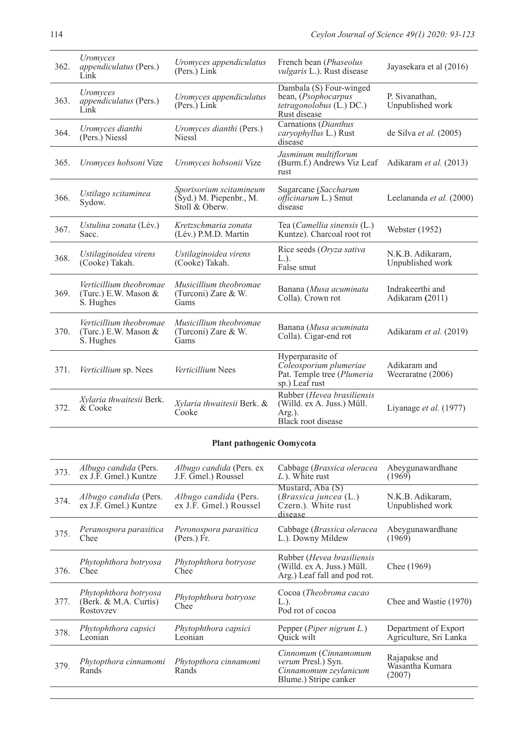| | | | | |
|---|---|---|---|---|
| 362. | *Uromyces appendiculatus* (Pers.) Link | *Uromyces appendiculatus* (Pers.) Link | French bean (*Phaseolus vulgaris* L.). Rust disease | Jayasekara et al (2016) |
| 363. | *Uromyces appendiculatus* (Pers.) Link | *Uromyces appendiculatus* (Pers.) Link | Dambala (S) Four-winged bean, (*Psophocarpus tetragonolobus* (L.) DC.) Rust disease | P. Sivanathan, Unpublished work |
| 364. | *Uromyces dianthi* (Pers.) Niessl | *Uromyces dianthi* (Pers.) Niessl | Carnations (*Dianthus caryophyllus* L.) Rust disease | de Silva *et al.* (2005) |
| 365. | *Uromyces hobsoni* Vize | *Uromyces hobsonii* Vize | *Jasminum multiflorum* (Burm.f.) Andrews Viz Leaf rust | Adikaram *et al.* (2013) |
| 366. | *Ustilago scitaminea* Sydow. | *Sporisorium scitamineum* (Syd.) M. Piepenbr., M. Stoll & Oberw. | Sugarcane (*Saccharum officinarum* L.) Smut disease | Leelananda *et al.* (2000) |
| 367. | *Ustulina zonata* (Lév.) Sacc. | *Kretzschmaria zonata* (Lév.) P.M.D. Martin | Tea (*Camellia sinensis* (L.) Kuntze). Charcoal root rot | Webster (1952) |
| 368. | *Ustilaginoidea virens* (Cooke) Takah. | *Ustilaginoidea virens* (Cooke) Takah. | Rice seeds (*Oryza sativa* L.). False smut | N.K.B. Adikaram, Unpublished work |
| 369. | *Verticillium theobromae* (Turc.) E.W. Mason & S. Hughes | *Musicillium theobromae* (Turconi) Zare & W. Gams | Banana (*Musa acuminata* Colla). Crown rot | Indrakeerthi and Adikaram **(**2011) |
| 370. | *Verticillium theobromae* (Turc.) E.W. Mason & S. Hughes | *Musicillium theobromae* (Turconi) Zare & W. Gams | Banana (*Musa acuminata* Colla). Cigar-end rot | Adikaram *et al.* (2019) |
| 371. | *Verticillium* sp. Nees | *Verticillium* Nees | Hyperparasite of *Coleosporium plumeriae* Pat. Temple tree (*Plumeria* sp.) Leaf rust | Adikaram and Weeraratne (2006) |
| 372. | *Xylaria thwaitesii* Berk. & Cooke | *Xylaria thwaitesii* Berk. & Cooke | Rubber (*Hevea brasiliensis* (Willd. ex A. Juss.) Müll. Arg.). Black root disease | Liyanage *et al.* (1977) |

**Plant pathogenic Oomycota**

| | | | | |
|---|---|---|---|---|
| 373. | *Albugo candida* (Pers. ex J.F. Gmel.) Kuntze | *Albugo candida* (Pers. ex J.F. Gmel.) Roussel | Cabbage (*Brassica oleracea L.*). White rust | Abeygunawardhane (1969) |
| 374. | *Albugo candida* (Pers. ex J.F. Gmel.) Kuntze | *Albugo candida* (Pers. ex J.F. Gmel.) Roussel | Mustard, Aba (S) (*Brassica juncea* (L.) Czern.). White rust disease | N.K.B. Adikaram, Unpublished work |
| 375. | *Peranospora parasitica* Chee | *Peronospora parasitica* (Pers.) Fr. | Cabbage (*Brassica oleracea* L.). Downy Mildew | Abeygunawardhane (1969) |
| 376. | *Phytophthora botryosa* Chee | *Phytophthora botryose* Chee | Rubber (*Hevea brasiliensis* (Willd. ex A. Juss.) Müll. Arg.) Leaf fall and pod rot. | Chee (1969) |
| 377. | *Phytophthora botryosa* (Berk. & M.A. Curtis) Rostovzev | *Phytophthora botryose* Chee | Cocoa (*Theobroma cacao* L.). Pod rot of cocoa | Chee and Wastie (1970) |
| 378. | *Phytophthora capsici* Leonian | *Phytophthora capsici* Leonian | Pepper (*Piper nigrum L.*) Quick wilt | Department of Export Agriculture, Sri Lanka |
| 379. | *Phytopthora cinnamomi* Rands | *Phytopthora cinnamomi* Rands | Cinnomum (*Cinnamomum verum* Presl.) Syn. *Cinnamomum zeylanicum* Blume.) Stripe canker | Rajapakse and Wasantha Kumara (2007) |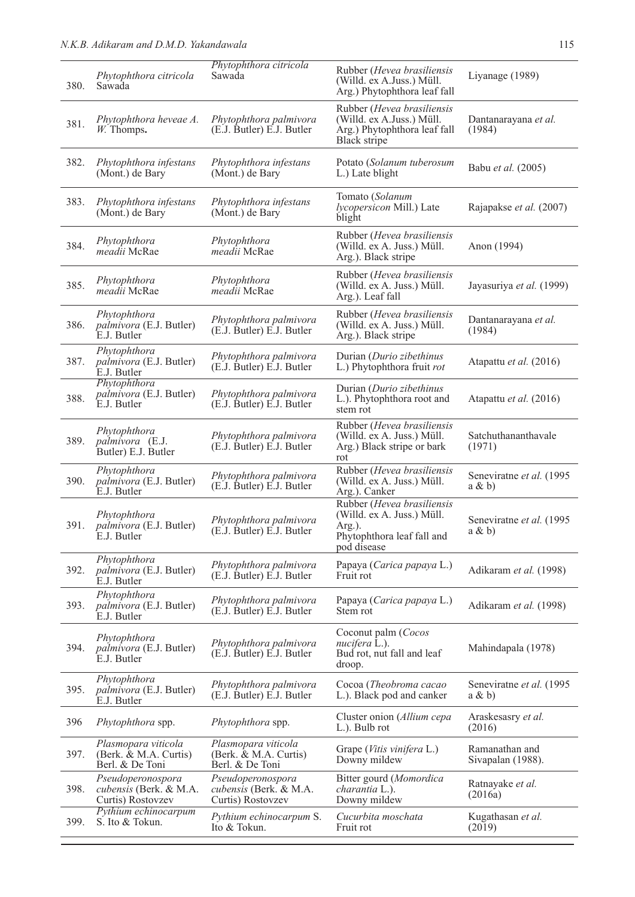| | | | | |
|---|---|---|---|---|
| 380. | *Phytophthora citricola* Sawada | *Phytophthora citricola* Sawada | Rubber (*Hevea brasiliensis* (Willd. ex A.Juss.) Müll. Arg.) Phytophthora leaf fall | Liyanage (1989) |
| 381. | *Phytophthora heveae A. W.* Thomps**.** | *Phytophthora palmivora* (E.J. Butler) E.J. Butler | Rubber (*Hevea brasiliensis* (Willd. ex A.Juss.) Müll. Arg.) Phytophthora leaf fall Black stripe | Dantanarayana *et al.* (1984) |
| 382. | *Phytophthora infestans* (Mont.) de Bary | *Phytophthora infestans* (Mont.) de Bary | Potato (*Solanum tuberosum* L.) Late blight | Babu *et al.* (2005) |
| 383. | *Phytophthora infestans* (Mont.) de Bary | *Phytophthora infestans* (Mont.) de Bary | Tomato (*Solanum lycopersicon* Mill.) Late blight | Rajapakse *et al.* (2007) |
| 384. | *Phytophthora meadii* McRae | *Phytophthora meadii* McRae | Rubber (*Hevea brasiliensis* (Willd. ex A. Juss.) Müll. Arg.). Black stripe | Anon (1994) |
| 385. | *Phytophthora meadii* McRae | *Phytophthora meadii* McRae | Rubber (*Hevea brasiliensis* (Willd. ex A. Juss.) Müll. Arg.). Leaf fall | Jayasuriya *et al.* (1999) |
| 386. | *Phytophthora palmivora* (E.J. Butler) E.J. Butler | *Phytophthora palmivora* (E.J. Butler) E.J. Butler | Rubber (*Hevea brasiliensis* (Willd. ex A. Juss.) Müll. Arg.). Black stripe | Dantanarayana *et al.* (1984) |
| 387. | *Phytophthora palmivora* (E.J. Butler) E.J. Butler | *Phytophthora palmivora* (E.J. Butler) E.J. Butler | Durian (*Durio zibethinus* L.) Phytophthora fruit *rot* | Atapattu *et al.* (2016) |
| 388. | *Phytophthora palmivora* (E.J. Butler) E.J. Butler | *Phytophthora palmivora* (E.J. Butler) E.J. Butler | Durian (*Durio zibethinus* L.). Phytophthora root and stem rot | Atapattu *et al.* (2016) |
| 389. | *Phytophthora palmivora* (E.J. Butler) E.J. Butler | *Phytophthora palmivora* (E.J. Butler) E.J. Butler | Rubber (*Hevea brasiliensis* (Willd. ex A. Juss.) Müll. Arg.) Black stripe or bark rot | Satchuthananthavale (1971) |
| 390. | *Phytophthora palmivora* (E.J. Butler) E.J. Butler | *Phytophthora palmivora* (E.J. Butler) E.J. Butler | Rubber (*Hevea brasiliensis* (Willd. ex A. Juss.) Müll. Arg.). Canker | Seneviratne *et al.* (1995 a & b) |
| 391. | *Phytophthora palmivora* (E.J. Butler) E.J. Butler | *Phytophthora palmivora* (E.J. Butler) E.J. Butler | Rubber (*Hevea brasiliensis* (Willd. ex A. Juss.) Müll. Arg.). Phytophthora leaf fall and pod disease | Seneviratne *et al.* (1995 a & b) |
| 392. | *Phytophthora palmivora* (E.J. Butler) E.J. Butler | *Phytophthora palmivora* (E.J. Butler) E.J. Butler | Papaya (*Carica papaya* L.) Fruit rot | Adikaram *et al.* (1998) |
| 393. | *Phytophthora palmivora* (E.J. Butler) E.J. Butler | *Phytophthora palmivora* (E.J. Butler) E.J. Butler | Papaya (*Carica papaya* L.) Stem rot | Adikaram *et al.* (1998) |
| 394. | *Phytophthora palmivora* (E.J. Butler) E.J. Butler | *Phytophthora palmivora* (E.J. Butler) E.J. Butler | Coconut palm (*Cocos nucifera* L.). Bud rot, nut fall and leaf droop. | Mahindapala (1978) |
| 395. | *Phytophthora palmivora* (E.J. Butler) E.J. Butler | *Phytophthora palmivora* (E.J. Butler) E.J. Butler | Cocoa (*Theobroma cacao* L.). Black pod and canker | Seneviratne *et al.* (1995 a & b) |
| 396 | *Phytophthora* spp. | *Phytophthora* spp. | Cluster onion (*Allium cepa* L.). Bulb rot | Araskesasry *et al.* (2016) |
| 397. | *Plasmopara viticola* (Berk. & M.A. Curtis) Berl. & De Toni | *Plasmopara viticola* (Berk. & M.A. Curtis) Berl. & De Toni | Grape (*Vitis vinifera* L.) Downy mildew | Ramanathan and Sivapalan (1988). |
| 398. | *Pseudoperonospora cubensis* (Berk. & M.A. Curtis) Rostovzev | *Pseudoperonospora cubensis* (Berk. & M.A. Curtis) Rostovzev | Bitter gourd (*Momordica charantia* L.). Downy mildew | Ratnayake *et al.* (2016a) |
| 399. | *Pythium echinocarpum* S. Ito & Tokun. | *Pythium echinocarpum* S. Ito & Tokun. | *Cucurbita moschata* Fruit rot | Kugathasan *et al.* (2019) |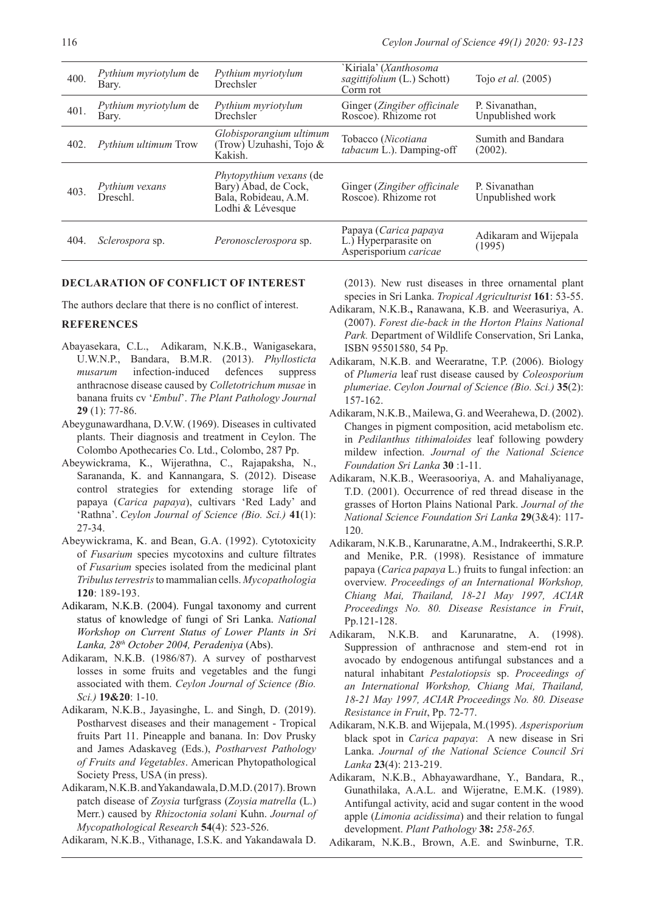| | | | | |
|---|---|---|---|---|
| 400. | *Pythium myriotylum* de Bary. | *Pythium myriotylum* Drechsler | `Kiriala' (*Xanthosoma sagittifolium* (L.) Schott) Corm rot | Tojo *et al.* (2005) |
| 401. | *Pythium myriotylum* de Bary. | *Pythium myriotylum* Drechsler | Ginger (*Zingiber officinale* Roscoe). Rhizome rot | P. Sivanathan, Unpublished work |
| 402. | *Pythium ultimum* Trow | *Globisporangium ultimum* (Trow) Uzuhashi, Tojo & Kakish. | Tobacco (*Nicotiana tabacum* L.). Damping-off | Sumith and Bandara (2002). |
| 403. | *Pythium vexans* Dreschl. | *Phytopythium vexans* (de Bary) Abad, de Cock, Bala, Robideau, A.M. Lodhi & Lévesque | Ginger (*Zingiber officinale* Roscoe). Rhizome rot | P. Sivanathan Unpublished work |
| 404. | *Sclerospora* sp. | *Peronosclerospora* sp. | Papaya (*Carica papaya* L.) Hyperparasite on Asperisporium *caricae* | Adikaram and Wijepala (1995) |

## DECLARATION OF CONFLICT OF INTEREST

The authors declare that there is no conflict of interest.

## REFERENCES

Abayasekara, C.L., Adikaram, N.K.B., Wanigasekara, U.W.N.P., Bandara, B.M.R. (2013). *Phyllosticta musarum* infection-induced defences suppress anthracnose disease caused by *Colletotrichum musae* in banana fruits cv '*Embul*'. *The Plant Pathology Journal* **29** (1): 77-86.

Abeygunawardhana, D.V.W. (1969). Diseases in cultivated plants. Their diagnosis and treatment in Ceylon. The Colombo Apothecaries Co. Ltd., Colombo, 287 Pp.

Abeywickrama, K., Wijerathna, C., Rajapaksha, N., Sarananda, K. and Kannangara, S. (2012). Disease control strategies for extending storage life of papaya (*Carica papaya*), cultivars 'Red Lady' and 'Rathna'. *Ceylon Journal of Science (Bio. Sci.)* **41**(1): 27-34.

Abeywickrama, K. and Bean, G.A. (1992). Cytotoxicity of *Fusarium* species mycotoxins and culture filtrates of *Fusarium* species isolated from the medicinal plant *Tribulus terrestris* to mammalian cells. *Mycopathologia* **120**: 189-193.

Adikaram, N.K.B. (2004). Fungal taxonomy and current status of knowledge of fungi of Sri Lanka. *National Workshop on Current Status of Lower Plants in Sri Lanka, 28th October 2004, Peradeniya* (Abs).

Adikaram, N.K.B. (1986/87). A survey of postharvest losses in some fruits and vegetables and the fungi associated with them. *Ceylon Journal of Science (Bio. Sci.)* **19&20**: 1-10.

Adikaram, N.K.B., Jayasinghe, L. and Singh, D. (2019). Postharvest diseases and their management - Tropical fruits Part 11. Pineapple and banana. In: Dov Prusky and James Adaskaveg (Eds.), *Postharvest Pathology of Fruits and Vegetables*. American Phytopathological Society Press, USA (in press).

Adikaram, N.K.B. and Yakandawala, D.M.D. (2017). Brown patch disease of *Zoysia* turfgrass (*Zoysia matrella* (L.) Merr.) caused by *Rhizoctonia solani* Kuhn. *Journal of Mycopathological Research* **54**(4): 523-526.

Adikaram, N.K.B., Vithanage, I.S.K. and Yakandawala D. (2013). New rust diseases in three ornamental plant species in Sri Lanka. *Tropical Agriculturist* **161**: 53-55.

Adikaram, N.K.B.**,** Ranawana, K.B. and Weerasuriya, A. (2007). *Forest die-back in the Horton Plains National Park.* Department of Wildlife Conservation, Sri Lanka, ISBN 95501580, 54 Pp.

Adikaram, N.K.B. and Weeraratne, T.P. (2006). Biology of *Plumeria* leaf rust disease caused by *Coleosporium plumeriae*. *Ceylon Journal of Science (Bio. Sci.)* **35**(2): 157-162.

Adikaram, N.K.B., Mailewa, G. and Weerahewa, D. (2002). Changes in pigment composition, acid metabolism etc. in *Pedilanthus tithimaloides* leaf following powdery mildew infection. *Journal of the National Science Foundation Sri Lanka* **30** :1-11.

Adikaram, N.K.B., Weerasooriya, A. and Mahaliyanage, T.D. (2001). Occurrence of red thread disease in the grasses of Horton Plains National Park. *Journal of the National Science Foundation Sri Lanka* **29**(3&4): 117-120.

Adikaram, N.K.B., Karunaratne, A.M., Indrakeerthi, S.R.P. and Menike, P.R. (1998). Resistance of immature papaya (*Carica papaya* L.) fruits to fungal infection: an overview. *Proceedings of an International Workshop, Chiang Mai, Thailand, 18-21 May 1997, ACIAR Proceedings No. 80. Disease Resistance in Fruit*, Pp.121-128.

Adikaram, N.K.B. and Karunaratne, A. (1998). Suppression of anthracnose and stem-end rot in avocado by endogenous antifungal substances and a natural inhabitant *Pestalotiopsis* sp. *Proceedings of an International Workshop, Chiang Mai, Thailand, 18-21 May 1997, ACIAR Proceedings No. 80. Disease Resistance in Fruit*, Pp. 72-77.

Adikaram, N.K.B. and Wijepala, M.(1995). *Asperisporium* black spot in *Carica papaya*: A new disease in Sri Lanka. *Journal of the National Science Council Sri Lanka* **23**(4): 213-219.

Adikaram, N.K.B., Abhayawardhane, Y., Bandara, R., Gunathilaka, A.A.L. and Wijeratne, E.M.K. (1989). Antifungal activity, acid and sugar content in the wood apple (*Limonia acidissima*) and their relation to fungal development. *Plant Pathology* **38:** *258-265.*

Adikaram, N.K.B., Brown, A.E. and Swinburne, T.R.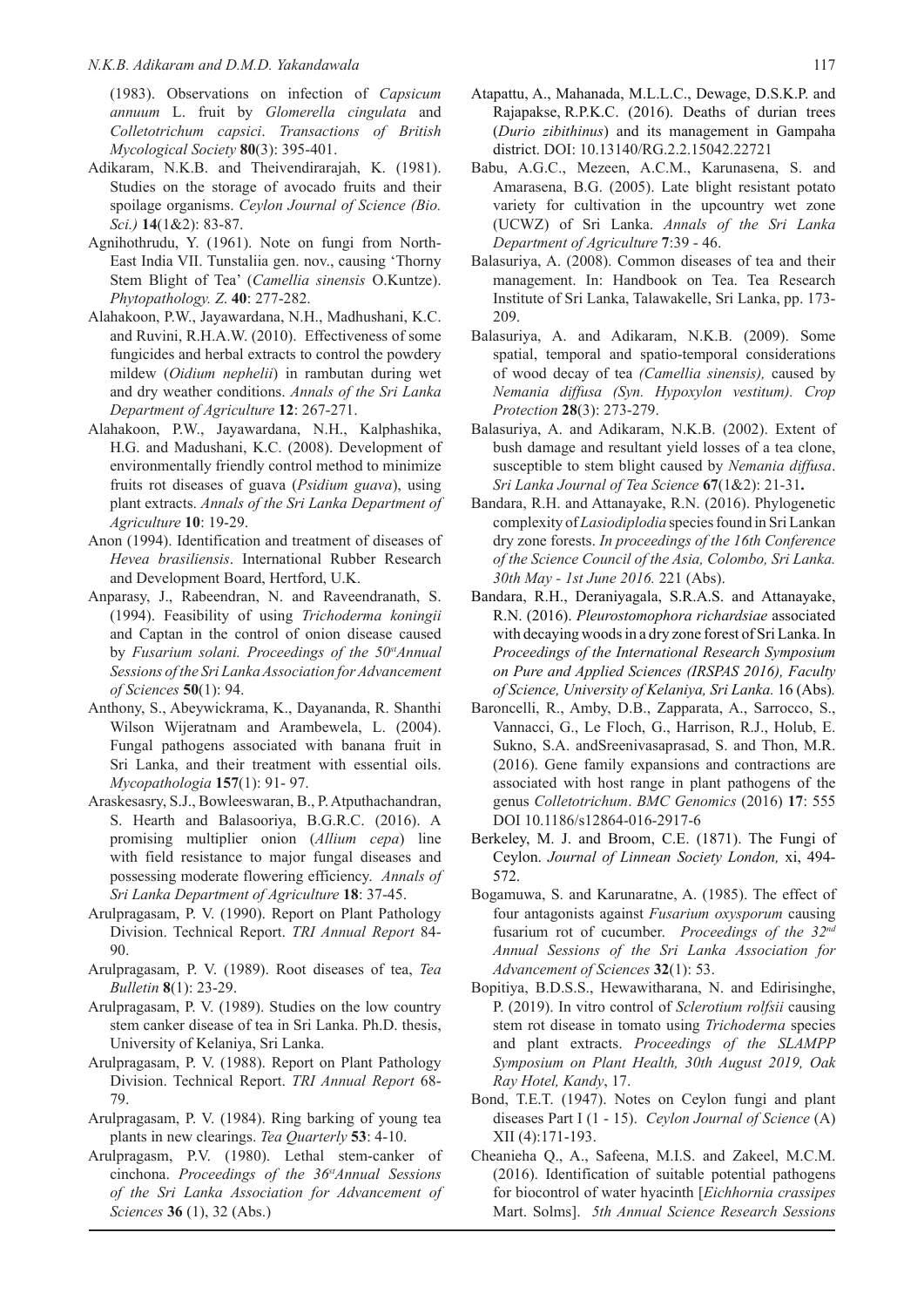(1983). Observations on infection of *Capsicum annuum* L. fruit by *Glomerella cingulata* and *Colletotrichum capsici*. *Transactions of British Mycological Society* **80**(3): 395-401.

Adikaram, N.K.B. and Theivendirarajah, K. (1981). Studies on the storage of avocado fruits and their spoilage organisms. *Ceylon Journal of Science (Bio. Sci.)* **14**(1&2): 83-87.

Agnihothrudu, Y. (1961). Note on fungi from North-East India VII. Tunstaliia gen. nov., causing 'Thorny Stem Blight of Tea' (*Camellia sinensis* O.Kuntze). *Phytopathology. Z.* **40**: 277-282.

Alahakoon, P.W., Jayawardana, N.H., Madhushani, K.C. and Ruvini, R.H.A.W. (2010). Effectiveness of some fungicides and herbal extracts to control the powdery mildew (*Oidium nephelii*) in rambutan during wet and dry weather conditions. *Annals of the Sri Lanka Department of Agriculture* **12**: 267-271.

Alahakoon, P.W., Jayawardana, N.H., Kalphashika, H.G. and Madushani, K.C. (2008). Development of environmentally friendly control method to minimize fruits rot diseases of guava (*Psidium guava*), using plant extracts. *Annals of the Sri Lanka Department of Agriculture* **10**: 19-29.

Anon (1994). Identification and treatment of diseases of *Hevea brasiliensis*. International Rubber Research and Development Board, Hertford, U.K.

Anparasy, J., Rabeendran, N. and Raveendranath, S. (1994). Feasibility of using *Trichoderma koningii* and Captan in the control of onion disease caused by *Fusarium solani. Proceedings of the 50stAnnual Sessions of the Sri Lanka Association for Advancement of Sciences* **50**(1): 94.

Anthony, S., Abeywickrama, K., Dayananda, R. Shanthi Wilson Wijeratnam and Arambewela, L. (2004). Fungal pathogens associated with banana fruit in Sri Lanka, and their treatment with essential oils. *Mycopathologia* **157**(1): 91- 97.

Araskesasry, S.J., Bowleeswaran, B., P. Atputhachandran, S. Hearth and Balasooriya, B.G.R.C. (2016). A promising multiplier onion (*Allium cepa*) line with field resistance to major fungal diseases and possessing moderate flowering efficiency. *Annals of Sri Lanka Department of Agriculture* **18**: 37-45.

Arulpragasam, P. V. (1990). Report on Plant Pathology Division. Technical Report. *TRI Annual Report* 84-90.

Arulpragasam, P. V. (1989). Root diseases of tea, *Tea Bulletin* **8**(1): 23-29.

Arulpragasam, P. V. (1989). Studies on the low country stem canker disease of tea in Sri Lanka. Ph.D. thesis, University of Kelaniya, Sri Lanka.

Arulpragasam, P. V. (1988). Report on Plant Pathology Division. Technical Report. *TRI Annual Report* 68-79.

Arulpragasam, P. V. (1984). Ring barking of young tea plants in new clearings. *Tea Quarterly* **53**: 4-10.

Arulpragasm, P.V. (1980). Lethal stem-canker of cinchona. *Proceedings of the 36stAnnual Sessions of the Sri Lanka Association for Advancement of Sciences* **36** (1), 32 (Abs.)

Atapattu, A., Mahanada, M.L.L.C., Dewage, D.S.K.P. and Rajapakse, R.P.K.C. (2016). Deaths of durian trees (*Durio zibithinus*) and its management in Gampaha district. DOI: 10.13140/RG.2.2.15042.22721

Babu, A.G.C., Mezeen, A.C.M., Karunasena, S. and Amarasena, B.G. (2005). Late blight resistant potato variety for cultivation in the upcountry wet zone (UCWZ) of Sri Lanka. *Annals of the Sri Lanka Department of Agriculture* **7**:39 - 46.

Balasuriya, A. (2008). Common diseases of tea and their management. In: Handbook on Tea. Tea Research Institute of Sri Lanka, Talawakelle, Sri Lanka, pp. 173-209.

Balasuriya, A. and Adikaram, N.K.B. (2009). Some spatial, temporal and spatio-temporal considerations of wood decay of tea *(Camellia sinensis),* caused by *Nemania diffusa (Syn. Hypoxylon vestitum). Crop Protection* **28**(3): 273-279.

Balasuriya, A. and Adikaram, N.K.B. (2002). Extent of bush damage and resultant yield losses of a tea clone, susceptible to stem blight caused by *Nemania diffusa*. *Sri Lanka Journal of Tea Science* **67**(1&2): 21-31**.**

Bandara, R.H. and Attanayake, R.N. (2016). Phylogenetic complexity of *Lasiodiplodia* species found in Sri Lankan dry zone forests. *In proceedings of the 16th Conference of the Science Council of the Asia, Colombo, Sri Lanka. 30th May - 1st June 2016.* 221 (Abs).

Bandara, R.H., Deraniyagala, S.R.A.S. and Attanayake, R.N. (2016). *Pleurostomophora richardsiae* associated with decaying woods in a dry zone forest of Sri Lanka. In *Proceedings of the International Research Symposium on Pure and Applied Sciences (IRSPAS 2016), Faculty of Science, University of Kelaniya, Sri Lanka.* 16 (Abs)*.*

Baroncelli, R., Amby, D.B., Zapparata, A., Sarrocco, S., Vannacci, G., Le Floch, G., Harrison, R.J., Holub, E. Sukno, S.A. andSreenivasaprasad, S. and Thon, M.R. (2016). Gene family expansions and contractions are associated with host range in plant pathogens of the genus *Colletotrichum*. *BMC Genomics* (2016) **17**: 555 DOI 10.1186/s12864-016-2917-6

Berkeley, M. J. and Broom, C.E. (1871). The Fungi of Ceylon. *Journal of Linnean Society London,* xi, 494-572.

Bogamuwa, S. and Karunaratne, A. (1985). The effect of four antagonists against *Fusarium oxysporum* causing fusarium rot of cucumber. *Proceedings of the 32nd Annual Sessions of the Sri Lanka Association for Advancement of Sciences* **32**(1): 53.

Bopitiya, B.D.S.S., Hewawitharana, N. and Edirisinghe, P. (2019). In vitro control of *Sclerotium rolfsii* causing stem rot disease in tomato using *Trichoderma* species and plant extracts. *Proceedings of the SLAMPP Symposium on Plant Health, 30th August 2019, Oak Ray Hotel, Kandy*, 17.

Bond, T.E.T. (1947). Notes on Ceylon fungi and plant diseases Part I (1 - 15). *Ceylon Journal of Science* (A) XII (4):171-193.

Cheanieha Q., A., Safeena, M.I.S. and Zakeel, M.C.M. (2016). Identification of suitable potential pathogens for biocontrol of water hyacinth [*Eichhornia crassipes* Mart. Solms]. *5th Annual Science Research Sessions*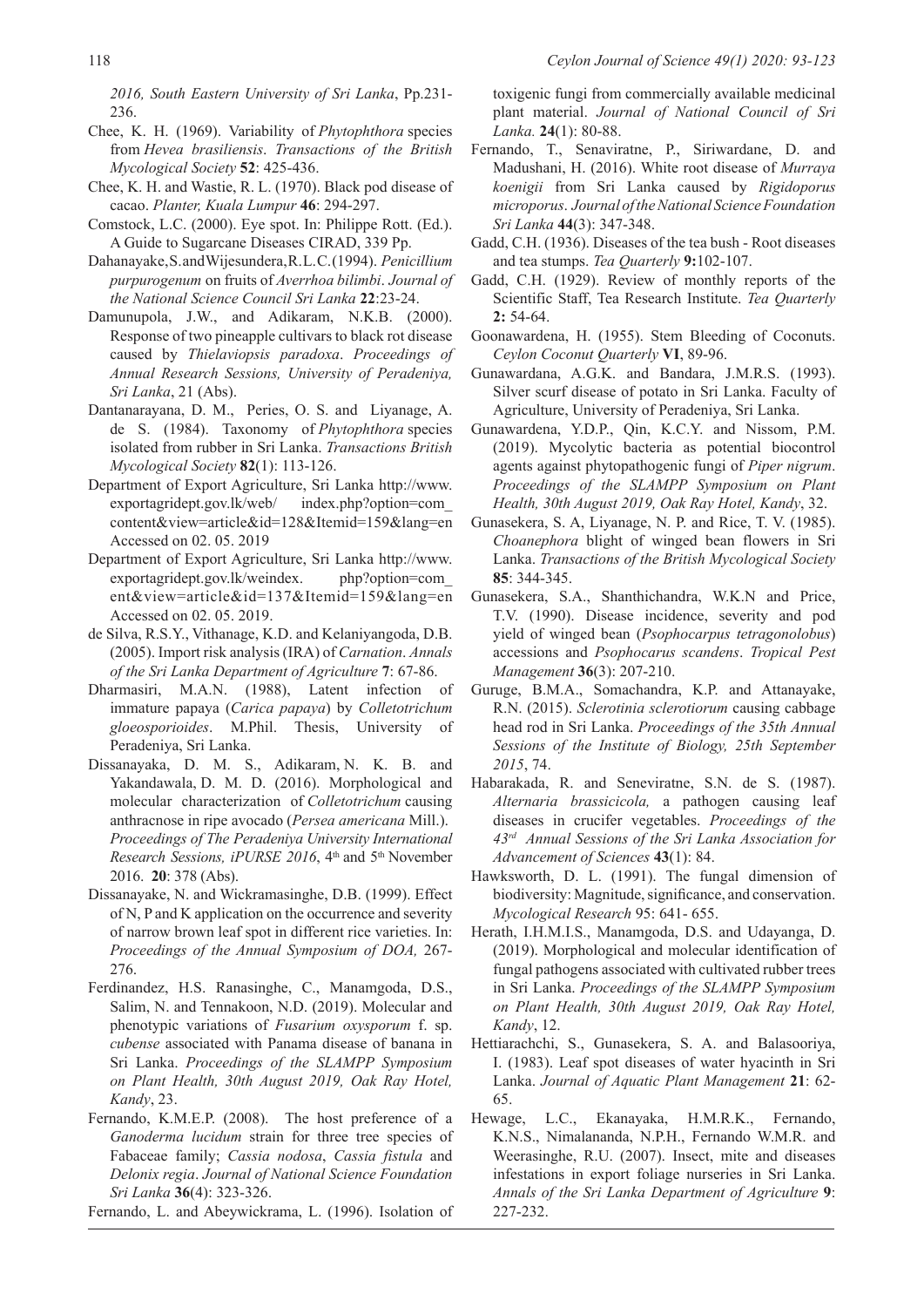*2016, South Eastern University of Sri Lanka*, Pp.231-236.

Chee, K. H. (1969). Variability of *Phytophthora* species from *Hevea brasiliensis*. *Transactions of the British Mycological Society* **52**: 425-436.

Chee, K. H. and Wastie, R. L. (1970). Black pod disease of cacao. *Planter, Kuala Lumpur* **46**: 294-297.

Comstock, L.C. (2000). Eye spot. In: Philippe Rott. (Ed.). A Guide to Sugarcane Diseases CIRAD, 339 Pp.

Dahanayake, S. and Wijesundera, R.L.C. (1994). *Penicillium purpurogenum* on fruits of *Averrhoa bilimbi*. *Journal of the National Science Council Sri Lanka* **22**:23-24.

Damunupola, J.W., and Adikaram, N.K.B. (2000). Response of two pineapple cultivars to black rot disease caused by *Thielaviopsis paradoxa*. *Proceedings of Annual Research Sessions, University of Peradeniya, Sri Lanka*, 21 (Abs).

Dantanarayana, D. M., Peries, O. S. and Liyanage, A. de S. (1984). Taxonomy of *Phytophthora* species isolated from rubber in Sri Lanka. *Transactions British Mycological Society* **82**(1): 113-126.

Department of Export Agriculture, Sri Lanka http://www.exportagridept.gov.lk/web/ index.php?option=com_content&view=article&id=128&Itemid=159&lang=en Accessed on 02. 05. 2019

Department of Export Agriculture, Sri Lanka http://www.exportagridept.gov.lk/weindex. php?option=com_ent&view=article&id=137&Itemid=159&lang=en Accessed on 02. 05. 2019.

de Silva, R.S.Y., Vithanage, K.D. and Kelaniyangoda, D.B. (2005). Import risk analysis (IRA) of *Carnation*. *Annals of the Sri Lanka Department of Agriculture* **7**: 67-86.

Dharmasiri, M.A.N. (1988), Latent infection of immature papaya (*Carica papaya*) by *Colletotrichum gloeosporioides*. M.Phil. Thesis, University of Peradeniya, Sri Lanka.

Dissanayaka, D. M. S., Adikaram, N. K. B. and Yakandawala, D. M. D. (2016). Morphological and molecular characterization of *Colletotrichum* causing anthracnose in ripe avocado (*Persea americana* Mill.). *Proceedings of The Peradeniya University International Research Sessions, iPURSE 2016*, 4th and 5th November 2016. **20**: 378 (Abs).

Dissanayake, N. and Wickramasinghe, D.B. (1999). Effect of N, P and K application on the occurrence and severity of narrow brown leaf spot in different rice varieties. In: *Proceedings of the Annual Symposium of DOA,* 267-276.

Ferdinandez, H.S. Ranasinghe, C., Manamgoda, D.S., Salim, N. and Tennakoon, N.D. (2019). Molecular and phenotypic variations of *Fusarium oxysporum* f. sp. *cubense* associated with Panama disease of banana in Sri Lanka. *Proceedings of the SLAMPP Symposium on Plant Health, 30th August 2019, Oak Ray Hotel, Kandy*, 23.

Fernando, K.M.E.P. (2008). The host preference of a *Ganoderma lucidum* strain for three tree species of Fabaceae family; *Cassia nodosa*, *Cassia fistula* and *Delonix regia*. *Journal of National Science Foundation Sri Lanka* **36**(4): 323-326.

Fernando, L. and Abeywickrama, L. (1996). Isolation of toxigenic fungi from commercially available medicinal plant material. *Journal of National Council of Sri Lanka.* **24**(1): 80-88.

Fernando, T., Senaviratne, P., Siriwardane, D. and Madushani, H. (2016). White root disease of *Murraya koenigii* from Sri Lanka caused by *Rigidoporus microporus*. *Journal of the National Science Foundation Sri Lanka* **44**(3): 347-348.

Gadd, C.H. (1936). Diseases of the tea bush - Root diseases and tea stumps. *Tea Quarterly* **9:**102-107.

Gadd, C.H. (1929). Review of monthly reports of the Scientific Staff, Tea Research Institute. *Tea Quarterly* **2:** 54-64.

Goonawardena, H. (1955). Stem Bleeding of Coconuts. *Ceylon Coconut Quarterly* **VI**, 89-96.

Gunawardana, A.G.K. and Bandara, J.M.R.S. (1993). Silver scurf disease of potato in Sri Lanka. Faculty of Agriculture, University of Peradeniya, Sri Lanka.

Gunawardena, Y.D.P., Qin, K.C.Y. and Nissom, P.M. (2019). Mycolytic bacteria as potential biocontrol agents against phytopathogenic fungi of *Piper nigrum*. *Proceedings of the SLAMPP Symposium on Plant Health, 30th August 2019, Oak Ray Hotel, Kandy*, 32.

Gunasekera, S. A, Liyanage, N. P. and Rice, T. V. (1985). *Choanephora* blight of winged bean flowers in Sri Lanka. *Transactions of the British Mycological Society* **85**: 344-345.

Gunasekera, S.A., Shanthichandra, W.K.N and Price, T.V. (1990). Disease incidence, severity and pod yield of winged bean (*Psophocarpus tetragonolobus*) accessions and *Psophocarus scandens*. *Tropical Pest Management* **36**(3): 207-210.

Guruge, B.M.A., Somachandra, K.P. and Attanayake, R.N. (2015). *Sclerotinia sclerotiorum* causing cabbage head rod in Sri Lanka. *Proceedings of the 35th Annual Sessions of the Institute of Biology, 25th September 2015*, 74.

Habarakada, R. and Seneviratne, S.N. de S. (1987). *Alternaria brassicicola,* a pathogen causing leaf diseases in crucifer vegetables. *Proceedings of the 43rd Annual Sessions of the Sri Lanka Association for Advancement of Sciences* **43**(1): 84.

Hawksworth, D. L. (1991). The fungal dimension of biodiversity: Magnitude, significance, and conservation. *Mycological Research* 95: 641- 655.

Herath, I.H.M.I.S., Manamgoda, D.S. and Udayanga, D. (2019). Morphological and molecular identification of fungal pathogens associated with cultivated rubber trees in Sri Lanka. *Proceedings of the SLAMPP Symposium on Plant Health, 30th August 2019, Oak Ray Hotel, Kandy*, 12.

Hettiarachchi, S., Gunasekera, S. A. and Balasooriya, I. (1983). Leaf spot diseases of water hyacinth in Sri Lanka. *Journal of Aquatic Plant Management* **21**: 62-65.

Hewage, L.C., Ekanayaka, H.M.R.K., Fernando, K.N.S., Nimalananda, N.P.H., Fernando W.M.R. and Weerasinghe, R.U. (2007). Insect, mite and diseases infestations in export foliage nurseries in Sri Lanka. *Annals of the Sri Lanka Department of Agriculture* **9**: 227-232.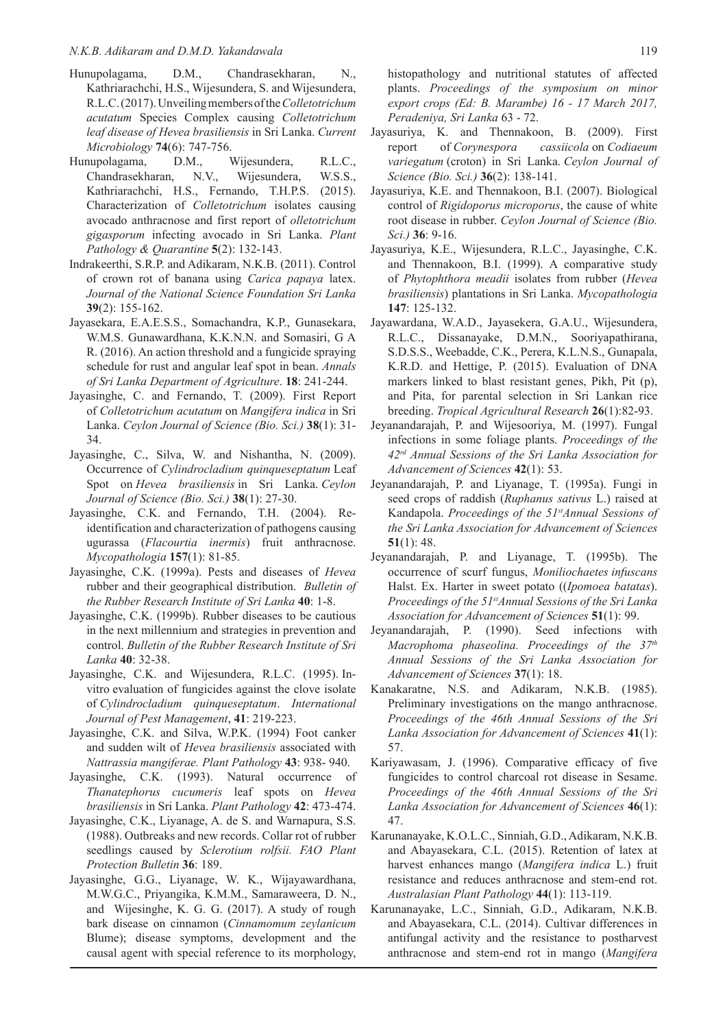Hunupolagama, D.M., Chandrasekharan, N., Kathriarachchi, H.S., Wijesundera, S. and Wijesundera, R.L.C. (2017). Unveiling members of the *Colletotrichum acutatum* Species Complex causing *Colletotrichum leaf disease of Hevea brasiliensis* in Sri Lanka. *Current Microbiology* **74**(6): 747-756.

Hunupolagama, D.M., Wijesundera, R.L.C., Chandrasekharan, N.V., Wijesundera, W.S.S., Kathriarachchi, H.S., Fernando, T.H.P.S. (2015). Characterization of *Colletotrichum* isolates causing avocado anthracnose and first report of *olletotrichum gigasporum* infecting avocado in Sri Lanka. *Plant Pathology & Quarantine* **5**(2): 132-143.

Indrakeerthi, S.R.P. and Adikaram, N.K.B. (2011). Control of crown rot of banana using *Carica papaya* latex. *Journal of the National Science Foundation Sri Lanka* **39**(2): 155-162.

Jayasekara, E.A.E.S.S., Somachandra, K.P., Gunasekara, W.M.S. Gunawardhana, K.K.N.N. and Somasiri, G A R. (2016). An action threshold and a fungicide spraying schedule for rust and angular leaf spot in bean. *Annals of Sri Lanka Department of Agriculture*. **18**: 241-244.

Jayasinghe, C. and Fernando, T. (2009). First Report of *Colletotrichum acutatum* on *Mangifera indica* in Sri Lanka. *Ceylon Journal of Science (Bio. Sci.)* **38**(1): 31-34.

Jayasinghe, C., Silva, W. and Nishantha, N. (2009). Occurrence of *Cylindrocladium quinqueseptatum* Leaf Spot on *Hevea brasiliensis* in Sri Lanka. *Ceylon Journal of Science (Bio. Sci.)* **38**(1): 27-30.

Jayasinghe, C.K. and Fernando, T.H. (2004). Re-identification and characterization of pathogens causing ugurassa (*Flacourtia inermis*) fruit anthracnose. *Mycopathologia* **157**(1): 81-85.

Jayasinghe, C.K. (1999a). Pests and diseases of *Hevea* rubber and their geographical distribution. *Bulletin of the Rubber Research Institute of Sri Lanka* **40**: 1-8.

Jayasinghe, C.K. (1999b). Rubber diseases to be cautious in the next millennium and strategies in prevention and control. *Bulletin of the Rubber Research Institute of Sri Lanka* **40**: 32-38.

Jayasinghe, C.K. and Wijesundera, R.L.C. (1995). In-vitro evaluation of fungicides against the clove isolate of *Cylindrocladium quinqueseptatum*. *International Journal of Pest Management*, **41**: 219-223.

Jayasinghe, C.K. and Silva, W.P.K. (1994) Foot canker and sudden wilt of *Hevea brasiliensis* associated with *Nattrassia mangiferae. Plant Pathology* **43**: 938- 940.

Jayasinghe, C.K. (1993). Natural occurrence of *Thanatephorus cucumeris* leaf spots on *Hevea brasiliensis* in Sri Lanka. *Plant Pathology* **42**: 473-474.

Jayasinghe, C.K., Liyanage, A. de S. and Warnapura, S.S. (1988). Outbreaks and new records. Collar rot of rubber seedlings caused by *Sclerotium rolfsii. FAO Plant Protection Bulletin* **36**: 189.

Jayasinghe, G.G., Liyanage, W. K., Wijayawardhana, M.W.G.C., Priyangika, K.M.M., Samaraweera, D. N., and Wijesinghe, K. G. G. (2017). A study of rough bark disease on cinnamon (*Cinnamomum zeylanicum* Blume); disease symptoms, development and the causal agent with special reference to its morphology, histopathology and nutritional statutes of affected plants. *Proceedings of the symposium on minor export crops (Ed: B. Marambe) 16 - 17 March 2017, Peradeniya, Sri Lanka* 63 - 72.

Jayasuriya, K. and Thennakoon, B. (2009). First report of *Corynespora cassiicola* on *Codiaeum variegatum* (croton) in Sri Lanka. *Ceylon Journal of Science (Bio. Sci.)* **36**(2): 138-141.

Jayasuriya, K.E. and Thennakoon, B.I. (2007). Biological control of *Rigidoporus microporus*, the cause of white root disease in rubber. *Ceylon Journal of Science (Bio. Sci.)* **36**: 9-16.

Jayasuriya, K.E., Wijesundera, R.L.C., Jayasinghe, C.K. and Thennakoon, B.I. (1999). A comparative study of *Phytophthora meadii* isolates from rubber (*Hevea brasiliensis*) plantations in Sri Lanka. *Mycopathologia* **147**: 125-132.

Jayawardana, W.A.D., Jayasekera, G.A.U., Wijesundera, R.L.C., Dissanayake, D.M.N., Sooriyapathirana, S.D.S.S., Weebadde, C.K., Perera, K.L.N.S., Gunapala, K.R.D. and Hettige, P. (2015). Evaluation of DNA markers linked to blast resistant genes, Pikh, Pit (p), and Pita, for parental selection in Sri Lankan rice breeding. *Tropical Agricultural Research* **26**(1):82-93.

Jeyanandarajah, P. and Wijesooriya, M. (1997). Fungal infections in some foliage plants. *Proceedings of the 42nd Annual Sessions of the Sri Lanka Association for Advancement of Sciences* **42**(1): 53.

Jeyanandarajah, P. and Liyanage, T. (1995a). Fungi in seed crops of raddish (*Ruphanus sativus* L.) raised at Kandapola. *Proceedings of the 51stAnnual Sessions of the Sri Lanka Association for Advancement of Sciences* **51**(1): 48.

Jeyanandarajah, P. and Liyanage, T. (1995b). The occurrence of scurf fungus, *Moniliochaetes infuscans* Halst. Ex. Harter in sweet potato ((*Ipomoea batatas*). *Proceedings of the 51stAnnual Sessions of the Sri Lanka Association for Advancement of Sciences* **51**(1): 99.

Jeyanandarajah, P. (1990). Seed infections with *Macrophoma phaseolina. Proceedings of the 37th Annual Sessions of the Sri Lanka Association for Advancement of Sciences* **37**(1): 18.

Kanakaratne, N.S. and Adikaram, N.K.B. (1985). Preliminary investigations on the mango anthracnose. *Proceedings of the 46th Annual Sessions of the Sri Lanka Association for Advancement of Sciences* **41**(1): 57.

Kariyawasam, J. (1996). Comparative efficacy of five fungicides to control charcoal rot disease in Sesame. *Proceedings of the 46th Annual Sessions of the Sri Lanka Association for Advancement of Sciences* **46**(1): 47.

Karunanayake, K.O.L.C., Sinniah, G.D., Adikaram, N.K.B. and Abayasekara, C.L. (2015). Retention of latex at harvest enhances mango (*Mangifera indica* L.) fruit resistance and reduces anthracnose and stem-end rot. *Australasian Plant Pathology* **44**(1): 113-119.

Karunanayake, L.C., Sinniah, G.D., Adikaram, N.K.B. and Abayasekara, C.L. (2014). Cultivar differences in antifungal activity and the resistance to postharvest anthracnose and stem-end rot in mango (*Mangifera*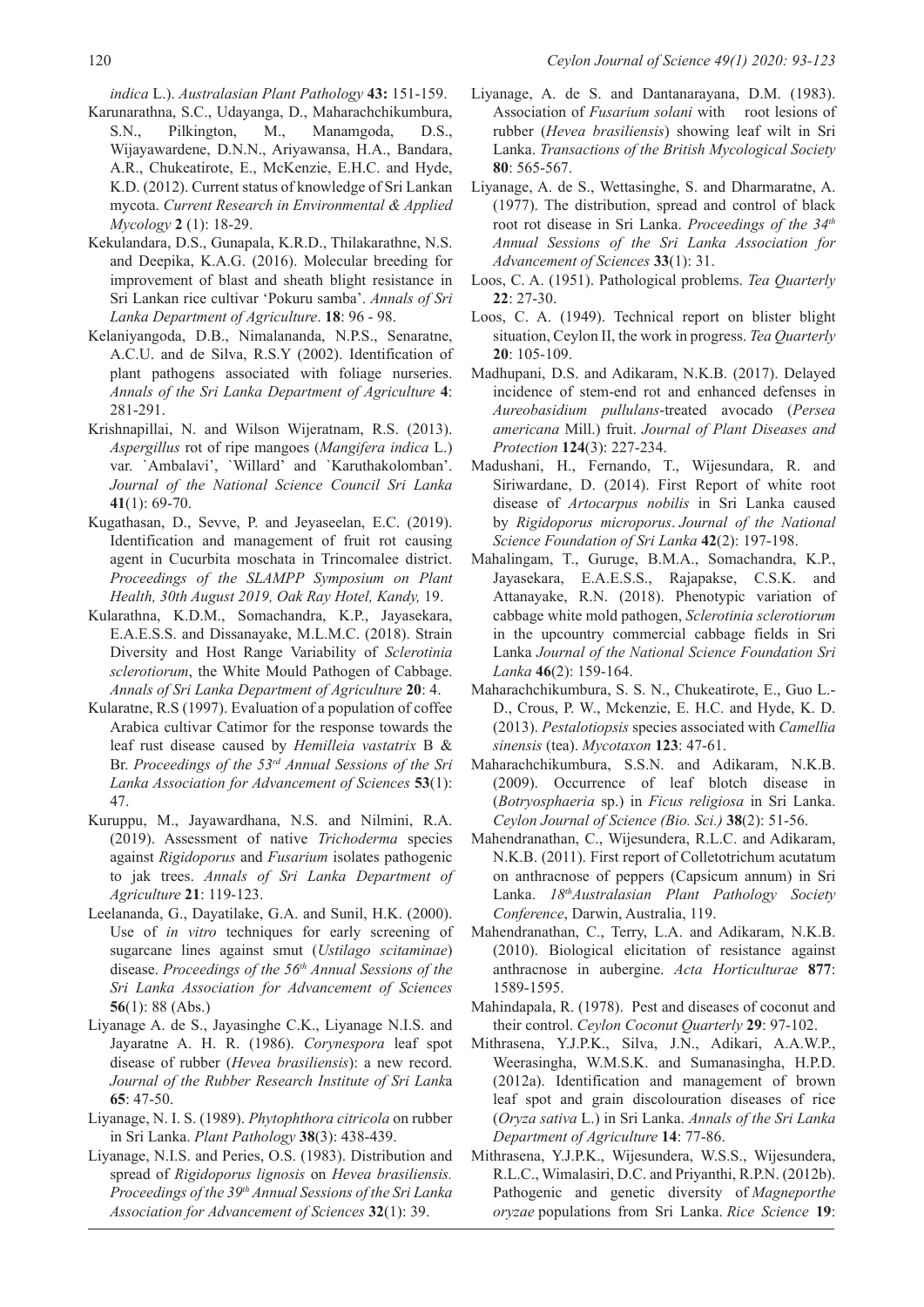*indica* L.). *Australasian Plant Pathology* **43:** 151-159.

Karunarathna, S.C., Udayanga, D., Maharachchikumbura, S.N., Pilkington, M., Manamgoda, D.S., Wijayawardene, D.N.N., Ariyawansa, H.A., Bandara, A.R., Chukeatirote, E., McKenzie, E.H.C. and Hyde, K.D. (2012). Current status of knowledge of Sri Lankan mycota. *Current Research in Environmental & Applied Mycology* **2** (1): 18-29.

Kekulandara, D.S., Gunapala, K.R.D., Thilakarathne, N.S. and Deepika, K.A.G. (2016). Molecular breeding for improvement of blast and sheath blight resistance in Sri Lankan rice cultivar 'Pokuru samba'. *Annals of Sri Lanka Department of Agriculture*. **18**: 96 - 98.

Kelaniyangoda, D.B., Nimalananda, N.P.S., Senaratne, A.C.U. and de Silva, R.S.Y (2002). Identification of plant pathogens associated with foliage nurseries. *Annals of the Sri Lanka Department of Agriculture* **4**: 281-291.

Krishnapillai, N. and Wilson Wijeratnam, R.S. (2013). *Aspergillus* rot of ripe mangoes (*Mangifera indica* L.) var. `Ambalavi', `Willard' and `Karuthakolomban'. *Journal of the National Science Council Sri Lanka* **41**(1): 69-70.

Kugathasan, D., Sevve, P. and Jeyaseelan, E.C. (2019). Identification and management of fruit rot causing agent in Cucurbita moschata in Trincomalee district. *Proceedings of the SLAMPP Symposium on Plant Health, 30th August 2019, Oak Ray Hotel, Kandy,* 19.

Kularathna, K.D.M., Somachandra, K.P., Jayasekara, E.A.E.S.S. and Dissanayake, M.L.M.C. (2018). Strain Diversity and Host Range Variability of *Sclerotinia sclerotiorum*, the White Mould Pathogen of Cabbage. *Annals of Sri Lanka Department of Agriculture* **20**: 4.

Kularatne, R.S (1997). Evaluation of a population of coffee Arabica cultivar Catimor for the response towards the leaf rust disease caused by *Hemilleia vastatrix* B & Br. *Proceedings of the 53rd Annual Sessions of the Sri Lanka Association for Advancement of Sciences* **53**(1): 47.

Kuruppu, M., Jayawardhana, N.S. and Nilmini, R.A. (2019). Assessment of native *Trichoderma* species against *Rigidoporus* and *Fusarium* isolates pathogenic to jak trees. *Annals of Sri Lanka Department of Agriculture* **21**: 119-123.

Leelananda, G., Dayatilake, G.A. and Sunil, H.K. (2000). Use of *in vitro* techniques for early screening of sugarcane lines against smut (*Ustilago scitaminae*) disease. *Proceedings of the 56th Annual Sessions of the Sri Lanka Association for Advancement of Sciences* **56**(1): 88 (Abs.)

Liyanage A. de S., Jayasinghe C.K., Liyanage N.I.S. and Jayaratne A. H. R. (1986). *Corynespora* leaf spot disease of rubber (*Hevea brasiliensis*): a new record. *Journal of the Rubber Research Institute of Sri Lank*a **65**: 47-50.

Liyanage, N. I. S. (1989). *Phytophthora citricola* on rubber in Sri Lanka. *Plant Pathology* **38**(3): 438-439.

Liyanage, N.I.S. and Peries, O.S. (1983). Distribution and spread of *Rigidoporus lignosis* on *Hevea brasiliensis. Proceedings of the 39th Annual Sessions of the Sri Lanka Association for Advancement of Sciences* **32**(1): 39.

Liyanage, A. de S. and Dantanarayana, D.M. (1983). Association of *Fusarium solani* with root lesions of rubber (*Hevea brasiliensis*) showing leaf wilt in Sri Lanka. *Transactions of the British Mycological Society* **80**: 565-567.

Liyanage, A. de S., Wettasinghe, S. and Dharmaratne, A. (1977). The distribution, spread and control of black root rot disease in Sri Lanka. *Proceedings of the 34th Annual Sessions of the Sri Lanka Association for Advancement of Sciences* **33**(1): 31.

Loos, C. A. (1951). Pathological problems. *Tea Quarterly* **22**: 27-30.

Loos, C. A. (1949). Technical report on blister blight situation, Ceylon II, the work in progress. *Tea Quarterly* **20**: 105-109.

Madhupani, D.S. and Adikaram, N.K.B. (2017). Delayed incidence of stem-end rot and enhanced defenses in *Aureobasidium pullulans*-treated avocado (*Persea americana* Mill.) fruit. *Journal of Plant Diseases and Protection* **124**(3): 227-234.

Madushani, H., Fernando, T., Wijesundara, R. and Siriwardane, D. (2014). First Report of white root disease of *Artocarpus nobilis* in Sri Lanka caused by *Rigidoporus microporus*. *Journal of the National Science Foundation of Sri Lanka* **42**(2): 197-198.

Mahalingam, T., Guruge, B.M.A., Somachandra, K.P., Jayasekara, E.A.E.S.S., Rajapakse, C.S.K. and Attanayake, R.N. (2018). Phenotypic variation of cabbage white mold pathogen, *Sclerotinia sclerotiorum* in the upcountry commercial cabbage fields in Sri Lanka *Journal of the National Science Foundation Sri Lanka* **46**(2): 159-164.

Maharachchikumbura, S. S. N., Chukeatirote, E., Guo L.-D., Crous, P. W., Mckenzie, E. H.C. and Hyde, K. D. (2013). *Pestalotiopsis* species associated with *Camellia sinensis* (tea). *Mycotaxon* **123**: 47-61.

Maharachchikumbura, S.S.N. and Adikaram, N.K.B. (2009). Occurrence of leaf blotch disease in (*Botryosphaeria* sp.) in *Ficus religiosa* in Sri Lanka. *Ceylon Journal of Science (Bio. Sci.)* **38**(2): 51-56.

Mahendranathan, C., Wijesundera, R.L.C. and Adikaram, N.K.B. (2011). First report of Colletotrichum acutatum on anthracnose of peppers (Capsicum annum) in Sri Lanka. *18thAustralasian Plant Pathology Society Conference*, Darwin, Australia, 119.

Mahendranathan, C., Terry, L.A. and Adikaram, N.K.B. (2010). Biological elicitation of resistance against anthracnose in aubergine. *Acta Horticulturae* **877**: 1589-1595.

Mahindapala, R. (1978). Pest and diseases of coconut and their control. *Ceylon Coconut Quarterly* **29**: 97-102.

Mithrasena, Y.J.P.K., Silva, J.N., Adikari, A.A.W.P., Weerasingha, W.M.S.K. and Sumanasingha, H.P.D. (2012a). Identification and management of brown leaf spot and grain discolouration diseases of rice (*Oryza sativa* L.) in Sri Lanka. *Annals of the Sri Lanka Department of Agriculture* **14**: 77-86.

Mithrasena, Y.J.P.K., Wijesundera, W.S.S., Wijesundera, R.L.C., Wimalasiri, D.C. and Priyanthi, R.P.N. (2012b). Pathogenic and genetic diversity of *Magneporthe oryzae* populations from Sri Lanka. *Rice Science* **19**: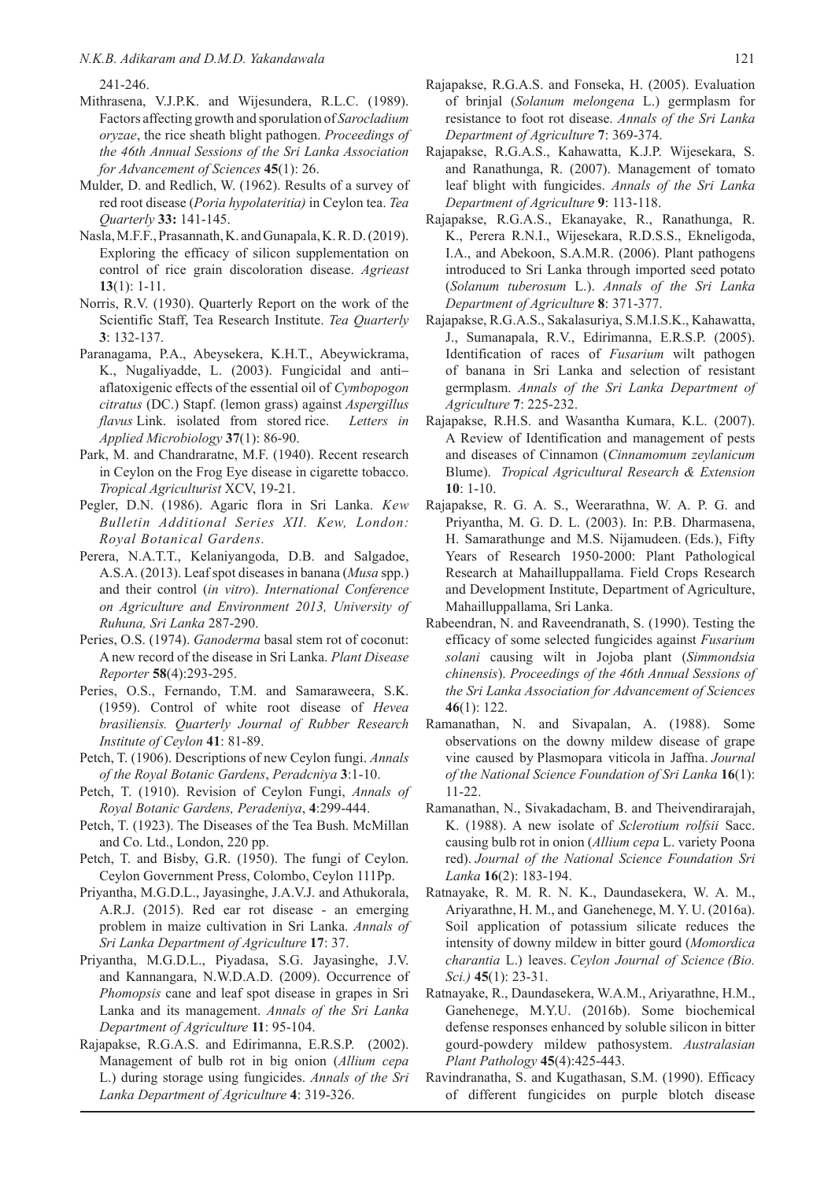241-246.

Mithrasena, V.J.P.K. and Wijesundera, R.L.C. (1989). Factors affecting growth and sporulation of *Sarocladium oryzae*, the rice sheath blight pathogen. *Proceedings of the 46th Annual Sessions of the Sri Lanka Association for Advancement of Sciences* **45**(1): 26.

Mulder, D. and Redlich, W. (1962). Results of a survey of red root disease (*Poria hypolateritia)* in Ceylon tea. *Tea Quarterly* **33:** 141-145.

Nasla, M.F.F., Prasannath, K. and Gunapala, K. R. D. (2019). Exploring the efficacy of silicon supplementation on control of rice grain discoloration disease. *Agrieast* **13**(1): 1-11.

Norris, R.V. (1930). Quarterly Report on the work of the Scientific Staff, Tea Research Institute. *Tea Quarterly* **3**: 132-137.

Paranagama, P.A., Abeysekera, K.H.T., Abeywickrama, K., Nugaliyadde, L. (2003). Fungicidal and anti–aflatoxigenic effects of the essential oil of *Cymbopogon citratus* (DC.) Stapf. (lemon grass) against *Aspergillus flavus* Link. isolated from stored rice. *Letters in Applied Microbiology* **37**(1): 86-90.

Park, M. and Chandraratne, M.F. (1940). Recent research in Ceylon on the Frog Eye disease in cigarette tobacco. *Tropical Agriculturist* XCV, 19-21.

Pegler, D.N. (1986). Agaric flora in Sri Lanka. *Kew Bulletin Additional Series XII. Kew, London: Royal Botanical Gardens.*

Perera, N.A.T.T., Kelaniyangoda, D.B. and Salgadoe, A.S.A. (2013). Leaf spot diseases in banana (*Musa* spp.) and their control (*in vitro*). *International Conference on Agriculture and Environment 2013, University of Ruhuna, Sri Lanka* 287-290.

Peries, O.S. (1974). *Ganoderma* basal stem rot of coconut: A new record of the disease in Sri Lanka. *Plant Disease Reporter* **58**(4):293-295.

Peries, O.S., Fernando, T.M. and Samaraweera, S.K. (1959). Control of white root disease of *Hevea brasiliensis. Quarterly Journal of Rubber Research Institute of Ceylon* **41**: 81-89.

Petch, T. (1906). Descriptions of new Ceylon fungi. *Annals of the Royal Botanic Gardens*, *Peradcniya* **3**:1-10.

Petch, T. (1910). Revision of Ceylon Fungi, *Annals of Royal Botanic Gardens, Peradeniya*, **4**:299-444.

Petch, T. (1923). The Diseases of the Tea Bush. McMillan and Co. Ltd., London, 220 pp.

Petch, T. and Bisby, G.R. (1950). The fungi of Ceylon. Ceylon Government Press, Colombo, Ceylon 111Pp.

Priyantha, M.G.D.L., Jayasinghe, J.A.V.J. and Athukorala, A.R.J. (2015). Red ear rot disease - an emerging problem in maize cultivation in Sri Lanka. *Annals of Sri Lanka Department of Agriculture* **17**: 37.

Priyantha, M.G.D.L., Piyadasa, S.G. Jayasinghe, J.V. and Kannangara, N.W.D.A.D. (2009). Occurrence of *Phomopsis* cane and leaf spot disease in grapes in Sri Lanka and its management. *Annals of the Sri Lanka Department of Agriculture* **11**: 95-104.

Rajapakse, R.G.A.S. and Edirimanna, E.R.S.P. (2002). Management of bulb rot in big onion (*Allium cepa* L.) during storage using fungicides. *Annals of the Sri Lanka Department of Agriculture* **4**: 319-326.

Rajapakse, R.G.A.S. and Fonseka, H. (2005). Evaluation of brinjal (*Solanum melongena* L.) germplasm for resistance to foot rot disease. *Annals of the Sri Lanka Department of Agriculture* **7**: 369-374.

Rajapakse, R.G.A.S., Kahawatta, K.J.P. Wijesekara, S. and Ranathunga, R. (2007). Management of tomato leaf blight with fungicides. *Annals of the Sri Lanka Department of Agriculture* **9**: 113-118.

Rajapakse, R.G.A.S., Ekanayake, R., Ranathunga, R. K., Perera R.N.I., Wijesekara, R.D.S.S., Ekneligoda, I.A., and Abekoon, S.A.M.R. (2006). Plant pathogens introduced to Sri Lanka through imported seed potato (*Solanum tuberosum* L.). *Annals of the Sri Lanka Department of Agriculture* **8**: 371-377.

Rajapakse, R.G.A.S., Sakalasuriya, S.M.I.S.K., Kahawatta, J., Sumanapala, R.V., Edirimanna, E.R.S.P. (2005). Identification of races of *Fusarium* wilt pathogen of banana in Sri Lanka and selection of resistant germplasm. *Annals of the Sri Lanka Department of Agriculture* **7**: 225-232.

Rajapakse, R.H.S. and Wasantha Kumara, K.L. (2007). A Review of Identification and management of pests and diseases of Cinnamon (*Cinnamomum zeylanicum* Blume). *Tropical Agricultural Research & Extension* **10**: 1-10.

Rajapakse, R. G. A. S., Weerarathna, W. A. P. G. and Priyantha, M. G. D. L. (2003). In: P.B. Dharmasena, H. Samarathunge and M.S. Nijamudeen. (Eds.), Fifty Years of Research 1950-2000: Plant Pathological Research at Mahailluppallama. Field Crops Research and Development Institute, Department of Agriculture, Mahailluppallama, Sri Lanka.

Rabeendran, N. and Raveendranath, S. (1990). Testing the efficacy of some selected fungicides against *Fusarium solani* causing wilt in Jojoba plant (*Simmondsia chinensis*). *Proceedings of the 46th Annual Sessions of the Sri Lanka Association for Advancement of Sciences* **46**(1): 122.

Ramanathan, N. and Sivapalan, A. (1988). Some observations on the downy mildew disease of grape vine caused by Plasmopara viticola in Jaffna. *Journal of the National Science Foundation of Sri Lanka* **16**(1): 11-22.

Ramanathan, N., Sivakadacham, B. and Theivendirarajah, K. (1988). A new isolate of *Sclerotium rolfsii* Sacc. causing bulb rot in onion (*Allium cepa* L. variety Poona red). *Journal of the National Science Foundation Sri Lanka* **16**(2): 183-194.

Ratnayake, R. M. R. N. K., Daundasekera, W. A. M., Ariyarathne, H. M., and Ganehenege, M. Y. U. (2016a). Soil application of potassium silicate reduces the intensity of downy mildew in bitter gourd (*Momordica charantia* L.) leaves. *Ceylon Journal of Science (Bio. Sci.)* **45**(1): 23-31.

Ratnayake, R., Daundasekera, W.A.M., Ariyarathne, H.M., Ganehenege, M.Y.U. (2016b). Some biochemical defense responses enhanced by soluble silicon in bitter gourd-powdery mildew pathosystem. *Australasian Plant Pathology* **45**(4):425-443.

Ravindranatha, S. and Kugathasan, S.M. (1990). Efficacy of different fungicides on purple blotch disease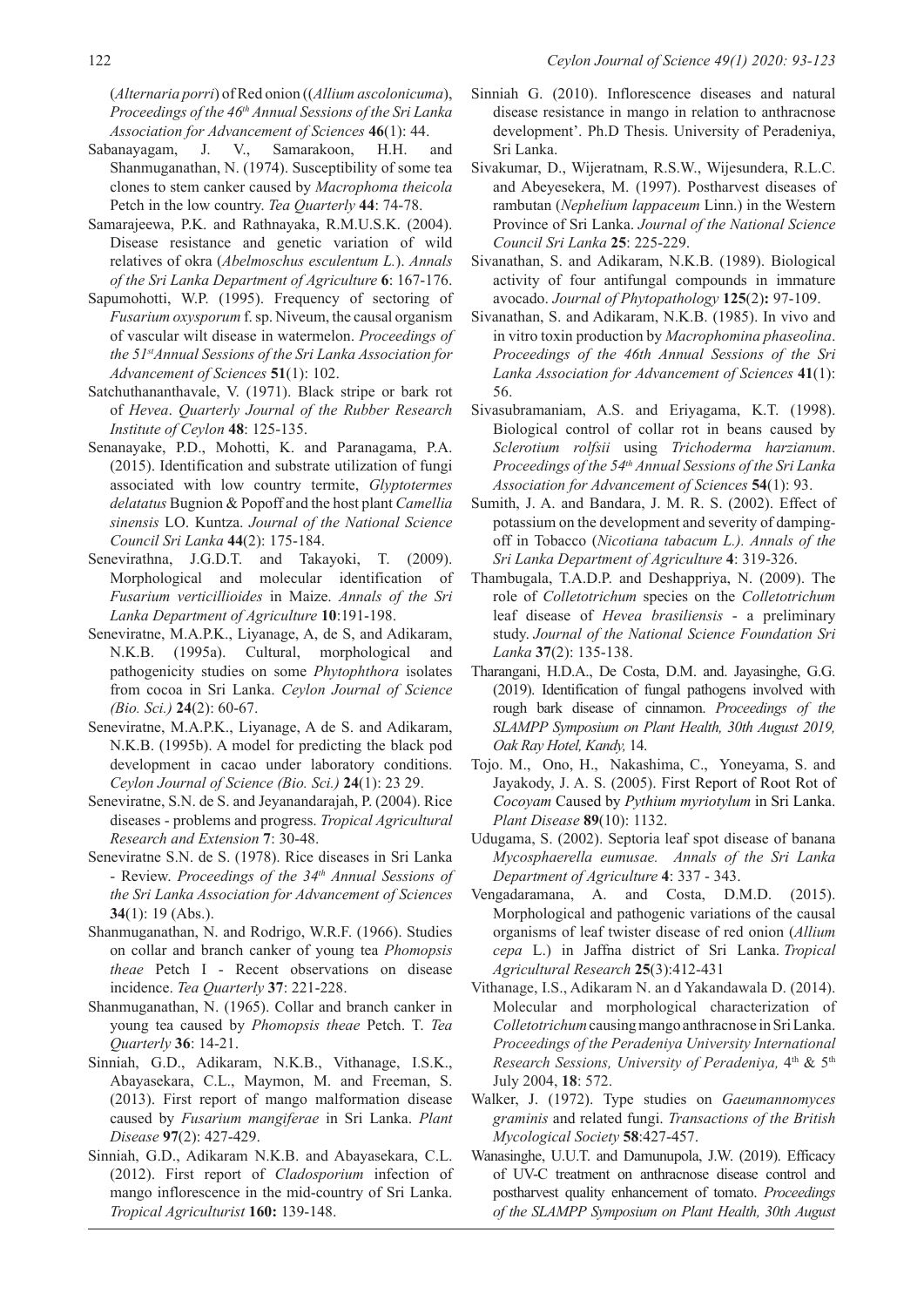(*Alternaria porri*) of Red onion ((*Allium ascolonicuma*), *Proceedings of the 46th Annual Sessions of the Sri Lanka Association for Advancement of Sciences* **46**(1): 44.

Sabanayagam, J. V., Samarakoon, H.H. and Shanmuganathan, N. (1974). Susceptibility of some tea clones to stem canker caused by *Macrophoma theicola* Petch in the low country. *Tea Quarterly* **44**: 74-78.

Samarajeewa, P.K. and Rathnayaka, R.M.U.S.K. (2004). Disease resistance and genetic variation of wild relatives of okra (*Abelmoschus esculentum L.*). *Annals of the Sri Lanka Department of Agriculture* **6**: 167-176.

Sapumohotti, W.P. (1995). Frequency of sectoring of *Fusarium oxysporum* f. sp. Niveum, the causal organism of vascular wilt disease in watermelon. *Proceedings of the 51st Annual Sessions of the Sri Lanka Association for Advancement of Sciences* **51**(1): 102.

Satchuthananthavale, V. (1971). Black stripe or bark rot of *Hevea*. *Quarterly Journal of the Rubber Research Institute of Ceylon* **48**: 125-135.

Senanayake, P.D., Mohotti, K. and Paranagama, P.A. (2015). Identification and substrate utilization of fungi associated with low country termite, *Glyptotermes delatatus* Bugnion & Popoff and the host plant *Camellia sinensis* LO. Kuntza. *Journal of the National Science Council Sri Lanka* **44**(2): 175-184.

Senevirathna, J.G.D.T. and Takayoki, T. (2009). Morphological and molecular identification of *Fusarium verticillioides* in Maize. *Annals of the Sri Lanka Department of Agriculture* **10**:191-198.

Seneviratne, M.A.P.K., Liyanage, A, de S, and Adikaram, N.K.B. (1995a). Cultural, morphological and pathogenicity studies on some *Phytophthora* isolates from cocoa in Sri Lanka. *Ceylon Journal of Science (Bio. Sci.)* **24**(2): 60-67.

Seneviratne, M.A.P.K., Liyanage, A de S. and Adikaram, N.K.B. (1995b). A model for predicting the black pod development in cacao under laboratory conditions. *Ceylon Journal of Science (Bio. Sci.)* **24**(1): 23 29.

Seneviratne, S.N. de S. and Jeyanandarajah, P. (2004). Rice diseases - problems and progress. *Tropical Agricultural Research and Extension* **7**: 30-48.

Seneviratne S.N. de S. (1978). Rice diseases in Sri Lanka - Review. *Proceedings of the 34th Annual Sessions of the Sri Lanka Association for Advancement of Sciences* **34**(1): 19 (Abs.).

Shanmuganathan, N. and Rodrigo, W.R.F. (1966). Studies on collar and branch canker of young tea *Phomopsis theae* Petch I - Recent observations on disease incidence. *Tea Quarterly* **37**: 221-228.

Shanmuganathan, N. (1965). Collar and branch canker in young tea caused by *Phomopsis theae* Petch. T. *Tea Quarterly* **36**: 14-21.

Sinniah, G.D., Adikaram, N.K.B., Vithanage, I.S.K., Abayasekara, C.L., Maymon, M. and Freeman, S. (2013). First report of mango malformation disease caused by *Fusarium mangiferae* in Sri Lanka. *Plant Disease* **97**(2): 427-429.

Sinniah, G.D., Adikaram N.K.B. and Abayasekara, C.L. (2012). First report of *Cladosporium* infection of mango inflorescence in the mid-country of Sri Lanka. *Tropical Agriculturist* **160:** 139-148.

Sinniah G. (2010). Inflorescence diseases and natural disease resistance in mango in relation to anthracnose development'. Ph.D Thesis. University of Peradeniya, Sri Lanka.

Sivakumar, D., Wijeratnam, R.S.W., Wijesundera, R.L.C. and Abeyesekera, M. (1997). Postharvest diseases of rambutan (*Nephelium lappaceum* Linn.) in the Western Province of Sri Lanka. *Journal of the National Science Council Sri Lanka* **25**: 225-229.

Sivanathan, S. and Adikaram, N.K.B. (1989). Biological activity of four antifungal compounds in immature avocado. *Journal of Phytopathology* **125**(2)**:** 97-109.

Sivanathan, S. and Adikaram, N.K.B. (1985). In vivo and in vitro toxin production by *Macrophomina phaseolina*. *Proceedings of the 46th Annual Sessions of the Sri Lanka Association for Advancement of Sciences* **41**(1): 56.

Sivasubramaniam, A.S. and Eriyagama, K.T. (1998). Biological control of collar rot in beans caused by *Sclerotium rolfsii* using *Trichoderma harzianum*. *Proceedings of the 54th Annual Sessions of the Sri Lanka Association for Advancement of Sciences* **54**(1): 93.

Sumith, J. A. and Bandara, J. M. R. S. (2002). Effect of potassium on the development and severity of damping-off in Tobacco (*Nicotiana tabacum L.). Annals of the Sri Lanka Department of Agriculture* **4**: 319-326.

Thambugala, T.A.D.P. and Deshappriya, N. (2009). The role of *Colletotrichum* species on the *Colletotrichum* leaf disease of *Hevea brasiliensis* - a preliminary study. *Journal of the National Science Foundation Sri Lanka* **37**(2): 135-138.

Tharangani, H.D.A., De Costa, D.M. and. Jayasinghe, G.G. (2019). Identification of fungal pathogens involved with rough bark disease of cinnamon. *Proceedings of the SLAMPP Symposium on Plant Health, 30th August 2019, Oak Ray Hotel, Kandy,* 14.

Tojo. M., Ono, H., Nakashima, C., Yoneyama, S. and Jayakody, J. A. S. (2005). First Report of Root Rot of *Cocoyam* Caused by *Pythium myriotylum* in Sri Lanka. *Plant Disease* **89**(10): 1132.

Udugama, S. (2002). Septoria leaf spot disease of banana *Mycosphaerella eumusae. Annals of the Sri Lanka Department of Agriculture* **4**: 337 - 343.

Vengadaramana, A. and Costa, D.M.D. (2015). Morphological and pathogenic variations of the causal organisms of leaf twister disease of red onion (*Allium cepa* L.) in Jaffna district of Sri Lanka. *Tropical Agricultural Research* **25**(3):412-431

Vithanage, I.S., Adikaram N. an d Yakandawala D. (2014). Molecular and morphological characterization of *Colletotrichum* causing mango anthracnose in Sri Lanka. *Proceedings of the Peradeniya University International Research Sessions, University of Peradeniya,* 4th & 5th July 2004, **18**: 572.

Walker, J. (1972). Type studies on *Gaeumannomyces graminis* and related fungi. *Transactions of the British Mycological Society* **58**:427-457.

Wanasinghe, U.U.T. and Damunupola, J.W. (2019). Efficacy of UV-C treatment on anthracnose disease control and postharvest quality enhancement of tomato. *Proceedings of the SLAMPP Symposium on Plant Health, 30th August*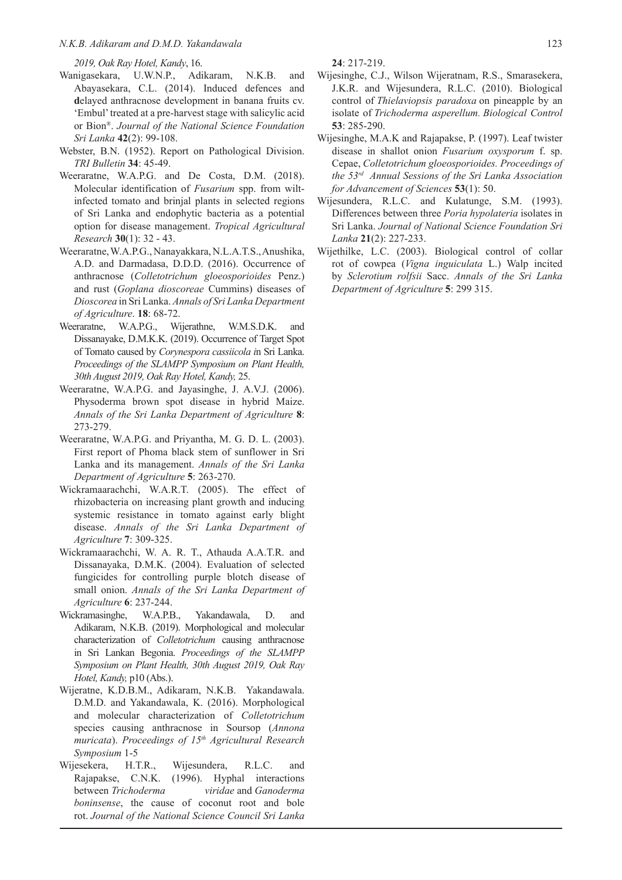*2019, Oak Ray Hotel, Kandy*, 16.

Wanigasekara, U.W.N.P., Adikaram, N.K.B. and Abayasekara, C.L. (2014). Induced defences and **d**elayed anthracnose development in banana fruits cv. 'Embul' treated at a pre-harvest stage with salicylic acid or Bion®. *Journal of the National Science Foundation Sri Lanka* **42**(2): 99-108.

Webster, B.N. (1952). Report on Pathological Division. *TRI Bulletin* **34**: 45-49.

Weeraratne, W.A.P.G. and De Costa, D.M. (2018). Molecular identification of *Fusarium* spp. from wilt-infected tomato and brinjal plants in selected regions of Sri Lanka and endophytic bacteria as a potential option for disease management. *Tropical Agricultural Research* **30**(1): 32 - 43.

Weeraratne, W.A.P.G., Nanayakkara, N.L.A.T.S., Anushika, A.D. and Darmadasa, D.D.D. (2016). Occurrence of anthracnose (*Colletotrichum gloeosporioides* Penz.) and rust (*Goplana dioscoreae* Cummins) diseases of *Dioscorea* in Sri Lanka. *Annals of Sri Lanka Department of Agriculture*. **18**: 68-72.

Weeraratne, W.A.P.G., Wijerathne, W.M.S.D.K. and Dissanayake, D.M.K.K. (2019). Occurrence of Target Spot of Tomato caused by *Corynespora cassiicola i*n Sri Lanka. *Proceedings of the SLAMPP Symposium on Plant Health, 30th August 2019, Oak Ray Hotel, Kandy,* 25.

Weeraratne, W.A.P.G. and Jayasinghe, J. A.V.J. (2006). Physoderma brown spot disease in hybrid Maize. *Annals of the Sri Lanka Department of Agriculture* **8**: 273-279.

Weeraratne, W.A.P.G. and Priyantha, M. G. D. L. (2003). First report of Phoma black stem of sunflower in Sri Lanka and its management. *Annals of the Sri Lanka Department of Agriculture* **5**: 263-270.

Wickramaarachchi, W.A.R.T. (2005). The effect of rhizobacteria on increasing plant growth and inducing systemic resistance in tomato against early blight disease. *Annals of the Sri Lanka Department of Agriculture* **7**: 309-325.

Wickramaarachchi, W. A. R. T., Athauda A.A.T.R. and Dissanayaka, D.M.K. (2004). Evaluation of selected fungicides for controlling purple blotch disease of small onion. *Annals of the Sri Lanka Department of Agriculture* **6**: 237-244.

Wickramasinghe, W.A.P.B., Yakandawala, D. and Adikaram, N.K.B. (2019). Morphological and molecular characterization of *Colletotrichum* causing anthracnose in Sri Lankan Begonia. *Proceedings of the SLAMPP Symposium on Plant Health, 30th August 2019, Oak Ray Hotel, Kandy,* p10 (Abs.).

Wijeratne, K.D.B.M., Adikaram, N.K.B. Yakandawala. D.M.D. and Yakandawala, K. (2016). Morphological and molecular characterization of *Colletotrichum* species causing anthracnose in Soursop (*Annona muricata*). *Proceedings of 15th Agricultural Research Symposium* 1-5

Wijesekera, H.T.R., Wijesundera, R.L.C. and Rajapakse, C.N.K. (1996). Hyphal interactions between *Trichoderma viridae* and *Ganoderma boninsense*, the cause of coconut root and bole rot. *Journal of the National Science Council Sri Lanka* **24**: 217-219.

Wijesinghe, C.J., Wilson Wijeratnam, R.S., Smarasekera, J.K.R. and Wijesundera, R.L.C. (2010). Biological control of *Thielaviopsis paradoxa* on pineapple by an isolate of *Trichoderma asperellum*. *Biological Control* **53**: 285-290.

Wijesinghe, M.A.K and Rajapakse, P. (1997). Leaf twister disease in shallot onion *Fusarium oxysporum* f. sp. Cepae, *Colletotrichum gloeosporioides. Proceedings of the 53rd Annual Sessions of the Sri Lanka Association for Advancement of Sciences* **53**(1): 50.

Wijesundera, R.L.C. and Kulatunge, S.M. (1993). Differences between three *Poria hypolateria* isolates in Sri Lanka. *Journal of National Science Foundation Sri Lanka* **21**(2): 227-233.

Wijethilke, L.C. (2003). Biological control of collar rot of cowpea (*Vigna inguiculata* L.) Walp incited by *Sclerotium rolfsii* Sacc. *Annals of the Sri Lanka Department of Agriculture* **5**: 299 315.